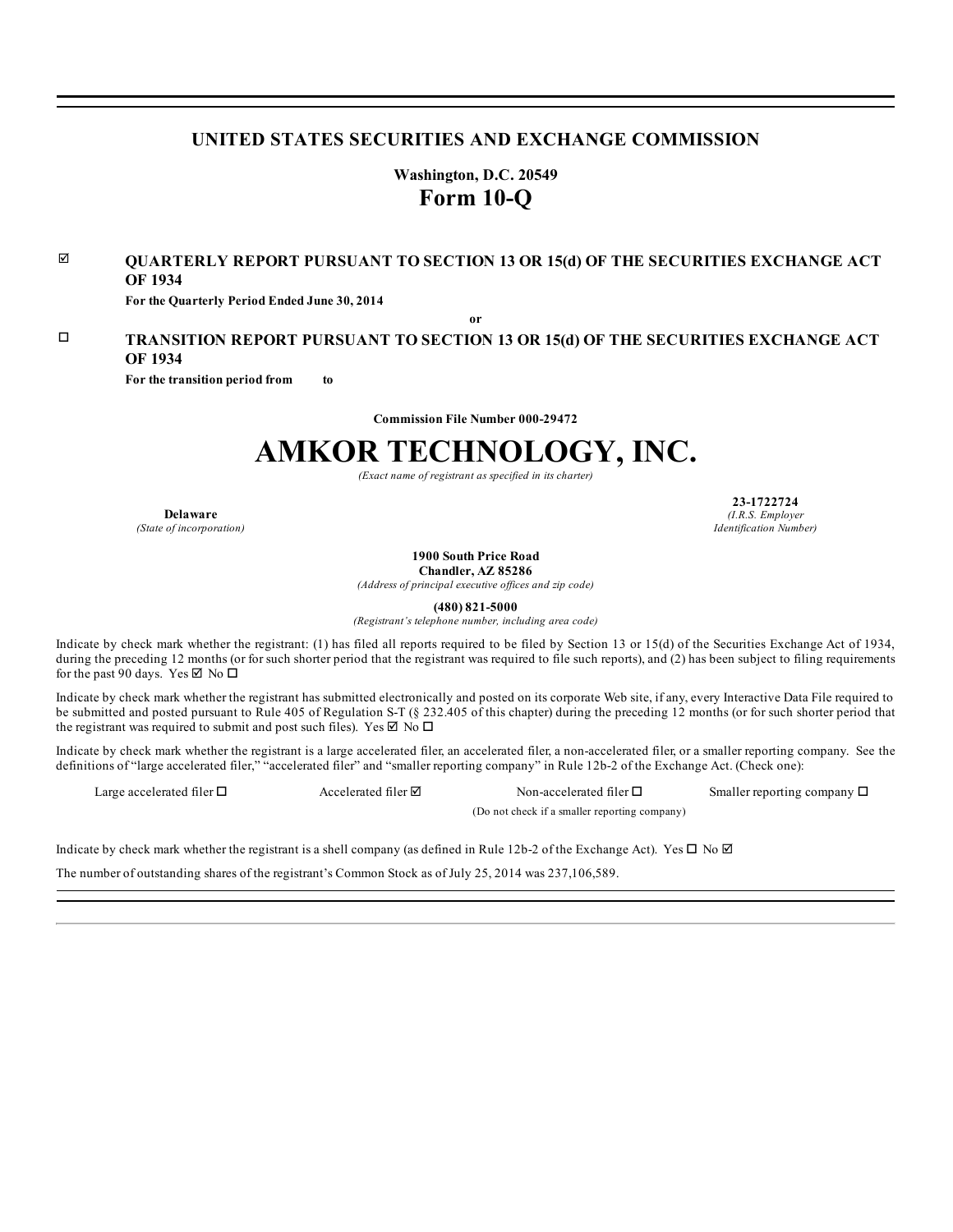# UNITED STATES SECURITIES AND EXCHANGE COMMISSION

**Washington, D.C. 20549**

# Form 10-Q

☑ **QUARTERLY REPORT PURSUANT TO SECTION 13 OR 15(d) OF THE SECURITIES EXCHANGE ACT OF 1934**

**For the Quarterly Period Ended June 30, 2014**

**or**

☐ **TRANSITION REPORT PURSUANT TO SECTION 13 OR 15(d) OF THE SECURITIES EXCHANGE ACT OF 1934**

**For the transition period from to**

**Commission File Number 000-29472**

# AMKOR TECHNOLOGY, INC.

*(Exact name of registrant as specified in its charter)*

| **Delaware** | **23-1722724** |
|---|---|
| *(State of incorporation)* | *(I.R.S. Employer Identification Number)* |

**1900 South Price Road**
**Chandler, AZ 85286**
*(Address of principal executive offices and zip code)*

**(480) 821-5000**
*(Registrant's telephone number, including area code)*

Indicate by check mark whether the registrant: (1) has filed all reports required to be filed by Section 13 or 15(d) of the Securities Exchange Act of 1934, during the preceding 12 months (or for such shorter period that the registrant was required to file such reports), and (2) has been subject to filing requirements for the past 90 days. Yes ☑ No ☐

Indicate by check mark whether the registrant has submitted electronically and posted on its corporate Web site, if any, every Interactive Data File required to be submitted and posted pursuant to Rule 405 of Regulation S-T (§ 232.405 of this chapter) during the preceding 12 months (or for such shorter period that the registrant was required to submit and post such files). Yes ☑ No ☐

Indicate by check mark whether the registrant is a large accelerated filer, an accelerated filer, a non-accelerated filer, or a smaller reporting company. See the definitions of "large accelerated filer," "accelerated filer" and "smaller reporting company" in Rule 12b-2 of the Exchange Act. (Check one):

Large accelerated filer ☐ Accelerated filer ☑ Non-accelerated filer ☐ Smaller reporting company ☐
(Do not check if a smaller reporting company)

Indicate by check mark whether the registrant is a shell company (as defined in Rule 12b-2 of the Exchange Act). Yes ☐ No ☑

The number of outstanding shares of the registrant's Common Stock as of July 25, 2014 was 237,106,589.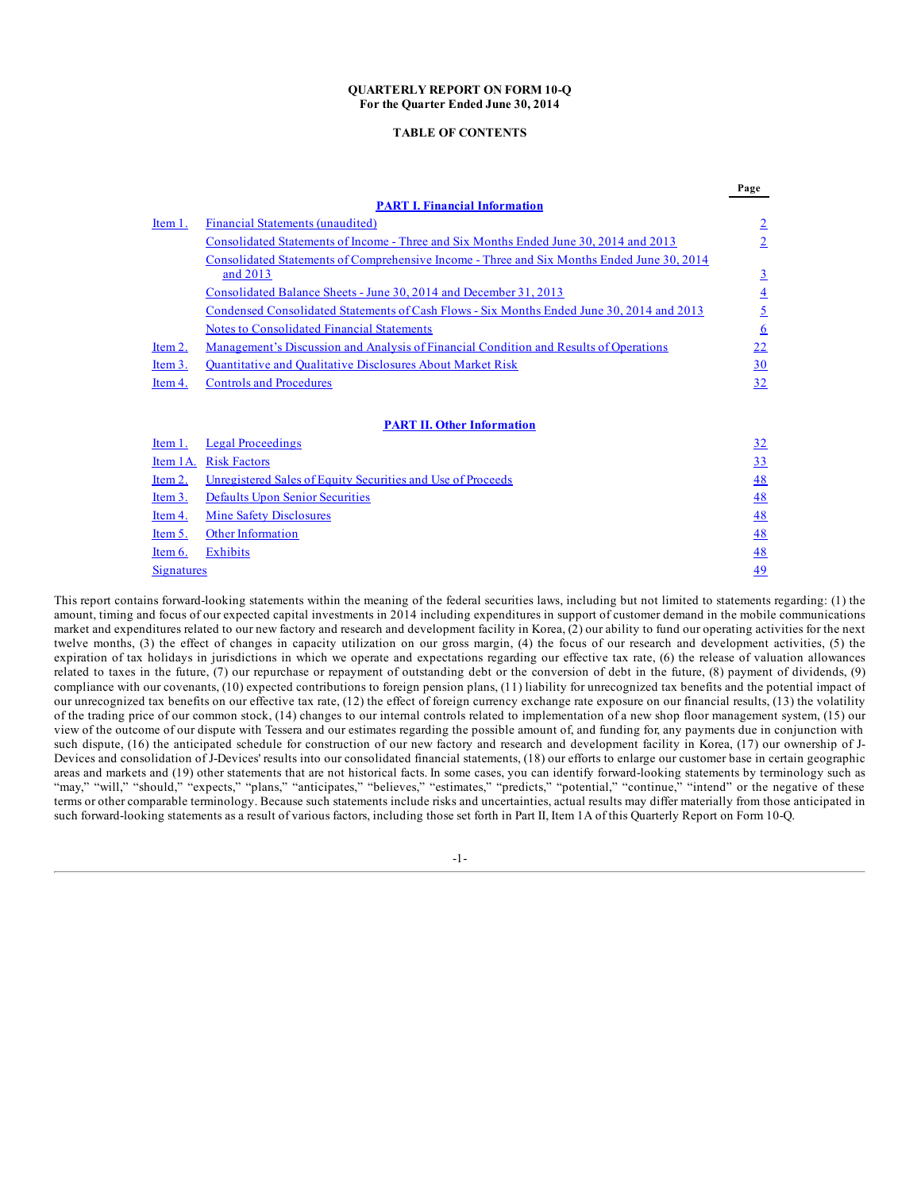**QUARTERLY REPORT ON FORM 10-Q**
**For the Quarter Ended June 30, 2014**

**TABLE OF CONTENTS**

| | | Page |
|---|---|---|
| | **PART I. Financial Information** | |
| Item 1. | Financial Statements (unaudited) | 2 |
| | Consolidated Statements of Income - Three and Six Months Ended June 30, 2014 and 2013 | 2 |
| | Consolidated Statements of Comprehensive Income - Three and Six Months Ended June 30, 2014 and 2013 | 3 |
| | Consolidated Balance Sheets - June 30, 2014 and December 31, 2013 | 4 |
| | Condensed Consolidated Statements of Cash Flows - Six Months Ended June 30, 2014 and 2013 | 5 |
| | Notes to Consolidated Financial Statements | 6 |
| Item 2. | Management's Discussion and Analysis of Financial Condition and Results of Operations | 22 |
| Item 3. | Quantitative and Qualitative Disclosures About Market Risk | 30 |
| Item 4. | Controls and Procedures | 32 |
| | **PART II. Other Information** | |
| Item 1. | Legal Proceedings | 32 |
| Item 1A. | Risk Factors | 33 |
| Item 2. | Unregistered Sales of Equity Securities and Use of Proceeds | 48 |
| Item 3. | Defaults Upon Senior Securities | 48 |
| Item 4. | Mine Safety Disclosures | 48 |
| Item 5. | Other Information | 48 |
| Item 6. | Exhibits | 48 |
| Signatures | | 49 |

This report contains forward-looking statements within the meaning of the federal securities laws, including but not limited to statements regarding: (1) the amount, timing and focus of our expected capital investments in 2014 including expenditures in support of customer demand in the mobile communications market and expenditures related to our new factory and research and development facility in Korea, (2) our ability to fund our operating activities for the next twelve months, (3) the effect of changes in capacity utilization on our gross margin, (4) the focus of our research and development activities, (5) the expiration of tax holidays in jurisdictions in which we operate and expectations regarding our effective tax rate, (6) the release of valuation allowances related to taxes in the future, (7) our repurchase or repayment of outstanding debt or the conversion of debt in the future, (8) payment of dividends, (9) compliance with our covenants, (10) expected contributions to foreign pension plans, (11) liability for unrecognized tax benefits and the potential impact of our unrecognized tax benefits on our effective tax rate, (12) the effect of foreign currency exchange rate exposure on our financial results, (13) the volatility of the trading price of our common stock, (14) changes to our internal controls related to implementation of a new shop floor management system, (15) our view of the outcome of our dispute with Tessera and our estimates regarding the possible amount of, and funding for, any payments due in conjunction with such dispute, (16) the anticipated schedule for construction of our new factory and research and development facility in Korea, (17) our ownership of J-Devices and consolidation of J-Devices' results into our consolidated financial statements, (18) our efforts to enlarge our customer base in certain geographic areas and markets and (19) other statements that are not historical facts. In some cases, you can identify forward-looking statements by terminology such as "may," "will," "should," "expects," "plans," "anticipates," "believes," "estimates," "predicts," "potential," "continue," "intend" or the negative of these terms or other comparable terminology. Because such statements include risks and uncertainties, actual results may differ materially from those anticipated in such forward-looking statements as a result of various factors, including those set forth in Part II, Item 1A of this Quarterly Report on Form 10-Q.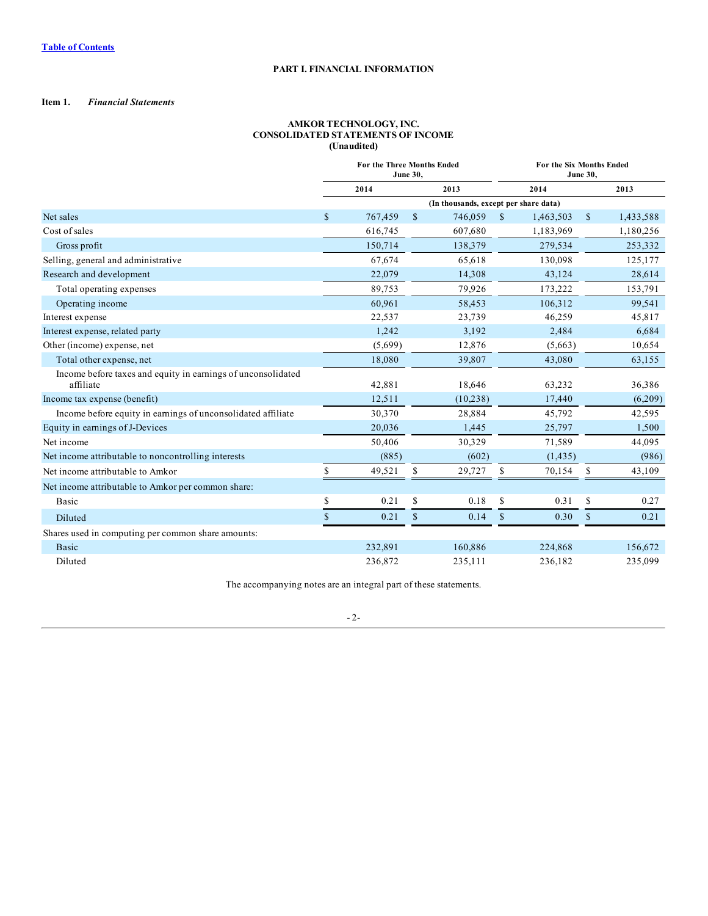[Table of Contents](#)

**PART I. FINANCIAL INFORMATION**

**Item 1.** ***Financial Statements***

**AMKOR TECHNOLOGY, INC.**
**CONSOLIDATED STATEMENTS OF INCOME**
**(Unaudited)**

| | For the Three Months Ended June 30, | | For the Six Months Ended June 30, | |
|---|---|---|---|---|
| | 2014 | 2013 | 2014 | 2013 |
| | (In thousands, except per share data) | | | |
| Net sales | $ 767,459 | $ 746,059 | $ 1,463,503 | $ 1,433,588 |
| Cost of sales | 616,745 | 607,680 | 1,183,969 | 1,180,256 |
| Gross profit | 150,714 | 138,379 | 279,534 | 253,332 |
| Selling, general and administrative | 67,674 | 65,618 | 130,098 | 125,177 |
| Research and development | 22,079 | 14,308 | 43,124 | 28,614 |
| Total operating expenses | 89,753 | 79,926 | 173,222 | 153,791 |
| Operating income | 60,961 | 58,453 | 106,312 | 99,541 |
| Interest expense | 22,537 | 23,739 | 46,259 | 45,817 |
| Interest expense, related party | 1,242 | 3,192 | 2,484 | 6,684 |
| Other (income) expense, net | (5,699) | 12,876 | (5,663) | 10,654 |
| Total other expense, net | 18,080 | 39,807 | 43,080 | 63,155 |
| Income before taxes and equity in earnings of unconsolidated affiliate | 42,881 | 18,646 | 63,232 | 36,386 |
| Income tax expense (benefit) | 12,511 | (10,238) | 17,440 | (6,209) |
| Income before equity in earnings of unconsolidated affiliate | 30,370 | 28,884 | 45,792 | 42,595 |
| Equity in earnings of J-Devices | 20,036 | 1,445 | 25,797 | 1,500 |
| Net income | 50,406 | 30,329 | 71,589 | 44,095 |
| Net income attributable to noncontrolling interests | (885) | (602) | (1,435) | (986) |
| Net income attributable to Amkor | $ 49,521 | $ 29,727 | $ 70,154 | $ 43,109 |
| Net income attributable to Amkor per common share: | | | | |
| Basic | $ 0.21 | $ 0.18 | $ 0.31 | $ 0.27 |
| Diluted | $ 0.21 | $ 0.14 | $ 0.30 | $ 0.21 |
| Shares used in computing per common share amounts: | | | | |
| Basic | 232,891 | 160,886 | 224,868 | 156,672 |
| Diluted | 236,872 | 235,111 | 236,182 | 235,099 |

The accompanying notes are an integral part of these statements.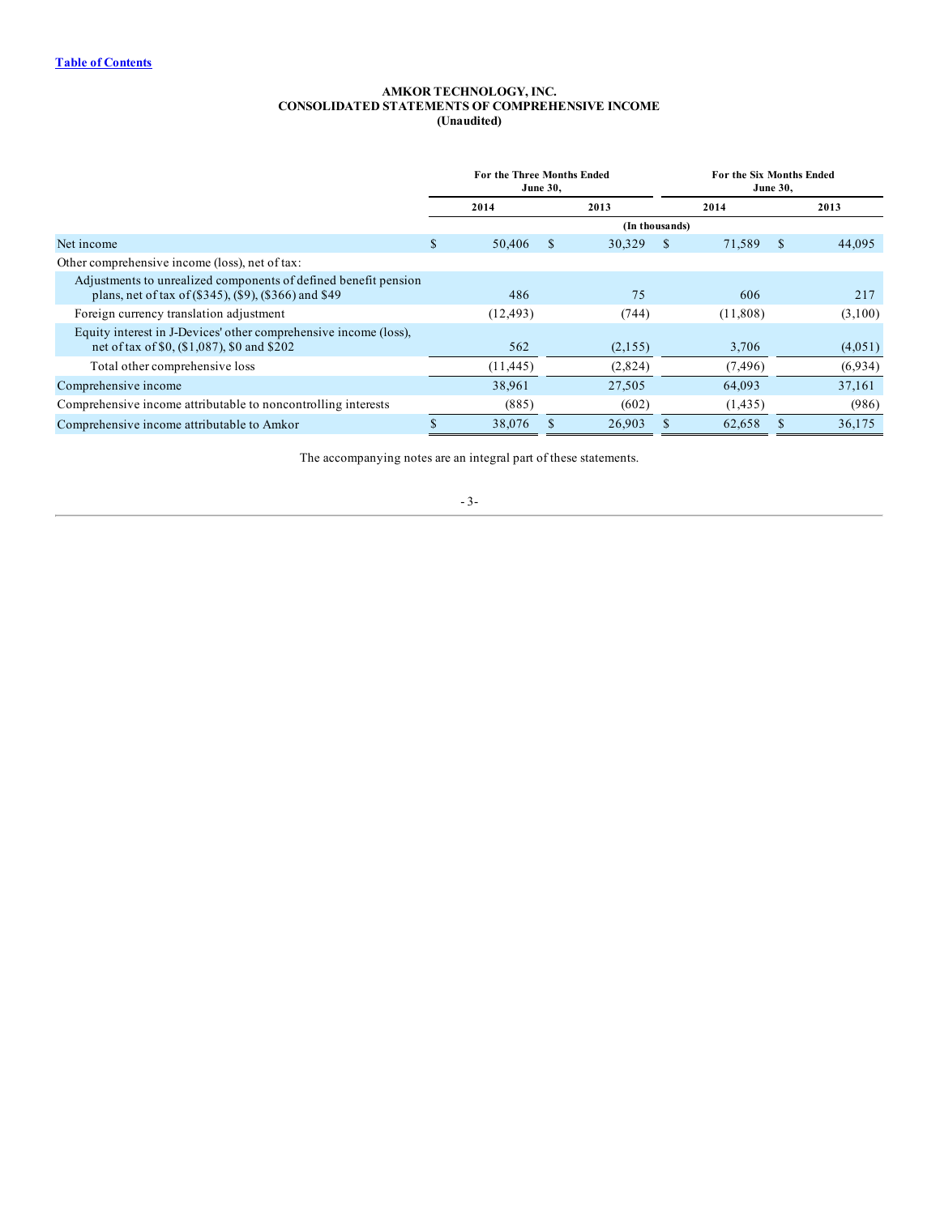**AMKOR TECHNOLOGY, INC.**
**CONSOLIDATED STATEMENTS OF COMPREHENSIVE INCOME**
**(Unaudited)**

| | For the Three Months Ended June 30, | | For the Six Months Ended June 30, | |
|---|---|---|---|---|
| | 2014 | 2013 | 2014 | 2013 |
| | (In thousands) | | | |
| Net income | $ 50,406 | $ 30,329 | $ 71,589 | $ 44,095 |
| Other comprehensive income (loss), net of tax: | | | | |
| Adjustments to unrealized components of defined benefit pension plans, net of tax of ($345), ($9), ($366) and $49 | 486 | 75 | 606 | 217 |
| Foreign currency translation adjustment | (12,493) | (744) | (11,808) | (3,100) |
| Equity interest in J-Devices' other comprehensive income (loss), net of tax of $0, ($1,087), $0 and $202 | 562 | (2,155) | 3,706 | (4,051) |
| Total other comprehensive loss | (11,445) | (2,824) | (7,496) | (6,934) |
| Comprehensive income | 38,961 | 27,505 | 64,093 | 37,161 |
| Comprehensive income attributable to noncontrolling interests | (885) | (602) | (1,435) | (986) |
| Comprehensive income attributable to Amkor | $ 38,076 | $ 26,903 | $ 62,658 | $ 36,175 |

The accompanying notes are an integral part of these statements.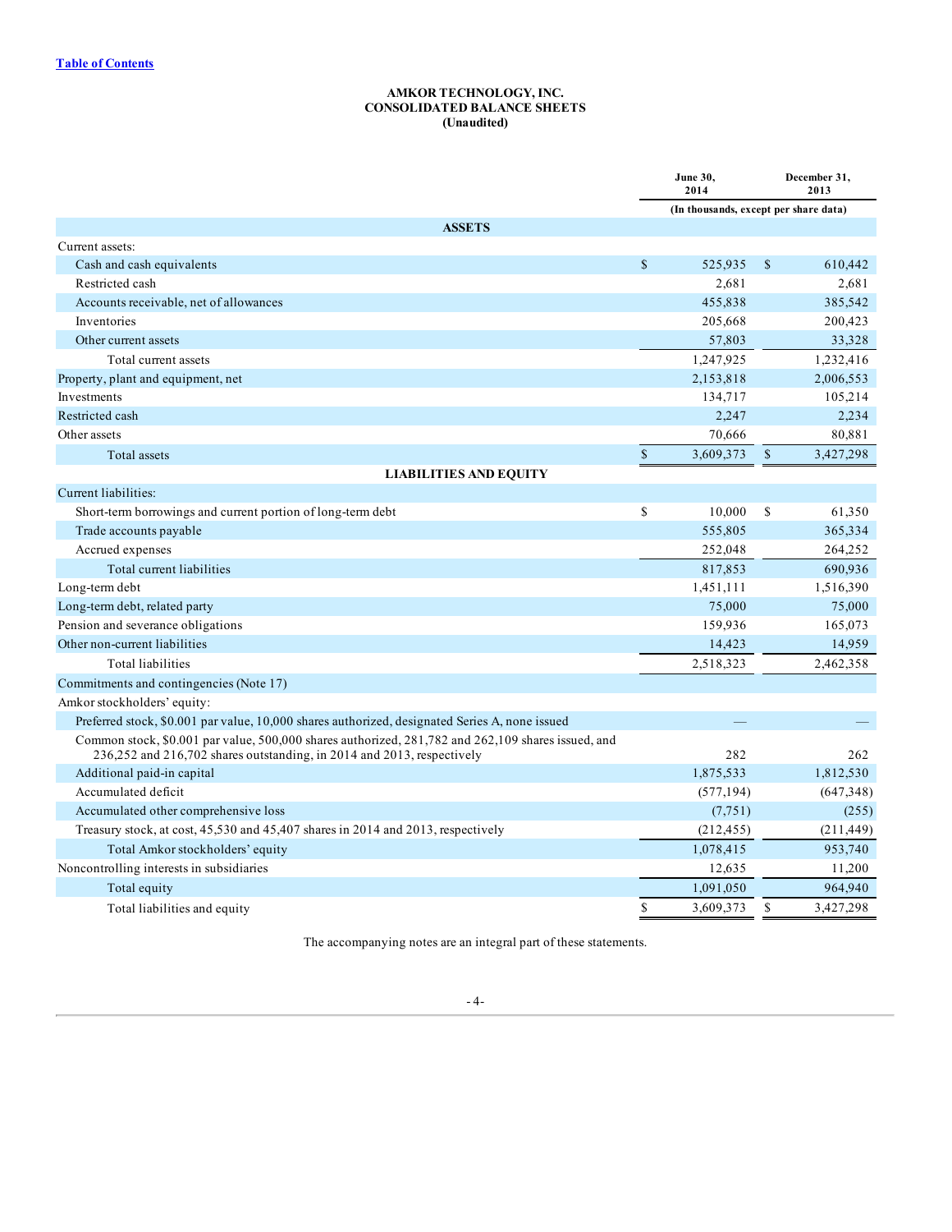[Table of Contents](#)

**AMKOR TECHNOLOGY, INC.**
**CONSOLIDATED BALANCE SHEETS**
**(Unaudited)**

| | June 30, 2014 | December 31, 2013 |
|---|---|---|
| | (In thousands, except per share data) | |
| **ASSETS** | | |
| Current assets: | | |
| Cash and cash equivalents | $ 525,935 | $ 610,442 |
| Restricted cash | 2,681 | 2,681 |
| Accounts receivable, net of allowances | 455,838 | 385,542 |
| Inventories | 205,668 | 200,423 |
| Other current assets | 57,803 | 33,328 |
| Total current assets | 1,247,925 | 1,232,416 |
| Property, plant and equipment, net | 2,153,818 | 2,006,553 |
| Investments | 134,717 | 105,214 |
| Restricted cash | 2,247 | 2,234 |
| Other assets | 70,666 | 80,881 |
| Total assets | $ 3,609,373 | $ 3,427,298 |
| **LIABILITIES AND EQUITY** | | |
| Current liabilities: | | |
| Short-term borrowings and current portion of long-term debt | $ 10,000 | $ 61,350 |
| Trade accounts payable | 555,805 | 365,334 |
| Accrued expenses | 252,048 | 264,252 |
| Total current liabilities | 817,853 | 690,936 |
| Long-term debt | 1,451,111 | 1,516,390 |
| Long-term debt, related party | 75,000 | 75,000 |
| Pension and severance obligations | 159,936 | 165,073 |
| Other non-current liabilities | 14,423 | 14,959 |
| Total liabilities | 2,518,323 | 2,462,358 |
| Commitments and contingencies (Note 17) | | |
| Amkor stockholders' equity: | | |
| Preferred stock, $0.001 par value, 10,000 shares authorized, designated Series A, none issued | — | — |
| Common stock, $0.001 par value, 500,000 shares authorized, 281,782 and 262,109 shares issued, and 236,252 and 216,702 shares outstanding, in 2014 and 2013, respectively | 282 | 262 |
| Additional paid-in capital | 1,875,533 | 1,812,530 |
| Accumulated deficit | (577,194) | (647,348) |
| Accumulated other comprehensive loss | (7,751) | (255) |
| Treasury stock, at cost, 45,530 and 45,407 shares in 2014 and 2013, respectively | (212,455) | (211,449) |
| Total Amkor stockholders' equity | 1,078,415 | 953,740 |
| Noncontrolling interests in subsidiaries | 12,635 | 11,200 |
| Total equity | 1,091,050 | 964,940 |
| Total liabilities and equity | $ 3,609,373 | $ 3,427,298 |

The accompanying notes are an integral part of these statements.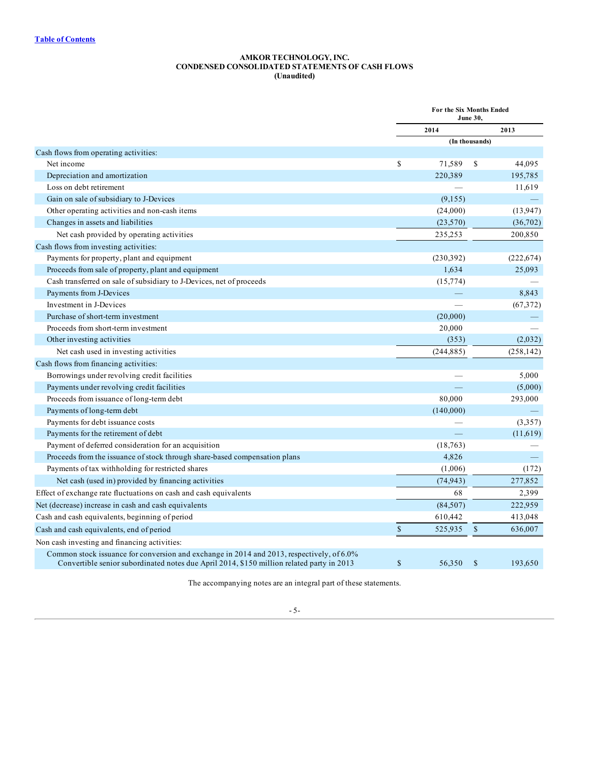Table of Contents

**AMKOR TECHNOLOGY, INC.**
**CONDENSED CONSOLIDATED STATEMENTS OF CASH FLOWS**
**(Unaudited)**

| | For the Six Months Ended June 30, | |
|---|---|---|
| | 2014 | 2013 |
| | (In thousands) | |
| Cash flows from operating activities: | | |
| Net income | $ 71,589 | $ 44,095 |
| Depreciation and amortization | 220,389 | 195,785 |
| Loss on debt retirement | — | 11,619 |
| Gain on sale of subsidiary to J-Devices | (9,155) | — |
| Other operating activities and non-cash items | (24,000) | (13,947) |
| Changes in assets and liabilities | (23,570) | (36,702) |
| Net cash provided by operating activities | 235,253 | 200,850 |
| Cash flows from investing activities: | | |
| Payments for property, plant and equipment | (230,392) | (222,674) |
| Proceeds from sale of property, plant and equipment | 1,634 | 25,093 |
| Cash transferred on sale of subsidiary to J-Devices, net of proceeds | (15,774) | — |
| Payments from J-Devices | — | 8,843 |
| Investment in J-Devices | — | (67,372) |
| Purchase of short-term investment | (20,000) | — |
| Proceeds from short-term investment | 20,000 | — |
| Other investing activities | (353) | (2,032) |
| Net cash used in investing activities | (244,885) | (258,142) |
| Cash flows from financing activities: | | |
| Borrowings under revolving credit facilities | — | 5,000 |
| Payments under revolving credit facilities | — | (5,000) |
| Proceeds from issuance of long-term debt | 80,000 | 293,000 |
| Payments of long-term debt | (140,000) | — |
| Payments for debt issuance costs | — | (3,357) |
| Payments for the retirement of debt | — | (11,619) |
| Payment of deferred consideration for an acquisition | (18,763) | — |
| Proceeds from the issuance of stock through share-based compensation plans | 4,826 | — |
| Payments of tax withholding for restricted shares | (1,006) | (172) |
| Net cash (used in) provided by financing activities | (74,943) | 277,852 |
| Effect of exchange rate fluctuations on cash and cash equivalents | 68 | 2,399 |
| Net (decrease) increase in cash and cash equivalents | (84,507) | 222,959 |
| Cash and cash equivalents, beginning of period | 610,442 | 413,048 |
| Cash and cash equivalents, end of period | $ 525,935 | $ 636,007 |
| Non cash investing and financing activities: | | |
| Common stock issuance for conversion and exchange in 2014 and 2013, respectively, of 6.0% Convertible senior subordinated notes due April 2014, $150 million related party in 2013 | $ 56,350 | $ 193,650 |

The accompanying notes are an integral part of these statements.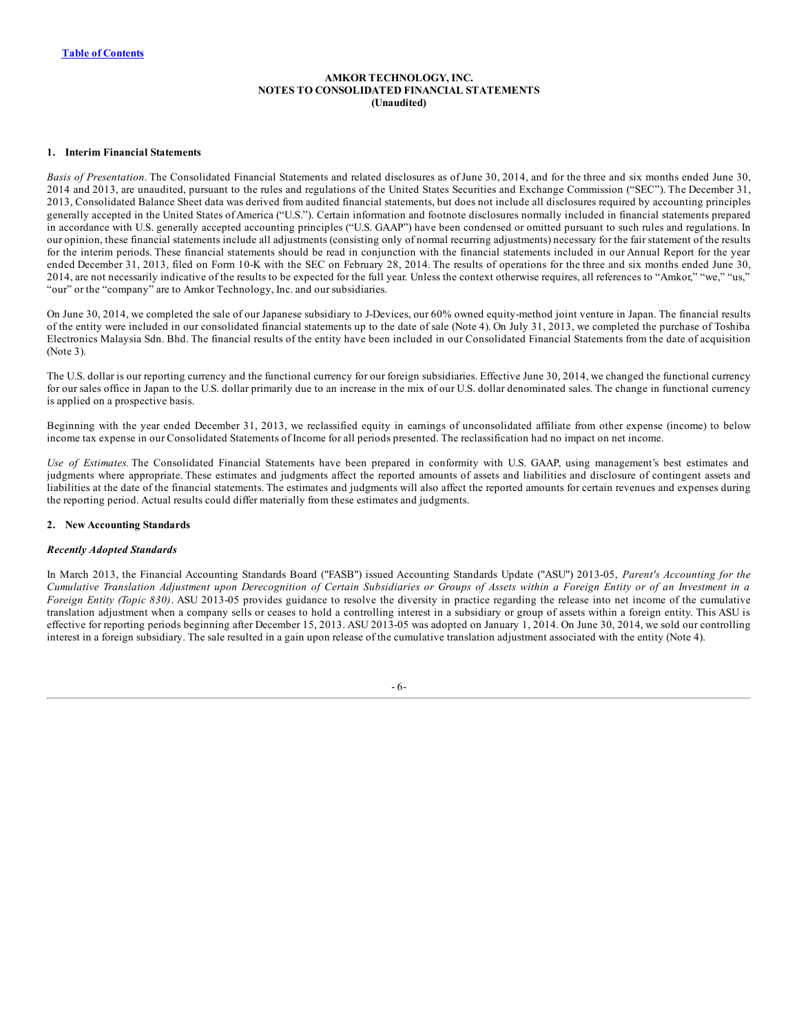**AMKOR TECHNOLOGY, INC.**
**NOTES TO CONSOLIDATED FINANCIAL STATEMENTS**
**(Unaudited)**

## 1. Interim Financial Statements

*Basis of Presentation.* The Consolidated Financial Statements and related disclosures as of June 30, 2014, and for the three and six months ended June 30, 2014 and 2013, are unaudited, pursuant to the rules and regulations of the United States Securities and Exchange Commission ("SEC"). The December 31, 2013, Consolidated Balance Sheet data was derived from audited financial statements, but does not include all disclosures required by accounting principles generally accepted in the United States of America ("U.S."). Certain information and footnote disclosures normally included in financial statements prepared in accordance with U.S. generally accepted accounting principles ("U.S. GAAP") have been condensed or omitted pursuant to such rules and regulations. In our opinion, these financial statements include all adjustments (consisting only of normal recurring adjustments) necessary for the fair statement of the results for the interim periods. These financial statements should be read in conjunction with the financial statements included in our Annual Report for the year ended December 31, 2013, filed on Form 10-K with the SEC on February 28, 2014. The results of operations for the three and six months ended June 30, 2014, are not necessarily indicative of the results to be expected for the full year. Unless the context otherwise requires, all references to "Amkor," "we," "us," "our" or the "company" are to Amkor Technology, Inc. and our subsidiaries.

On June 30, 2014, we completed the sale of our Japanese subsidiary to J-Devices, our 60% owned equity-method joint venture in Japan. The financial results of the entity were included in our consolidated financial statements up to the date of sale (Note 4). On July 31, 2013, we completed the purchase of Toshiba Electronics Malaysia Sdn. Bhd. The financial results of the entity have been included in our Consolidated Financial Statements from the date of acquisition (Note 3).

The U.S. dollar is our reporting currency and the functional currency for our foreign subsidiaries. Effective June 30, 2014, we changed the functional currency for our sales office in Japan to the U.S. dollar primarily due to an increase in the mix of our U.S. dollar denominated sales. The change in functional currency is applied on a prospective basis.

Beginning with the year ended December 31, 2013, we reclassified equity in earnings of unconsolidated affiliate from other expense (income) to below income tax expense in our Consolidated Statements of Income for all periods presented. The reclassification had no impact on net income.

*Use of Estimates.* The Consolidated Financial Statements have been prepared in conformity with U.S. GAAP, using management's best estimates and judgments where appropriate. These estimates and judgments affect the reported amounts of assets and liabilities and disclosure of contingent assets and liabilities at the date of the financial statements. The estimates and judgments will also affect the reported amounts for certain revenues and expenses during the reporting period. Actual results could differ materially from these estimates and judgments.

## 2. New Accounting Standards

### *Recently Adopted Standards*

In March 2013, the Financial Accounting Standards Board ("FASB") issued Accounting Standards Update ("ASU") 2013-05, *Parent's Accounting for the Cumulative Translation Adjustment upon Derecognition of Certain Subsidiaries or Groups of Assets within a Foreign Entity or of an Investment in a Foreign Entity (Topic 830)*. ASU 2013-05 provides guidance to resolve the diversity in practice regarding the release into net income of the cumulative translation adjustment when a company sells or ceases to hold a controlling interest in a subsidiary or group of assets within a foreign entity. This ASU is effective for reporting periods beginning after December 15, 2013. ASU 2013-05 was adopted on January 1, 2014. On June 30, 2014, we sold our controlling interest in a foreign subsidiary. The sale resulted in a gain upon release of the cumulative translation adjustment associated with the entity (Note 4).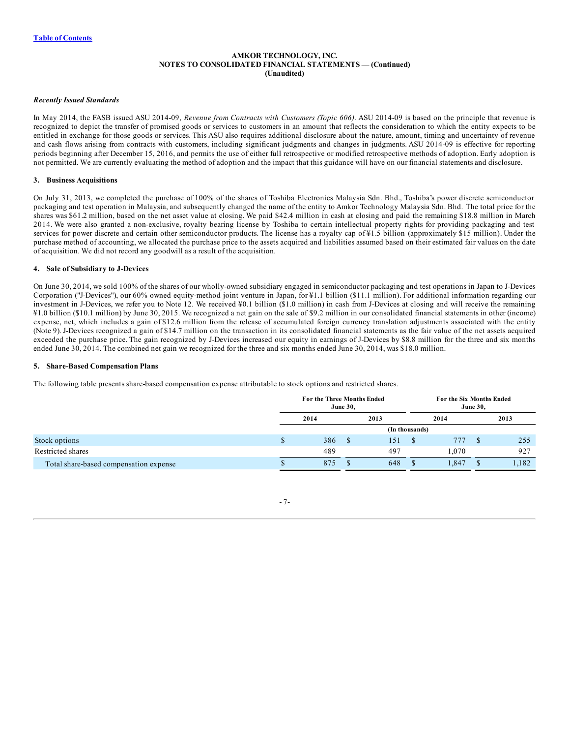**AMKOR TECHNOLOGY, INC.**
**NOTES TO CONSOLIDATED FINANCIAL STATEMENTS — (Continued)**
**(Unaudited)**

***Recently Issued Standards***

In May 2014, the FASB issued ASU 2014-09, *Revenue from Contracts with Customers (Topic 606)*. ASU 2014-09 is based on the principle that revenue is recognized to depict the transfer of promised goods or services to customers in an amount that reflects the consideration to which the entity expects to be entitled in exchange for those goods or services. This ASU also requires additional disclosure about the nature, amount, timing and uncertainty of revenue and cash flows arising from contracts with customers, including significant judgments and changes in judgments. ASU 2014-09 is effective for reporting periods beginning after December 15, 2016, and permits the use of either full retrospective or modified retrospective methods of adoption. Early adoption is not permitted. We are currently evaluating the method of adoption and the impact that this guidance will have on our financial statements and disclosure.

**3. Business Acquisitions**

On July 31, 2013, we completed the purchase of 100% of the shares of Toshiba Electronics Malaysia Sdn. Bhd., Toshiba's power discrete semiconductor packaging and test operation in Malaysia, and subsequently changed the name of the entity to Amkor Technology Malaysia Sdn. Bhd. The total price for the shares was $61.2 million, based on the net asset value at closing. We paid $42.4 million in cash at closing and paid the remaining $18.8 million in March 2014. We were also granted a non-exclusive, royalty bearing license by Toshiba to certain intellectual property rights for providing packaging and test services for power discrete and certain other semiconductor products. The license has a royalty cap of ¥1.5 billion (approximately $15 million). Under the purchase method of accounting, we allocated the purchase price to the assets acquired and liabilities assumed based on their estimated fair values on the date of acquisition. We did not record any goodwill as a result of the acquisition.

**4. Sale of Subsidiary to J-Devices**

On June 30, 2014, we sold 100% of the shares of our wholly-owned subsidiary engaged in semiconductor packaging and test operations in Japan to J-Devices Corporation ("J-Devices"), our 60% owned equity-method joint venture in Japan, for ¥1.1 billion ($11.1 million). For additional information regarding our investment in J-Devices, we refer you to Note 12. We received ¥0.1 billion ($1.0 million) in cash from J-Devices at closing and will receive the remaining ¥1.0 billion ($10.1 million) by June 30, 2015. We recognized a net gain on the sale of $9.2 million in our consolidated financial statements in other (income) expense, net, which includes a gain of $12.6 million from the release of accumulated foreign currency translation adjustments associated with the entity (Note 9). J-Devices recognized a gain of $14.7 million on the transaction in its consolidated financial statements as the fair value of the net assets acquired exceeded the purchase price. The gain recognized by J-Devices increased our equity in earnings of J-Devices by $8.8 million for the three and six months ended June 30, 2014. The combined net gain we recognized for the three and six months ended June 30, 2014, was $18.0 million.

**5. Share-Based Compensation Plans**

The following table presents share-based compensation expense attributable to stock options and restricted shares.

| | For the Three Months Ended June 30, | | For the Six Months Ended June 30, | |
|---|---|---|---|---|
| | 2014 | 2013 | 2014 | 2013 |
| | (In thousands) | | | |
| Stock options | $ 386 | $ 151 | $ 777 | $ 255 |
| Restricted shares | 489 | 497 | 1,070 | 927 |
| Total share-based compensation expense | $ 875 | $ 648 | $ 1,847 | $ 1,182 |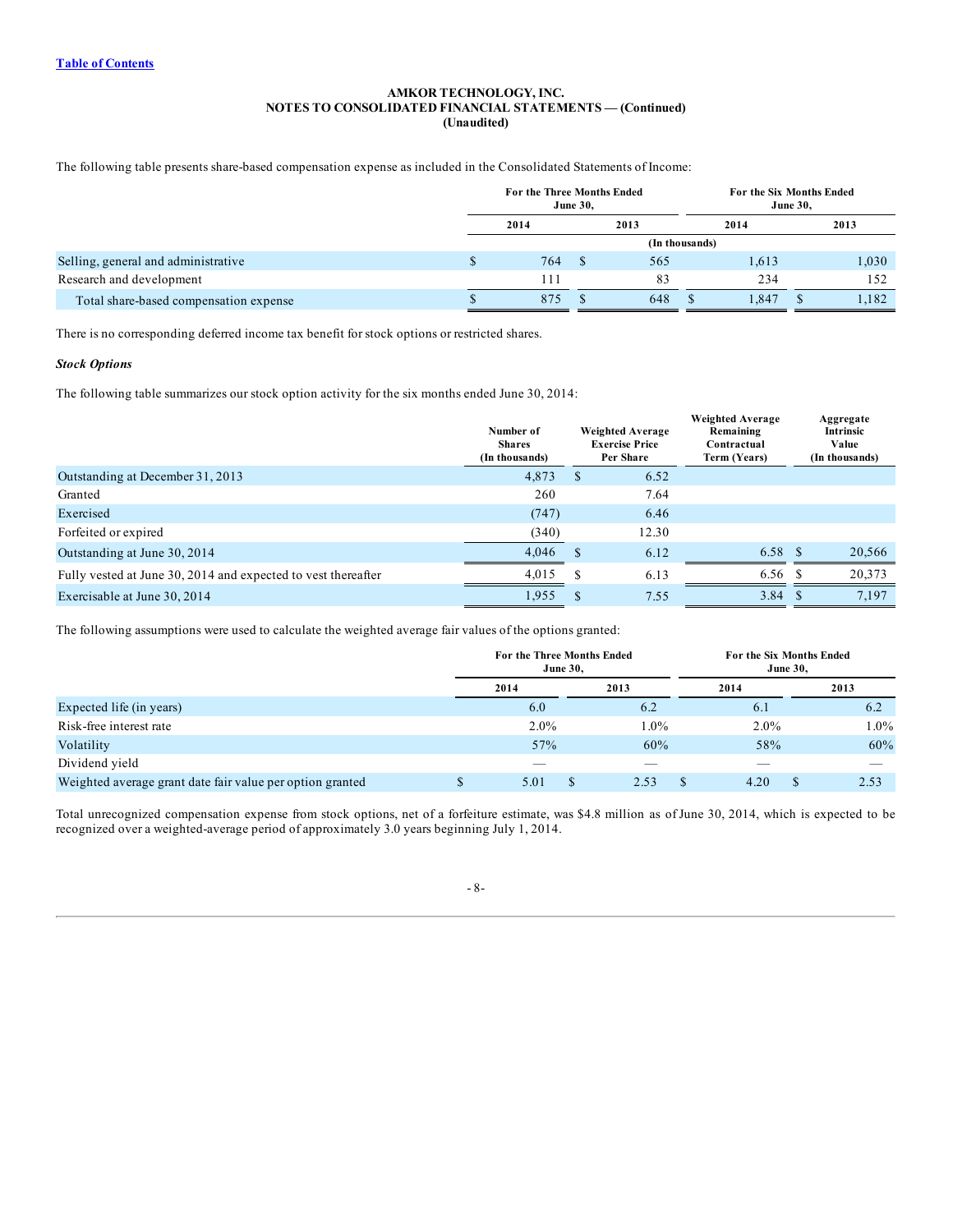AMKOR TECHNOLOGY, INC.
NOTES TO CONSOLIDATED FINANCIAL STATEMENTS — (Continued)
(Unaudited)

The following table presents share-based compensation expense as included in the Consolidated Statements of Income:

| | For the Three Months Ended June 30, | | For the Six Months Ended June 30, | |
|---|---|---|---|---|
| | 2014 | 2013 | 2014 | 2013 |
| | (In thousands) | | | |
| Selling, general and administrative | $ 764 | $ 565 | 1,613 | 1,030 |
| Research and development | 111 | 83 | 234 | 152 |
| Total share-based compensation expense | $ 875 | $ 648 | $ 1,847 | $ 1,182 |

There is no corresponding deferred income tax benefit for stock options or restricted shares.

***Stock Options***

The following table summarizes our stock option activity for the six months ended June 30, 2014:

| | Number of Shares (In thousands) | Weighted Average Exercise Price Per Share | Weighted Average Remaining Contractual Term (Years) | Aggregate Intrinsic Value (In thousands) |
|---|---|---|---|---|
| Outstanding at December 31, 2013 | 4,873 | $ 6.52 | | |
| Granted | 260 | 7.64 | | |
| Exercised | (747) | 6.46 | | |
| Forfeited or expired | (340) | 12.30 | | |
| Outstanding at June 30, 2014 | 4,046 | $ 6.12 | 6.58 | $ 20,566 |
| Fully vested at June 30, 2014 and expected to vest thereafter | 4,015 | $ 6.13 | 6.56 | $ 20,373 |
| Exercisable at June 30, 2014 | 1,955 | $ 7.55 | 3.84 | $ 7,197 |

The following assumptions were used to calculate the weighted average fair values of the options granted:

| | For the Three Months Ended June 30, | | For the Six Months Ended June 30, | |
|---|---|---|---|---|
| | 2014 | 2013 | 2014 | 2013 |
| Expected life (in years) | 6.0 | 6.2 | 6.1 | 6.2 |
| Risk-free interest rate | 2.0% | 1.0% | 2.0% | 1.0% |
| Volatility | 57% | 60% | 58% | 60% |
| Dividend yield | — | — | — | — |
| Weighted average grant date fair value per option granted | $ 5.01 | $ 2.53 | $ 4.20 | $ 2.53 |

Total unrecognized compensation expense from stock options, net of a forfeiture estimate, was $4.8 million as of June 30, 2014, which is expected to be recognized over a weighted-average period of approximately 3.0 years beginning July 1, 2014.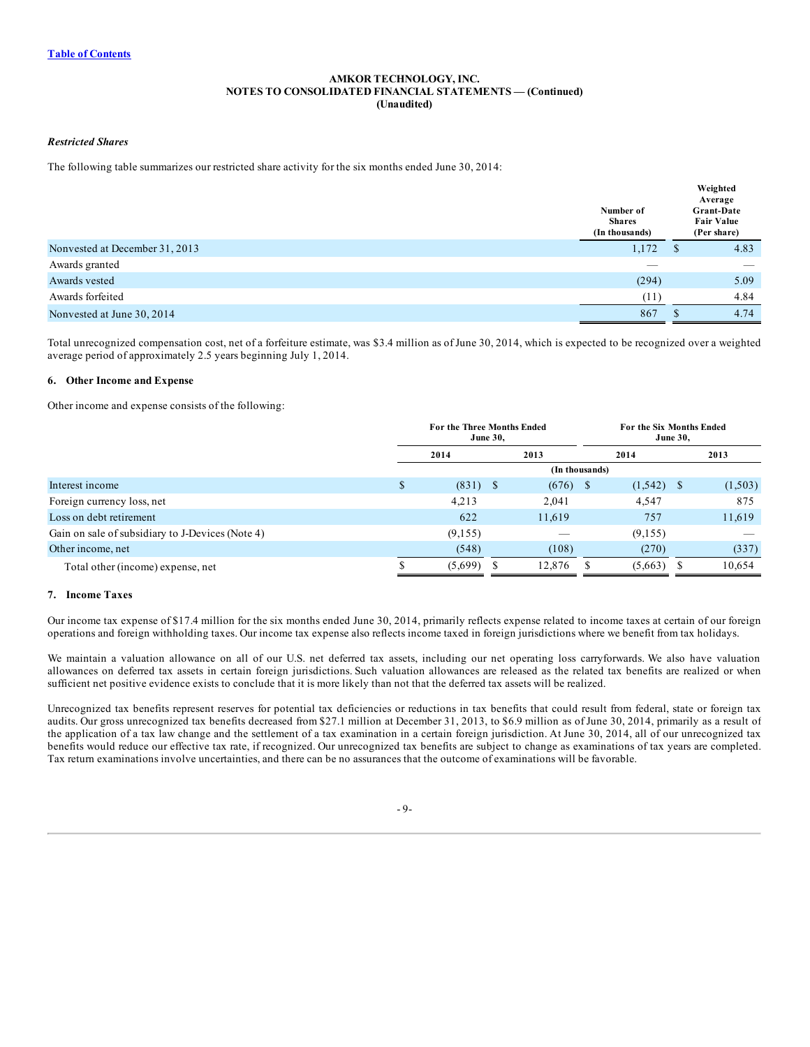**AMKOR TECHNOLOGY, INC.**
**NOTES TO CONSOLIDATED FINANCIAL STATEMENTS — (Continued)**
**(Unaudited)**

***Restricted Shares***

The following table summarizes our restricted share activity for the six months ended June 30, 2014:

| | Number of Shares (In thousands) | Weighted Average Grant-Date Fair Value (Per share) |
|---|---|---|
| Nonvested at December 31, 2013 | 1,172 | $ 4.83 |
| Awards granted | — | — |
| Awards vested | (294) | 5.09 |
| Awards forfeited | (11) | 4.84 |
| Nonvested at June 30, 2014 | 867 | $ 4.74 |

Total unrecognized compensation cost, net of a forfeiture estimate, was $3.4 million as of June 30, 2014, which is expected to be recognized over a weighted average period of approximately 2.5 years beginning July 1, 2014.

### 6. Other Income and Expense

Other income and expense consists of the following:

| | For the Three Months Ended June 30, | | For the Six Months Ended June 30, | |
|---|---|---|---|---|
| | 2014 | 2013 | 2014 | 2013 |
| | (In thousands) | | | |
| Interest income | $ (831) | $ (676) | $ (1,542) | $ (1,503) |
| Foreign currency loss, net | 4,213 | 2,041 | 4,547 | 875 |
| Loss on debt retirement | 622 | 11,619 | 757 | 11,619 |
| Gain on sale of subsidiary to J-Devices (Note 4) | (9,155) | — | (9,155) | — |
| Other income, net | (548) | (108) | (270) | (337) |
| Total other (income) expense, net | $ (5,699) | $ 12,876 | $ (5,663) | $ 10,654 |

### 7. Income Taxes

Our income tax expense of $17.4 million for the six months ended June 30, 2014, primarily reflects expense related to income taxes at certain of our foreign operations and foreign withholding taxes. Our income tax expense also reflects income taxed in foreign jurisdictions where we benefit from tax holidays.

We maintain a valuation allowance on all of our U.S. net deferred tax assets, including our net operating loss carryforwards. We also have valuation allowances on deferred tax assets in certain foreign jurisdictions. Such valuation allowances are released as the related tax benefits are realized or when sufficient net positive evidence exists to conclude that it is more likely than not that the deferred tax assets will be realized.

Unrecognized tax benefits represent reserves for potential tax deficiencies or reductions in tax benefits that could result from federal, state or foreign tax audits. Our gross unrecognized tax benefits decreased from $27.1 million at December 31, 2013, to $6.9 million as of June 30, 2014, primarily as a result of the application of a tax law change and the settlement of a tax examination in a certain foreign jurisdiction. At June 30, 2014, all of our unrecognized tax benefits would reduce our effective tax rate, if recognized. Our unrecognized tax benefits are subject to change as examinations of tax years are completed. Tax return examinations involve uncertainties, and there can be no assurances that the outcome of examinations will be favorable.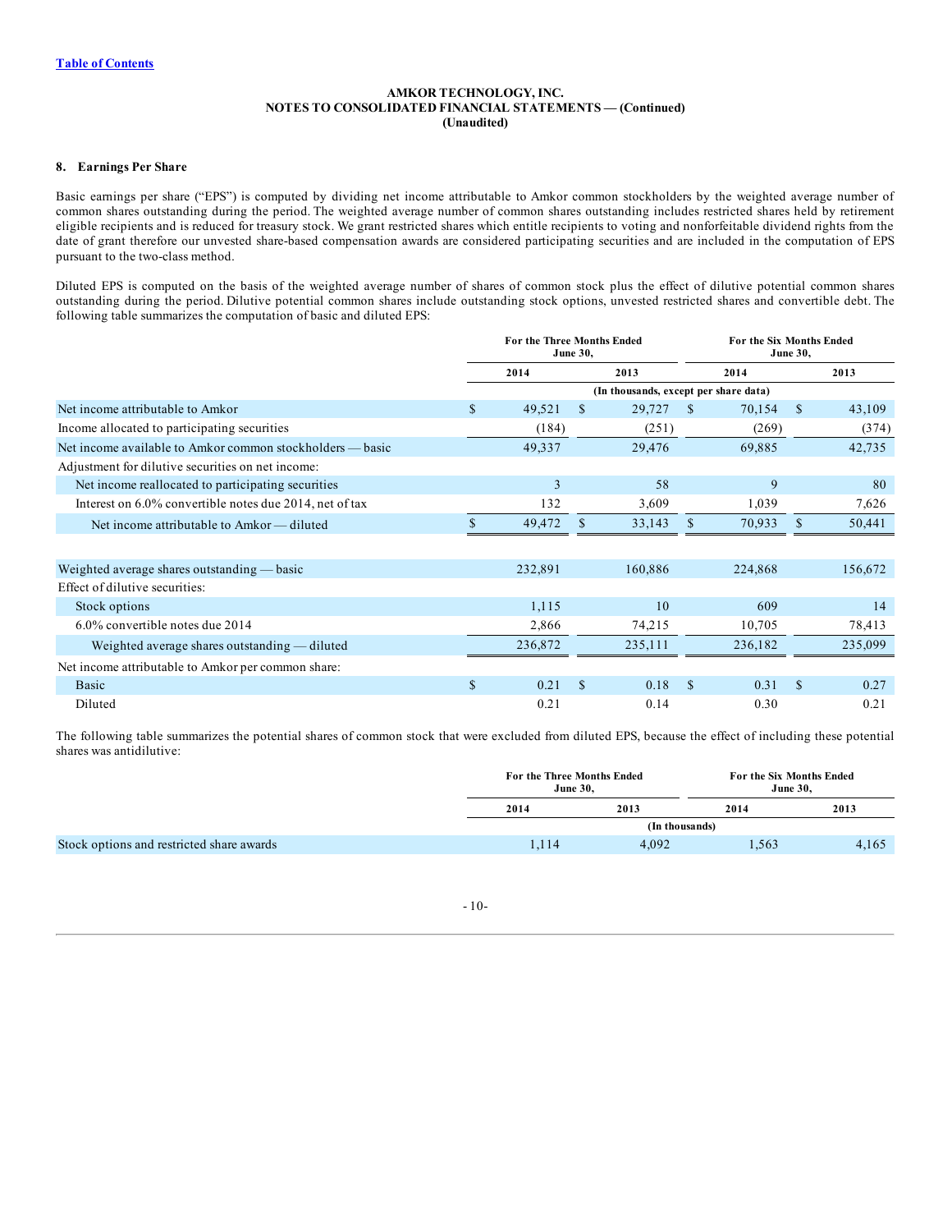AMKOR TECHNOLOGY, INC.
NOTES TO CONSOLIDATED FINANCIAL STATEMENTS — (Continued)
(Unaudited)

## 8. Earnings Per Share

Basic earnings per share ("EPS") is computed by dividing net income attributable to Amkor common stockholders by the weighted average number of common shares outstanding during the period. The weighted average number of common shares outstanding includes restricted shares held by retirement eligible recipients and is reduced for treasury stock. We grant restricted shares which entitle recipients to voting and nonforfeitable dividend rights from the date of grant therefore our unvested share-based compensation awards are considered participating securities and are included in the computation of EPS pursuant to the two-class method.

Diluted EPS is computed on the basis of the weighted average number of shares of common stock plus the effect of dilutive potential common shares outstanding during the period. Dilutive potential common shares include outstanding stock options, unvested restricted shares and convertible debt. The following table summarizes the computation of basic and diluted EPS:

| | For the Three Months Ended June 30, | | For the Six Months Ended June 30, | |
|---|---|---|---|---|
| | 2014 | 2013 | 2014 | 2013 |
| | (In thousands, except per share data) | | | |
| Net income attributable to Amkor | $ 49,521 | $ 29,727 | $ 70,154 | $ 43,109 |
| Income allocated to participating securities | (184) | (251) | (269) | (374) |
| Net income available to Amkor common stockholders — basic | 49,337 | 29,476 | 69,885 | 42,735 |
| Adjustment for dilutive securities on net income: | | | | |
| Net income reallocated to participating securities | 3 | 58 | 9 | 80 |
| Interest on 6.0% convertible notes due 2014, net of tax | 132 | 3,609 | 1,039 | 7,626 |
| Net income attributable to Amkor — diluted | $ 49,472 | $ 33,143 | $ 70,933 | $ 50,441 |
| | | | | |
| Weighted average shares outstanding — basic | 232,891 | 160,886 | 224,868 | 156,672 |
| Effect of dilutive securities: | | | | |
| Stock options | 1,115 | 10 | 609 | 14 |
| 6.0% convertible notes due 2014 | 2,866 | 74,215 | 10,705 | 78,413 |
| Weighted average shares outstanding — diluted | 236,872 | 235,111 | 236,182 | 235,099 |
| Net income attributable to Amkor per common share: | | | | |
| Basic | $ 0.21 | $ 0.18 | $ 0.31 | $ 0.27 |
| Diluted | 0.21 | 0.14 | 0.30 | 0.21 |

The following table summarizes the potential shares of common stock that were excluded from diluted EPS, because the effect of including these potential shares was antidilutive:

| | For the Three Months Ended June 30, | | For the Six Months Ended June 30, | |
|---|---|---|---|---|
| | 2014 | 2013 | 2014 | 2013 |
| | (In thousands) | | | |
| Stock options and restricted share awards | 1,114 | 4,092 | 1,563 | 4,165 |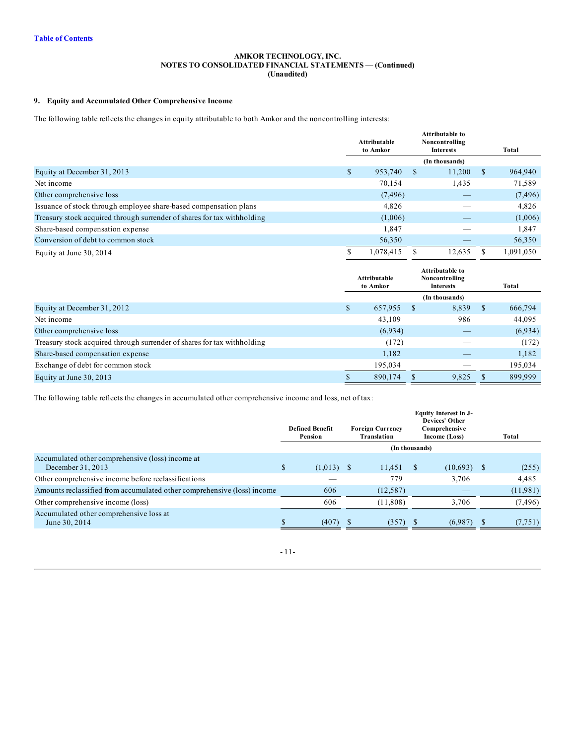AMKOR TECHNOLOGY, INC.
NOTES TO CONSOLIDATED FINANCIAL STATEMENTS — (Continued)
(Unaudited)

## 9. Equity and Accumulated Other Comprehensive Income

The following table reflects the changes in equity attributable to both Amkor and the noncontrolling interests:

| | Attributable to Amkor | Attributable to Noncontrolling Interests | Total |
|---|---|---|---|
| | | (In thousands) | |
| Equity at December 31, 2013 | $ 953,740 | $ 11,200 | $ 964,940 |
| Net income | 70,154 | 1,435 | 71,589 |
| Other comprehensive loss | (7,496) | — | (7,496) |
| Issuance of stock through employee share-based compensation plans | 4,826 | — | 4,826 |
| Treasury stock acquired through surrender of shares for tax withholding | (1,006) | — | (1,006) |
| Share-based compensation expense | 1,847 | — | 1,847 |
| Conversion of debt to common stock | 56,350 | — | 56,350 |
| Equity at June 30, 2014 | $ 1,078,415 | $ 12,635 | $ 1,091,050 |

| | Attributable to Amkor | Attributable to Noncontrolling Interests | Total |
|---|---|---|---|
| | | (In thousands) | |
| Equity at December 31, 2012 | $ 657,955 | $ 8,839 | $ 666,794 |
| Net income | 43,109 | 986 | 44,095 |
| Other comprehensive loss | (6,934) | — | (6,934) |
| Treasury stock acquired through surrender of shares for tax withholding | (172) | — | (172) |
| Share-based compensation expense | 1,182 | — | 1,182 |
| Exchange of debt for common stock | 195,034 | — | 195,034 |
| Equity at June 30, 2013 | $ 890,174 | $ 9,825 | $ 899,999 |

The following table reflects the changes in accumulated other comprehensive income and loss, net of tax:

| | Defined Benefit Pension | Foreign Currency Translation | Equity Interest in J-Devices' Other Comprehensive Income (Loss) | Total |
|---|---|---|---|---|
| | | (In thousands) | | |
| Accumulated other comprehensive (loss) income at December 31, 2013 | $ (1,013) | $ 11,451 | $ (10,693) | $ (255) |
| Other comprehensive income before reclassifications | — | 779 | 3,706 | 4,485 |
| Amounts reclassified from accumulated other comprehensive (loss) income | 606 | (12,587) | — | (11,981) |
| Other comprehensive income (loss) | 606 | (11,808) | 3,706 | (7,496) |
| Accumulated other comprehensive loss at June 30, 2014 | $ (407) | $ (357) | $ (6,987) | $ (7,751) |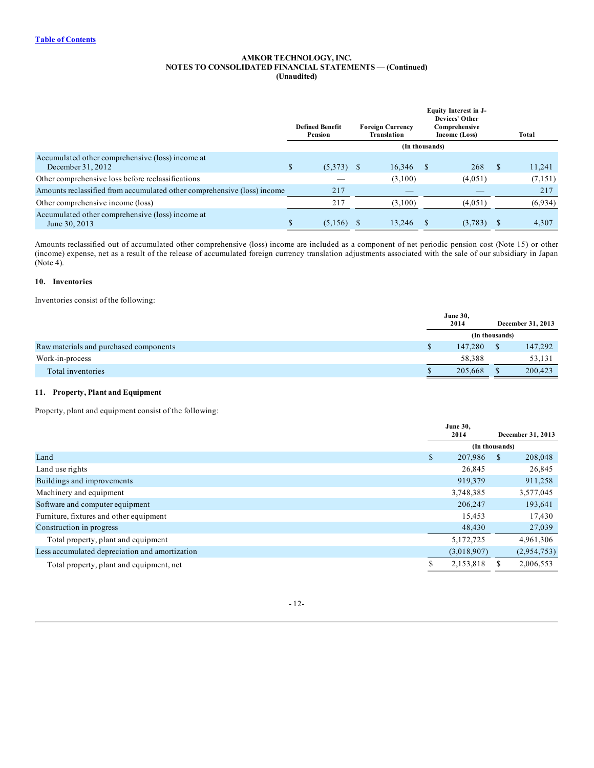**AMKOR TECHNOLOGY, INC.**
**NOTES TO CONSOLIDATED FINANCIAL STATEMENTS — (Continued)**
**(Unaudited)**

| | Defined Benefit Pension | Foreign Currency Translation | Equity Interest in J-Devices' Other Comprehensive Income (Loss) | Total |
|---|---|---|---|---|
| | (In thousands) | | | |
| Accumulated other comprehensive (loss) income at December 31, 2012 | $ (5,373) | $ 16,346 | $ 268 | $ 11,241 |
| Other comprehensive loss before reclassifications | — | (3,100) | (4,051) | (7,151) |
| Amounts reclassified from accumulated other comprehensive (loss) income | 217 | — | — | 217 |
| Other comprehensive income (loss) | 217 | (3,100) | (4,051) | (6,934) |
| Accumulated other comprehensive (loss) income at June 30, 2013 | $ (5,156) | $ 13,246 | $ (3,783) | $ 4,307 |

Amounts reclassified out of accumulated other comprehensive (loss) income are included as a component of net periodic pension cost (Note 15) or other (income) expense, net as a result of the release of accumulated foreign currency translation adjustments associated with the sale of our subsidiary in Japan (Note 4).

### 10. Inventories

Inventories consist of the following:

| | June 30, 2014 | December 31, 2013 |
|---|---|---|
| | (In thousands) | |
| Raw materials and purchased components | $ 147,280 | $ 147,292 |
| Work-in-process | 58,388 | 53,131 |
| Total inventories | $ 205,668 | $ 200,423 |

### 11. Property, Plant and Equipment

Property, plant and equipment consist of the following:

| | June 30, 2014 | December 31, 2013 |
|---|---|---|
| | (In thousands) | |
| Land | $ 207,986 | $ 208,048 |
| Land use rights | 26,845 | 26,845 |
| Buildings and improvements | 919,379 | 911,258 |
| Machinery and equipment | 3,748,385 | 3,577,045 |
| Software and computer equipment | 206,247 | 193,641 |
| Furniture, fixtures and other equipment | 15,453 | 17,430 |
| Construction in progress | 48,430 | 27,039 |
| Total property, plant and equipment | 5,172,725 | 4,961,306 |
| Less accumulated depreciation and amortization | (3,018,907) | (2,954,753) |
| Total property, plant and equipment, net | $ 2,153,818 | $ 2,006,553 |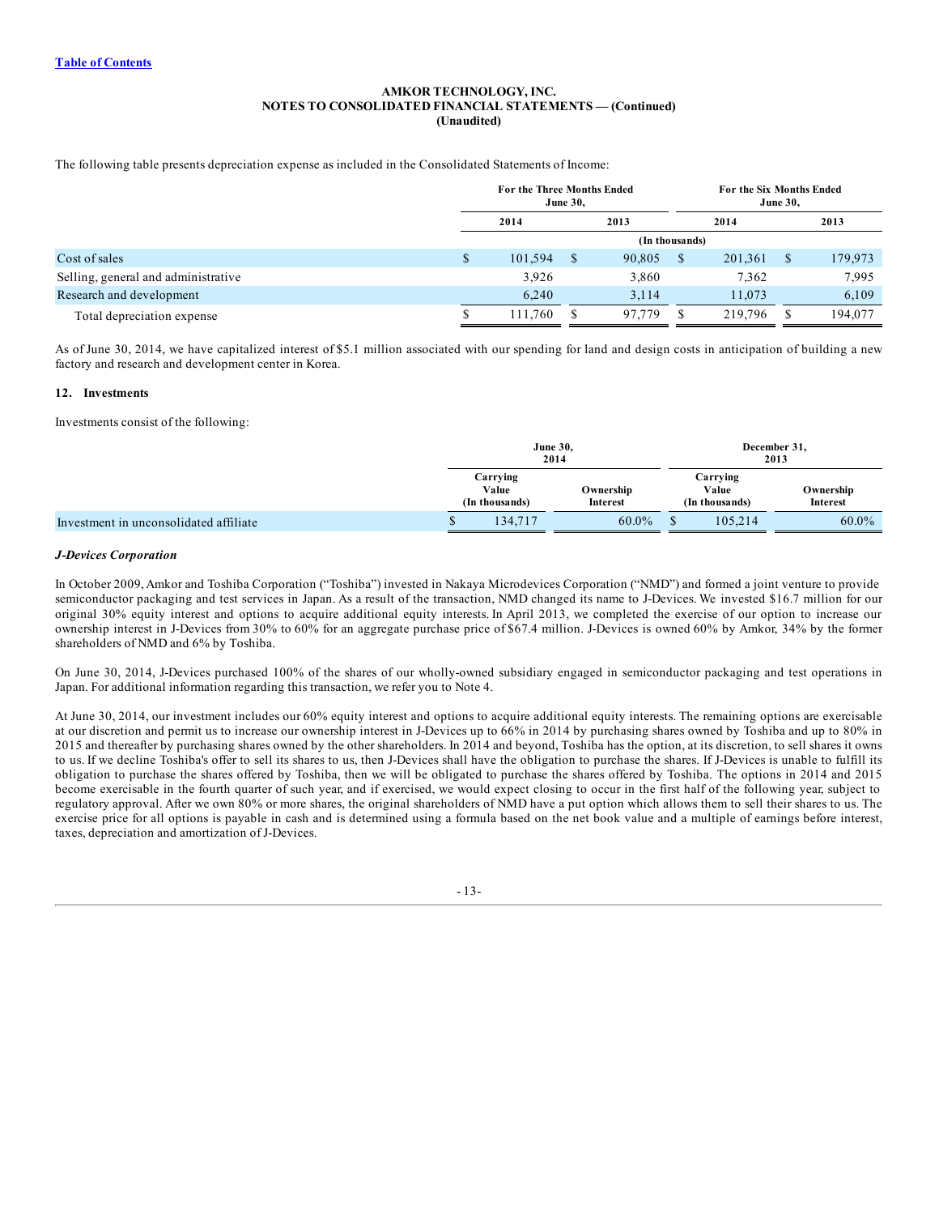**AMKOR TECHNOLOGY, INC.**
**NOTES TO CONSOLIDATED FINANCIAL STATEMENTS — (Continued)**
**(Unaudited)**

The following table presents depreciation expense as included in the Consolidated Statements of Income:

| | For the Three Months Ended June 30, | | For the Six Months Ended June 30, | |
|---|---|---|---|---|
| | 2014 | 2013 | 2014 | 2013 |
| | (In thousands) | | | |
| Cost of sales | $ 101,594 | $ 90,805 | $ 201,361 | $ 179,973 |
| Selling, general and administrative | 3,926 | 3,860 | 7,362 | 7,995 |
| Research and development | 6,240 | 3,114 | 11,073 | 6,109 |
| Total depreciation expense | $ 111,760 | $ 97,779 | $ 219,796 | $ 194,077 |

As of June 30, 2014, we have capitalized interest of $5.1 million associated with our spending for land and design costs in anticipation of building a new factory and research and development center in Korea.

## 12. Investments

Investments consist of the following:

| | June 30, 2014 | | December 31, 2013 | |
|---|---|---|---|---|
| | Carrying Value (In thousands) | Ownership Interest | Carrying Value (In thousands) | Ownership Interest |
| Investment in unconsolidated affiliate | $ 134,717 | 60.0% | $ 105,214 | 60.0% |

***J-Devices Corporation***

In October 2009, Amkor and Toshiba Corporation ("Toshiba") invested in Nakaya Microdevices Corporation ("NMD") and formed a joint venture to provide semiconductor packaging and test services in Japan. As a result of the transaction, NMD changed its name to J-Devices. We invested $16.7 million for our original 30% equity interest and options to acquire additional equity interests. In April 2013, we completed the exercise of our option to increase our ownership interest in J-Devices from 30% to 60% for an aggregate purchase price of $67.4 million. J-Devices is owned 60% by Amkor, 34% by the former shareholders of NMD and 6% by Toshiba.

On June 30, 2014, J-Devices purchased 100% of the shares of our wholly-owned subsidiary engaged in semiconductor packaging and test operations in Japan. For additional information regarding this transaction, we refer you to Note 4.

At June 30, 2014, our investment includes our 60% equity interest and options to acquire additional equity interests. The remaining options are exercisable at our discretion and permit us to increase our ownership interest in J-Devices up to 66% in 2014 by purchasing shares owned by Toshiba and up to 80% in 2015 and thereafter by purchasing shares owned by the other shareholders. In 2014 and beyond, Toshiba has the option, at its discretion, to sell shares it owns to us. If we decline Toshiba's offer to sell its shares to us, then J-Devices shall have the obligation to purchase the shares. If J-Devices is unable to fulfill its obligation to purchase the shares offered by Toshiba, then we will be obligated to purchase the shares offered by Toshiba. The options in 2014 and 2015 become exercisable in the fourth quarter of such year, and if exercised, we would expect closing to occur in the first half of the following year, subject to regulatory approval. After we own 80% or more shares, the original shareholders of NMD have a put option which allows them to sell their shares to us. The exercise price for all options is payable in cash and is determined using a formula based on the net book value and a multiple of earnings before interest, taxes, depreciation and amortization of J-Devices.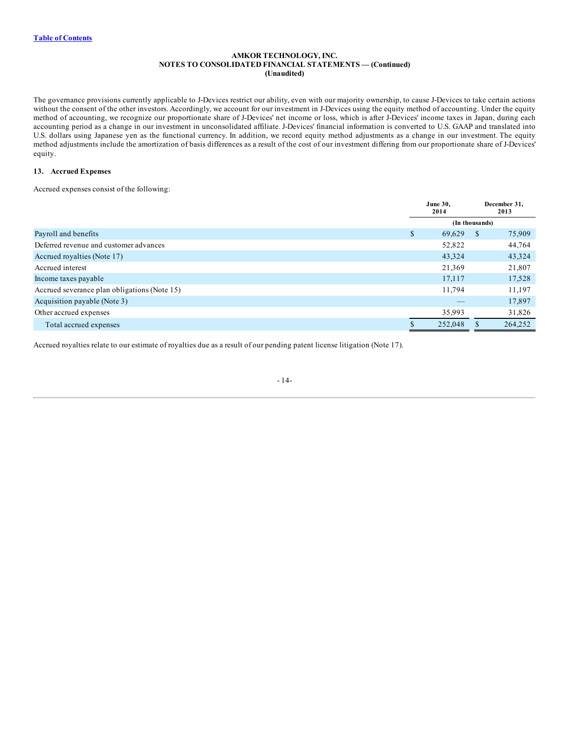**AMKOR TECHNOLOGY, INC.**
**NOTES TO CONSOLIDATED FINANCIAL STATEMENTS — (Continued)**
**(Unaudited)**

The governance provisions currently applicable to J-Devices restrict our ability, even with our majority ownership, to cause J-Devices to take certain actions without the consent of the other investors. Accordingly, we account for our investment in J-Devices using the equity method of accounting. Under the equity method of accounting, we recognize our proportionate share of J-Devices' net income or loss, which is after J-Devices' income taxes in Japan, during each accounting period as a change in our investment in unconsolidated affiliate. J-Devices' financial information is converted to U.S. GAAP and translated into U.S. dollars using Japanese yen as the functional currency. In addition, we record equity method adjustments as a change in our investment. The equity method adjustments include the amortization of basis differences as a result of the cost of our investment differing from our proportionate share of J-Devices' equity.

### 13. Accrued Expenses

Accrued expenses consist of the following:

| | June 30, 2014 | December 31, 2013 |
|---|---|---|
| | (In thousands) | |
| Payroll and benefits | $ 69,629 | $ 75,909 |
| Deferred revenue and customer advances | 52,822 | 44,764 |
| Accrued royalties (Note 17) | 43,324 | 43,324 |
| Accrued interest | 21,369 | 21,807 |
| Income taxes payable | 17,117 | 17,528 |
| Accrued severance plan obligations (Note 15) | 11,794 | 11,197 |
| Acquisition payable (Note 3) | — | 17,897 |
| Other accrued expenses | 35,993 | 31,826 |
| Total accrued expenses | $ 252,048 | $ 264,252 |

Accrued royalties relate to our estimate of royalties due as a result of our pending patent license litigation (Note 17).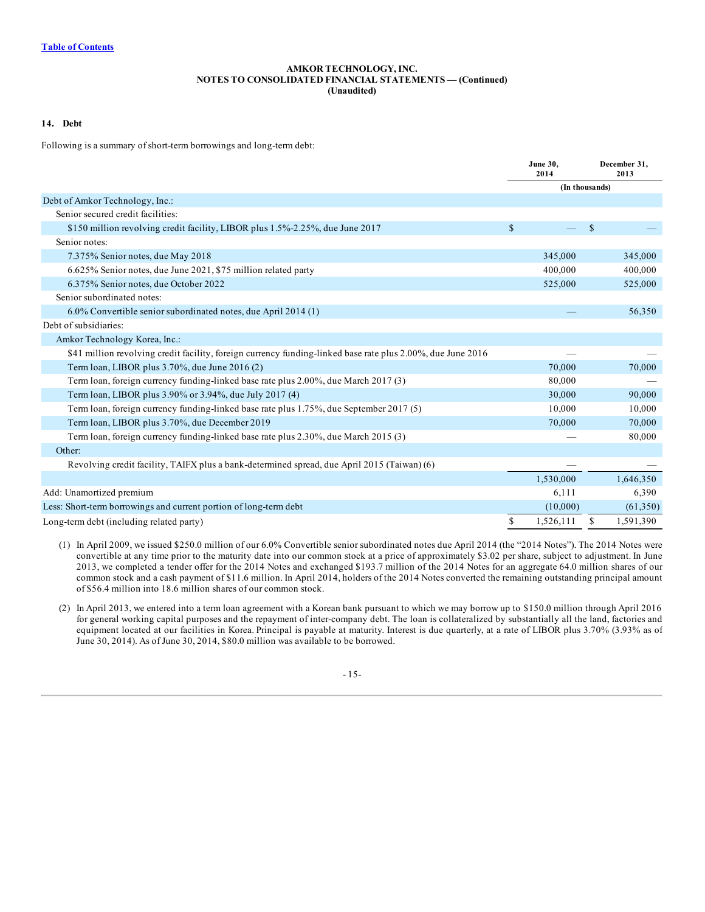[Table of Contents](#)

**AMKOR TECHNOLOGY, INC.**
**NOTES TO CONSOLIDATED FINANCIAL STATEMENTS — (Continued)**
**(Unaudited)**

**14. Debt**

Following is a summary of short-term borrowings and long-term debt:

| | June 30, 2014 | December 31, 2013 |
|---|---|---|
| | (In thousands) | |
| Debt of Amkor Technology, Inc.: | | |
| Senior secured credit facilities: | | |
| $150 million revolving credit facility, LIBOR plus 1.5%-2.25%, due June 2017 | $ — | $ — |
| Senior notes: | | |
| 7.375% Senior notes, due May 2018 | 345,000 | 345,000 |
| 6.625% Senior notes, due June 2021, $75 million related party | 400,000 | 400,000 |
| 6.375% Senior notes, due October 2022 | 525,000 | 525,000 |
| Senior subordinated notes: | | |
| 6.0% Convertible senior subordinated notes, due April 2014 (1) | — | 56,350 |
| Debt of subsidiaries: | | |
| Amkor Technology Korea, Inc.: | | |
| $41 million revolving credit facility, foreign currency funding-linked base rate plus 2.00%, due June 2016 | — | — |
| Term loan, LIBOR plus 3.70%, due June 2016 (2) | 70,000 | 70,000 |
| Term loan, foreign currency funding-linked base rate plus 2.00%, due March 2017 (3) | 80,000 | — |
| Term loan, LIBOR plus 3.90% or 3.94%, due July 2017 (4) | 30,000 | 90,000 |
| Term loan, foreign currency funding-linked base rate plus 1.75%, due September 2017 (5) | 10,000 | 10,000 |
| Term loan, LIBOR plus 3.70%, due December 2019 | 70,000 | 70,000 |
| Term loan, foreign currency funding-linked base rate plus 2.30%, due March 2015 (3) | — | 80,000 |
| Other: | | |
| Revolving credit facility, TAIFX plus a bank-determined spread, due April 2015 (Taiwan) (6) | — | — |
| | 1,530,000 | 1,646,350 |
| Add: Unamortized premium | 6,111 | 6,390 |
| Less: Short-term borrowings and current portion of long-term debt | (10,000) | (61,350) |
| Long-term debt (including related party) | $ 1,526,111 | $ 1,591,390 |

(1) In April 2009, we issued $250.0 million of our 6.0% Convertible senior subordinated notes due April 2014 (the "2014 Notes"). The 2014 Notes were convertible at any time prior to the maturity date into our common stock at a price of approximately $3.02 per share, subject to adjustment. In June 2013, we completed a tender offer for the 2014 Notes and exchanged $193.7 million of the 2014 Notes for an aggregate 64.0 million shares of our common stock and a cash payment of $11.6 million. In April 2014, holders of the 2014 Notes converted the remaining outstanding principal amount of $56.4 million into 18.6 million shares of our common stock.

(2) In April 2013, we entered into a term loan agreement with a Korean bank pursuant to which we may borrow up to $150.0 million through April 2016 for general working capital purposes and the repayment of inter-company debt. The loan is collateralized by substantially all the land, factories and equipment located at our facilities in Korea. Principal is payable at maturity. Interest is due quarterly, at a rate of LIBOR plus 3.70% (3.93% as of June 30, 2014). As of June 30, 2014, $80.0 million was available to be borrowed.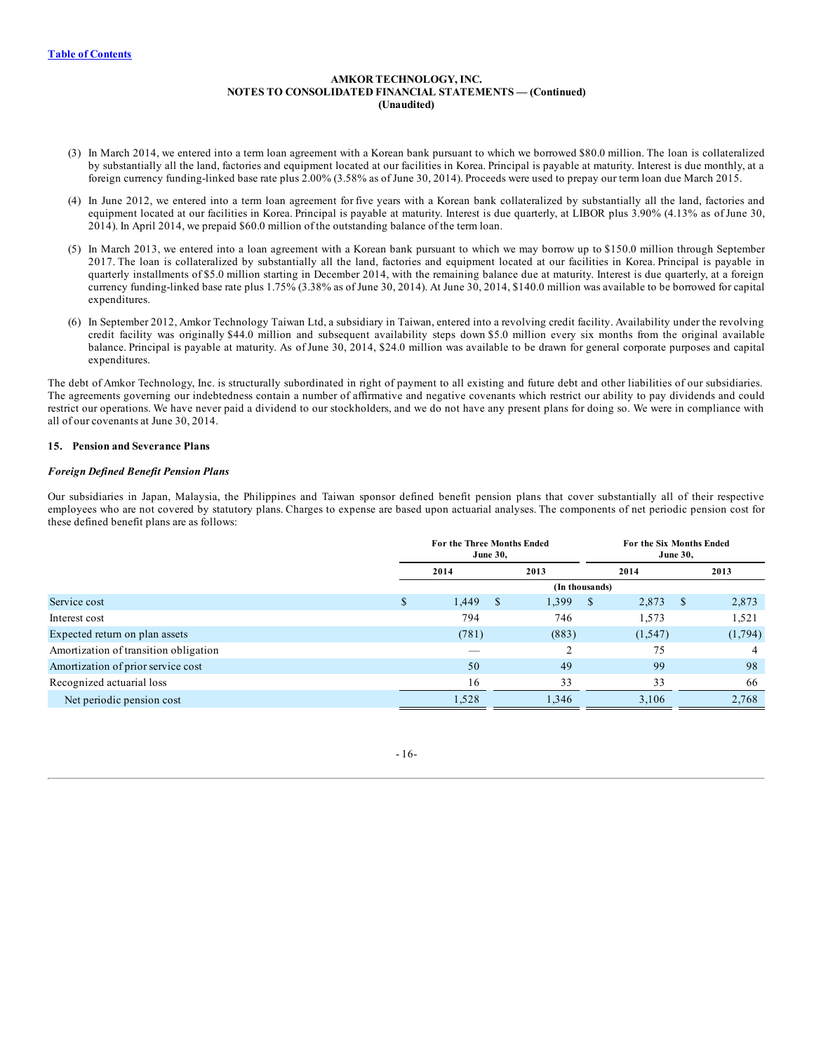AMKOR TECHNOLOGY, INC.
NOTES TO CONSOLIDATED FINANCIAL STATEMENTS — (Continued)
(Unaudited)

(3) In March 2014, we entered into a term loan agreement with a Korean bank pursuant to which we borrowed $80.0 million. The loan is collateralized by substantially all the land, factories and equipment located at our facilities in Korea. Principal is payable at maturity. Interest is due monthly, at a foreign currency funding-linked base rate plus 2.00% (3.58% as of June 30, 2014). Proceeds were used to prepay our term loan due March 2015.

(4) In June 2012, we entered into a term loan agreement for five years with a Korean bank collateralized by substantially all the land, factories and equipment located at our facilities in Korea. Principal is payable at maturity. Interest is due quarterly, at LIBOR plus 3.90% (4.13% as of June 30, 2014). In April 2014, we prepaid $60.0 million of the outstanding balance of the term loan.

(5) In March 2013, we entered into a loan agreement with a Korean bank pursuant to which we may borrow up to $150.0 million through September 2017. The loan is collateralized by substantially all the land, factories and equipment located at our facilities in Korea. Principal is payable in quarterly installments of $5.0 million starting in December 2014, with the remaining balance due at maturity. Interest is due quarterly, at a foreign currency funding-linked base rate plus 1.75% (3.38% as of June 30, 2014). At June 30, 2014, $140.0 million was available to be borrowed for capital expenditures.

(6) In September 2012, Amkor Technology Taiwan Ltd, a subsidiary in Taiwan, entered into a revolving credit facility. Availability under the revolving credit facility was originally $44.0 million and subsequent availability steps down $5.0 million every six months from the original available balance. Principal is payable at maturity. As of June 30, 2014, $24.0 million was available to be drawn for general corporate purposes and capital expenditures.

The debt of Amkor Technology, Inc. is structurally subordinated in right of payment to all existing and future debt and other liabilities of our subsidiaries. The agreements governing our indebtedness contain a number of affirmative and negative covenants which restrict our ability to pay dividends and could restrict our operations. We have never paid a dividend to our stockholders, and we do not have any present plans for doing so. We were in compliance with all of our covenants at June 30, 2014.

## 15. Pension and Severance Plans

### *Foreign Defined Benefit Pension Plans*

Our subsidiaries in Japan, Malaysia, the Philippines and Taiwan sponsor defined benefit pension plans that cover substantially all of their respective employees who are not covered by statutory plans. Charges to expense are based upon actuarial analyses. The components of net periodic pension cost for these defined benefit plans are as follows:

| | For the Three Months Ended June 30, | | For the Six Months Ended June 30, | |
|---|---|---|---|---|
| | 2014 | 2013 | 2014 | 2013 |
| | (In thousands) | | | |
| Service cost | $ 1,449 | $ 1,399 | $ 2,873 | $ 2,873 |
| Interest cost | 794 | 746 | 1,573 | 1,521 |
| Expected return on plan assets | (781) | (883) | (1,547) | (1,794) |
| Amortization of transition obligation | — | 2 | 75 | 4 |
| Amortization of prior service cost | 50 | 49 | 99 | 98 |
| Recognized actuarial loss | 16 | 33 | 33 | 66 |
| Net periodic pension cost | 1,528 | 1,346 | 3,106 | 2,768 |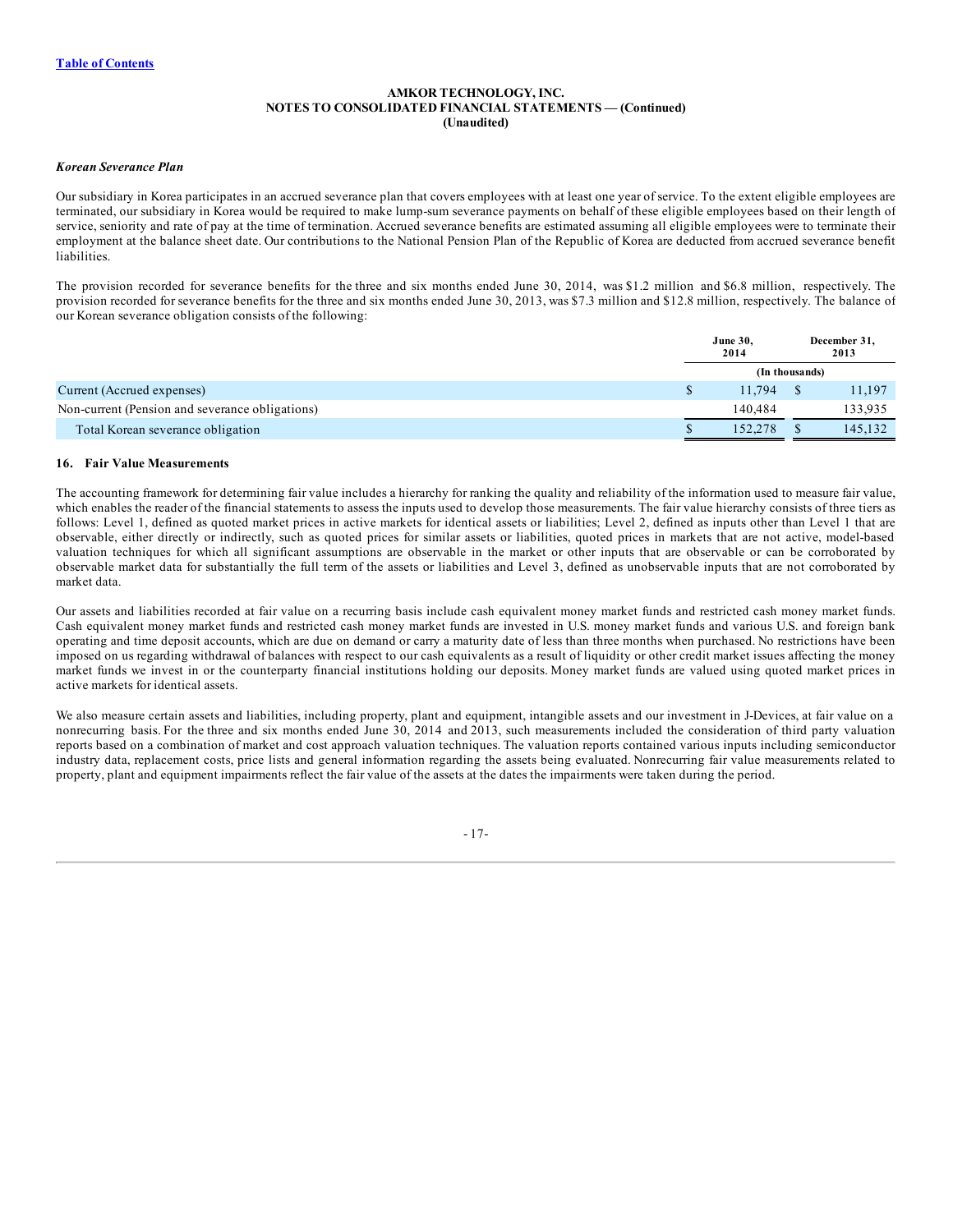*Korean Severance Plan*

Our subsidiary in Korea participates in an accrued severance plan that covers employees with at least one year of service. To the extent eligible employees are terminated, our subsidiary in Korea would be required to make lump-sum severance payments on behalf of these eligible employees based on their length of service, seniority and rate of pay at the time of termination. Accrued severance benefits are estimated assuming all eligible employees were to terminate their employment at the balance sheet date. Our contributions to the National Pension Plan of the Republic of Korea are deducted from accrued severance benefit liabilities.

The provision recorded for severance benefits for the three and six months ended June 30, 2014, was $1.2 million and $6.8 million, respectively. The provision recorded for severance benefits for the three and six months ended June 30, 2013, was $7.3 million and $12.8 million, respectively. The balance of our Korean severance obligation consists of the following:

| | June 30, 2014 | December 31, 2013 |
|---|---|---|
| | (In thousands) | |
| Current (Accrued expenses) | $ 11,794 | $ 11,197 |
| Non-current (Pension and severance obligations) | 140,484 | 133,935 |
| Total Korean severance obligation | $ 152,278 | $ 145,132 |

**16. Fair Value Measurements**

The accounting framework for determining fair value includes a hierarchy for ranking the quality and reliability of the information used to measure fair value, which enables the reader of the financial statements to assess the inputs used to develop those measurements. The fair value hierarchy consists of three tiers as follows: Level 1, defined as quoted market prices in active markets for identical assets or liabilities; Level 2, defined as inputs other than Level 1 that are observable, either directly or indirectly, such as quoted prices for similar assets or liabilities, quoted prices in markets that are not active, model-based valuation techniques for which all significant assumptions are observable in the market or other inputs that are observable or can be corroborated by observable market data for substantially the full term of the assets or liabilities and Level 3, defined as unobservable inputs that are not corroborated by market data.

Our assets and liabilities recorded at fair value on a recurring basis include cash equivalent money market funds and restricted cash money market funds. Cash equivalent money market funds and restricted cash money market funds are invested in U.S. money market funds and various U.S. and foreign bank operating and time deposit accounts, which are due on demand or carry a maturity date of less than three months when purchased. No restrictions have been imposed on us regarding withdrawal of balances with respect to our cash equivalents as a result of liquidity or other credit market issues affecting the money market funds we invest in or the counterparty financial institutions holding our deposits. Money market funds are valued using quoted market prices in active markets for identical assets.

We also measure certain assets and liabilities, including property, plant and equipment, intangible assets and our investment in J-Devices, at fair value on a nonrecurring basis. For the three and six months ended June 30, 2014 and 2013, such measurements included the consideration of third party valuation reports based on a combination of market and cost approach valuation techniques. The valuation reports contained various inputs including semiconductor industry data, replacement costs, price lists and general information regarding the assets being evaluated. Nonrecurring fair value measurements related to property, plant and equipment impairments reflect the fair value of the assets at the dates the impairments were taken during the period.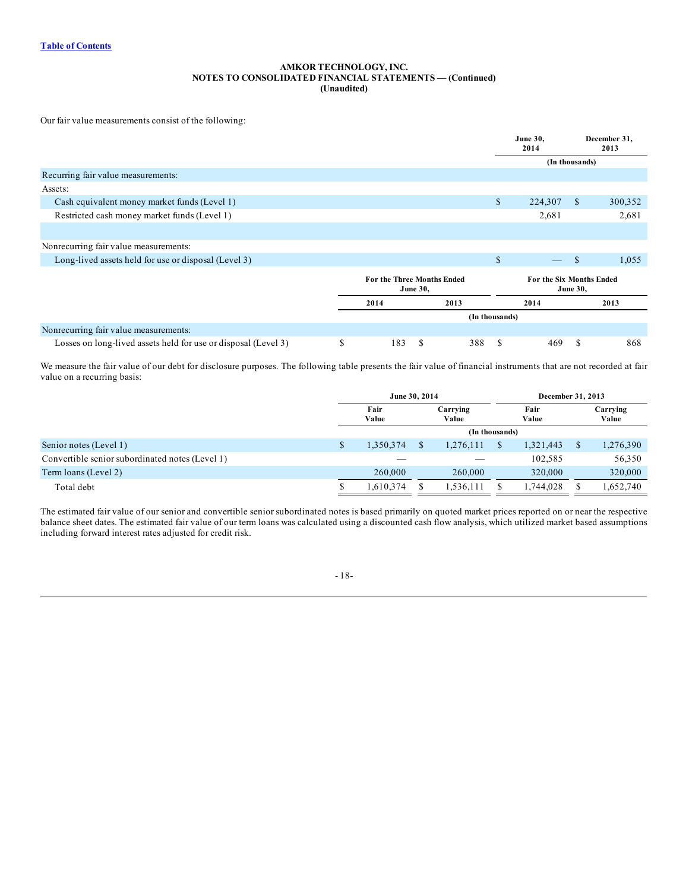Table of Contents

**AMKOR TECHNOLOGY, INC.**
**NOTES TO CONSOLIDATED FINANCIAL STATEMENTS — (Continued)**
**(Unaudited)**

Our fair value measurements consist of the following:

| | June 30, 2014 | December 31, 2013 |
|---|---|---|
| | (In thousands) | |
| Recurring fair value measurements: | | |
| Assets: | | |
| Cash equivalent money market funds (Level 1) | $ 224,307 | $ 300,352 |
| Restricted cash money market funds (Level 1) | 2,681 | 2,681 |
| | | |
| Nonrecurring fair value measurements: | | |
| Long-lived assets held for use or disposal (Level 3) | $ — | $ 1,055 |

| | For the Three Months Ended June 30, | | For the Six Months Ended June 30, | |
|---|---|---|---|---|
| | 2014 | 2013 | 2014 | 2013 |
| | (In thousands) | | | |
| Nonrecurring fair value measurements: | | | | |
| Losses on long-lived assets held for use or disposal (Level 3) | $ 183 | $ 388 | $ 469 | $ 868 |

We measure the fair value of our debt for disclosure purposes. The following table presents the fair value of financial instruments that are not recorded at fair value on a recurring basis:

| | June 30, 2014 | | December 31, 2013 | |
|---|---|---|---|---|
| | Fair Value | Carrying Value | Fair Value | Carrying Value |
| | (In thousands) | | | |
| Senior notes (Level 1) | $ 1,350,374 | $ 1,276,111 | $ 1,321,443 | $ 1,276,390 |
| Convertible senior subordinated notes (Level 1) | — | — | 102,585 | 56,350 |
| Term loans (Level 2) | 260,000 | 260,000 | 320,000 | 320,000 |
| Total debt | $ 1,610,374 | $ 1,536,111 | $ 1,744,028 | $ 1,652,740 |

The estimated fair value of our senior and convertible senior subordinated notes is based primarily on quoted market prices reported on or near the respective balance sheet dates. The estimated fair value of our term loans was calculated using a discounted cash flow analysis, which utilized market based assumptions including forward interest rates adjusted for credit risk.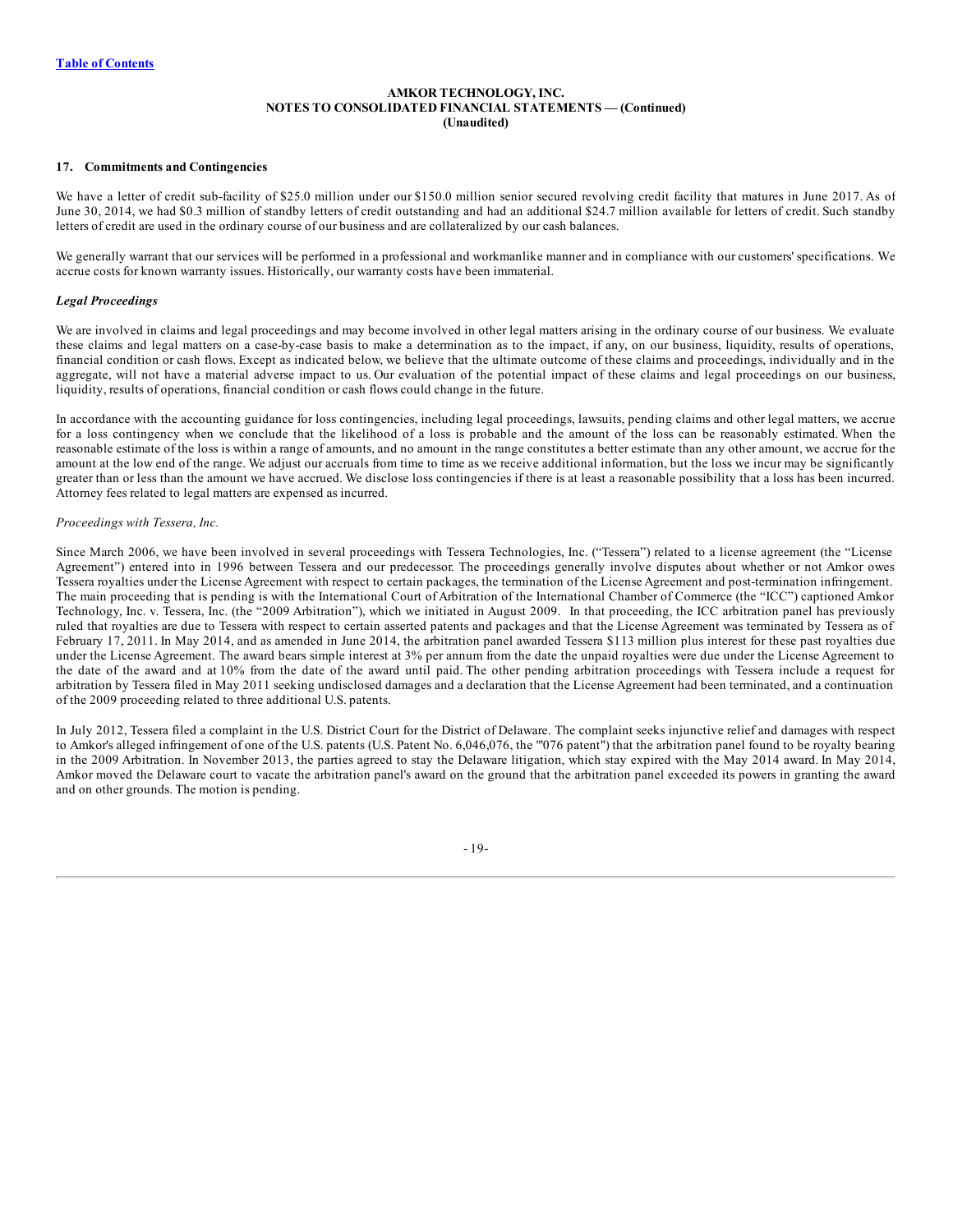[Table of Contents](#)

**AMKOR TECHNOLOGY, INC.**
**NOTES TO CONSOLIDATED FINANCIAL STATEMENTS — (Continued)**
**(Unaudited)**

**17. Commitments and Contingencies**

We have a letter of credit sub-facility of $25.0 million under our $150.0 million senior secured revolving credit facility that matures in June 2017. As of June 30, 2014, we had $0.3 million of standby letters of credit outstanding and had an additional $24.7 million available for letters of credit. Such standby letters of credit are used in the ordinary course of our business and are collateralized by our cash balances.

We generally warrant that our services will be performed in a professional and workmanlike manner and in compliance with our customers' specifications. We accrue costs for known warranty issues. Historically, our warranty costs have been immaterial.

***Legal Proceedings***

We are involved in claims and legal proceedings and may become involved in other legal matters arising in the ordinary course of our business. We evaluate these claims and legal matters on a case-by-case basis to make a determination as to the impact, if any, on our business, liquidity, results of operations, financial condition or cash flows. Except as indicated below, we believe that the ultimate outcome of these claims and proceedings, individually and in the aggregate, will not have a material adverse impact to us. Our evaluation of the potential impact of these claims and legal proceedings on our business, liquidity, results of operations, financial condition or cash flows could change in the future.

In accordance with the accounting guidance for loss contingencies, including legal proceedings, lawsuits, pending claims and other legal matters, we accrue for a loss contingency when we conclude that the likelihood of a loss is probable and the amount of the loss can be reasonably estimated. When the reasonable estimate of the loss is within a range of amounts, and no amount in the range constitutes a better estimate than any other amount, we accrue for the amount at the low end of the range. We adjust our accruals from time to time as we receive additional information, but the loss we incur may be significantly greater than or less than the amount we have accrued. We disclose loss contingencies if there is at least a reasonable possibility that a loss has been incurred. Attorney fees related to legal matters are expensed as incurred.

*Proceedings with Tessera, Inc.*

Since March 2006, we have been involved in several proceedings with Tessera Technologies, Inc. ("Tessera") related to a license agreement (the "License Agreement") entered into in 1996 between Tessera and our predecessor. The proceedings generally involve disputes about whether or not Amkor owes Tessera royalties under the License Agreement with respect to certain packages, the termination of the License Agreement and post-termination infringement. The main proceeding that is pending is with the International Court of Arbitration of the International Chamber of Commerce (the "ICC") captioned Amkor Technology, Inc. v. Tessera, Inc. (the "2009 Arbitration"), which we initiated in August 2009. In that proceeding, the ICC arbitration panel has previously ruled that royalties are due to Tessera with respect to certain asserted patents and packages and that the License Agreement was terminated by Tessera as of February 17, 2011. In May 2014, and as amended in June 2014, the arbitration panel awarded Tessera $113 million plus interest for these past royalties due under the License Agreement. The award bears simple interest at 3% per annum from the date the unpaid royalties were due under the License Agreement to the date of the award and at 10% from the date of the award until paid. The other pending arbitration proceedings with Tessera include a request for arbitration by Tessera filed in May 2011 seeking undisclosed damages and a declaration that the License Agreement had been terminated, and a continuation of the 2009 proceeding related to three additional U.S. patents.

In July 2012, Tessera filed a complaint in the U.S. District Court for the District of Delaware. The complaint seeks injunctive relief and damages with respect to Amkor's alleged infringement of one of the U.S. patents (U.S. Patent No. 6,046,076, the "'076 patent") that the arbitration panel found to be royalty bearing in the 2009 Arbitration. In November 2013, the parties agreed to stay the Delaware litigation, which stay expired with the May 2014 award. In May 2014, Amkor moved the Delaware court to vacate the arbitration panel's award on the ground that the arbitration panel exceeded its powers in granting the award and on other grounds. The motion is pending.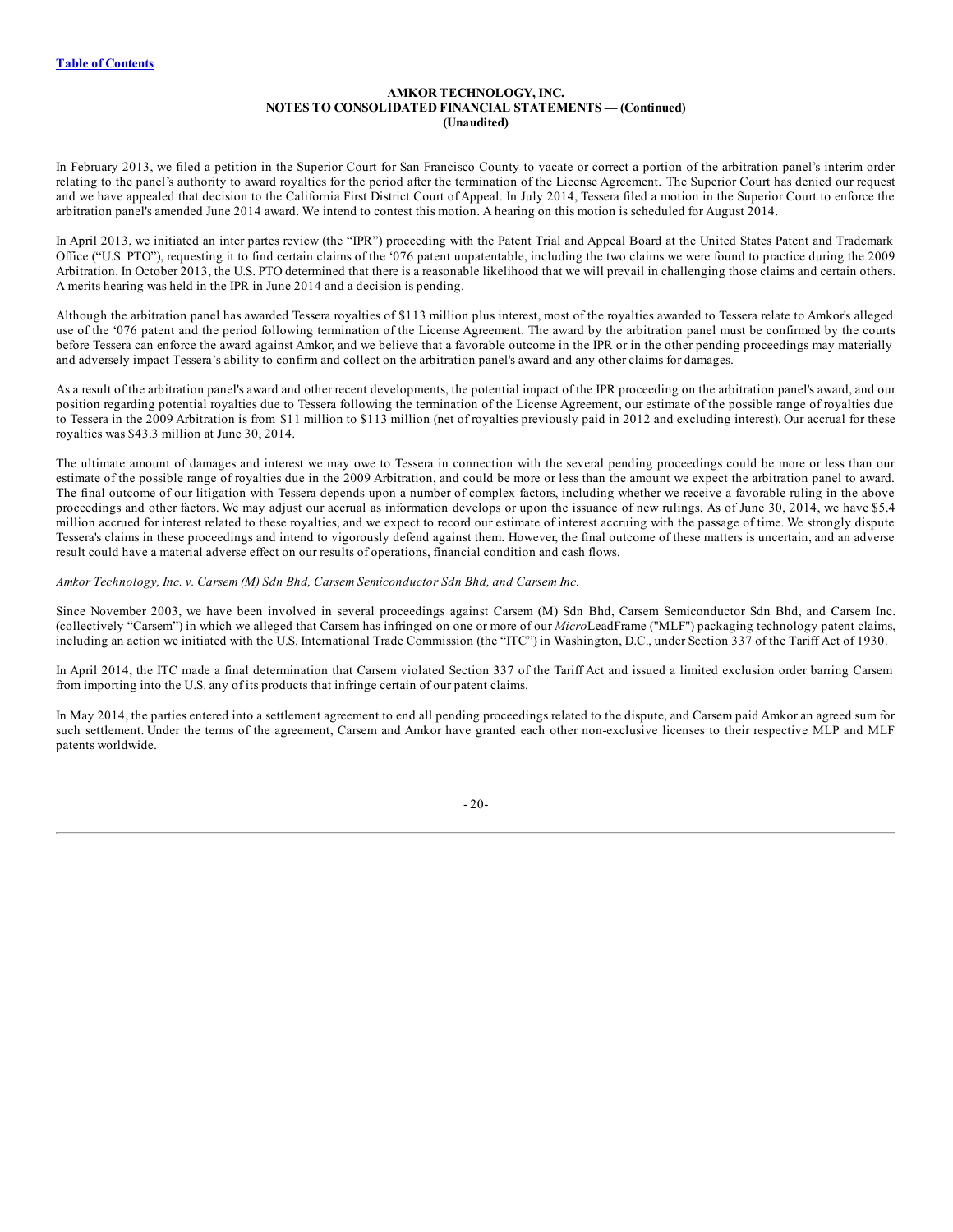In February 2013, we filed a petition in the Superior Court for San Francisco County to vacate or correct a portion of the arbitration panel's interim order relating to the panel's authority to award royalties for the period after the termination of the License Agreement. The Superior Court has denied our request and we have appealed that decision to the California First District Court of Appeal. In July 2014, Tessera filed a motion in the Superior Court to enforce the arbitration panel's amended June 2014 award. We intend to contest this motion. A hearing on this motion is scheduled for August 2014.

In April 2013, we initiated an inter partes review (the "IPR") proceeding with the Patent Trial and Appeal Board at the United States Patent and Trademark Office ("U.S. PTO"), requesting it to find certain claims of the '076 patent unpatentable, including the two claims we were found to practice during the 2009 Arbitration. In October 2013, the U.S. PTO determined that there is a reasonable likelihood that we will prevail in challenging those claims and certain others. A merits hearing was held in the IPR in June 2014 and a decision is pending.

Although the arbitration panel has awarded Tessera royalties of $113 million plus interest, most of the royalties awarded to Tessera relate to Amkor's alleged use of the '076 patent and the period following termination of the License Agreement. The award by the arbitration panel must be confirmed by the courts before Tessera can enforce the award against Amkor, and we believe that a favorable outcome in the IPR or in the other pending proceedings may materially and adversely impact Tessera's ability to confirm and collect on the arbitration panel's award and any other claims for damages.

As a result of the arbitration panel's award and other recent developments, the potential impact of the IPR proceeding on the arbitration panel's award, and our position regarding potential royalties due to Tessera following the termination of the License Agreement, our estimate of the possible range of royalties due to Tessera in the 2009 Arbitration is from $11 million to $113 million (net of royalties previously paid in 2012 and excluding interest). Our accrual for these royalties was $43.3 million at June 30, 2014.

The ultimate amount of damages and interest we may owe to Tessera in connection with the several pending proceedings could be more or less than our estimate of the possible range of royalties due in the 2009 Arbitration, and could be more or less than the amount we expect the arbitration panel to award. The final outcome of our litigation with Tessera depends upon a number of complex factors, including whether we receive a favorable ruling in the above proceedings and other factors. We may adjust our accrual as information develops or upon the issuance of new rulings. As of June 30, 2014, we have $5.4 million accrued for interest related to these royalties, and we expect to record our estimate of interest accruing with the passage of time. We strongly dispute Tessera's claims in these proceedings and intend to vigorously defend against them. However, the final outcome of these matters is uncertain, and an adverse result could have a material adverse effect on our results of operations, financial condition and cash flows.

*Amkor Technology, Inc. v. Carsem (M) Sdn Bhd, Carsem Semiconductor Sdn Bhd, and Carsem Inc.*

Since November 2003, we have been involved in several proceedings against Carsem (M) Sdn Bhd, Carsem Semiconductor Sdn Bhd, and Carsem Inc. (collectively "Carsem") in which we alleged that Carsem has infringed on one or more of our *Micro*LeadFrame ("MLF") packaging technology patent claims, including an action we initiated with the U.S. International Trade Commission (the "ITC") in Washington, D.C., under Section 337 of the Tariff Act of 1930.

In April 2014, the ITC made a final determination that Carsem violated Section 337 of the Tariff Act and issued a limited exclusion order barring Carsem from importing into the U.S. any of its products that infringe certain of our patent claims.

In May 2014, the parties entered into a settlement agreement to end all pending proceedings related to the dispute, and Carsem paid Amkor an agreed sum for such settlement. Under the terms of the agreement, Carsem and Amkor have granted each other non-exclusive licenses to their respective MLP and MLF patents worldwide.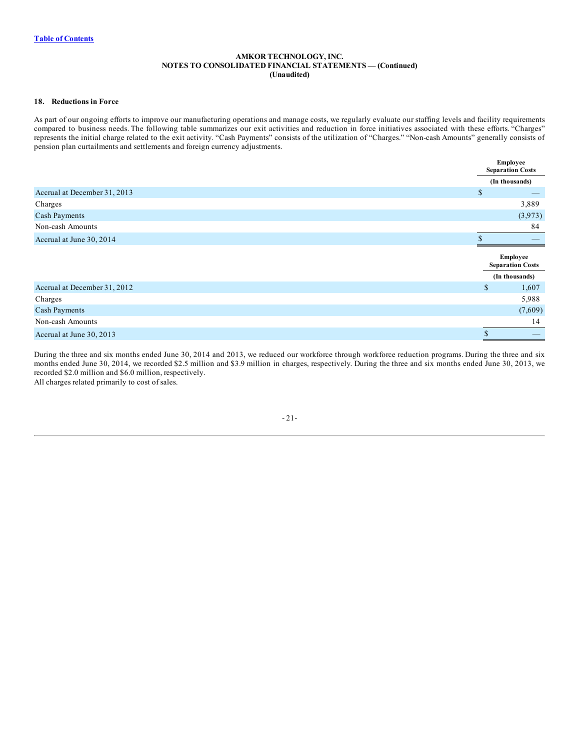AMKOR TECHNOLOGY, INC.
NOTES TO CONSOLIDATED FINANCIAL STATEMENTS — (Continued)
(Unaudited)

### 18. Reductions in Force

As part of our ongoing efforts to improve our manufacturing operations and manage costs, we regularly evaluate our staffing levels and facility requirements compared to business needs. The following table summarizes our exit activities and reduction in force initiatives associated with these efforts. "Charges" represents the initial charge related to the exit activity. "Cash Payments" consists of the utilization of "Charges." "Non-cash Amounts" generally consists of pension plan curtailments and settlements and foreign currency adjustments.

| | Employee Separation Costs |
|---|---|
| | (In thousands) |
| Accrual at December 31, 2013 | $ — |
| Charges | 3,889 |
| Cash Payments | (3,973) |
| Non-cash Amounts | 84 |
| Accrual at June 30, 2014 | $ — |

| | Employee Separation Costs |
|---|---|
| | (In thousands) |
| Accrual at December 31, 2012 | $ 1,607 |
| Charges | 5,988 |
| Cash Payments | (7,609) |
| Non-cash Amounts | 14 |
| Accrual at June 30, 2013 | $ — |

During the three and six months ended June 30, 2014 and 2013, we reduced our workforce through workforce reduction programs. During the three and six months ended June 30, 2014, we recorded $2.5 million and $3.9 million in charges, respectively. During the three and six months ended June 30, 2013, we recorded $2.0 million and $6.0 million, respectively.
All charges related primarily to cost of sales.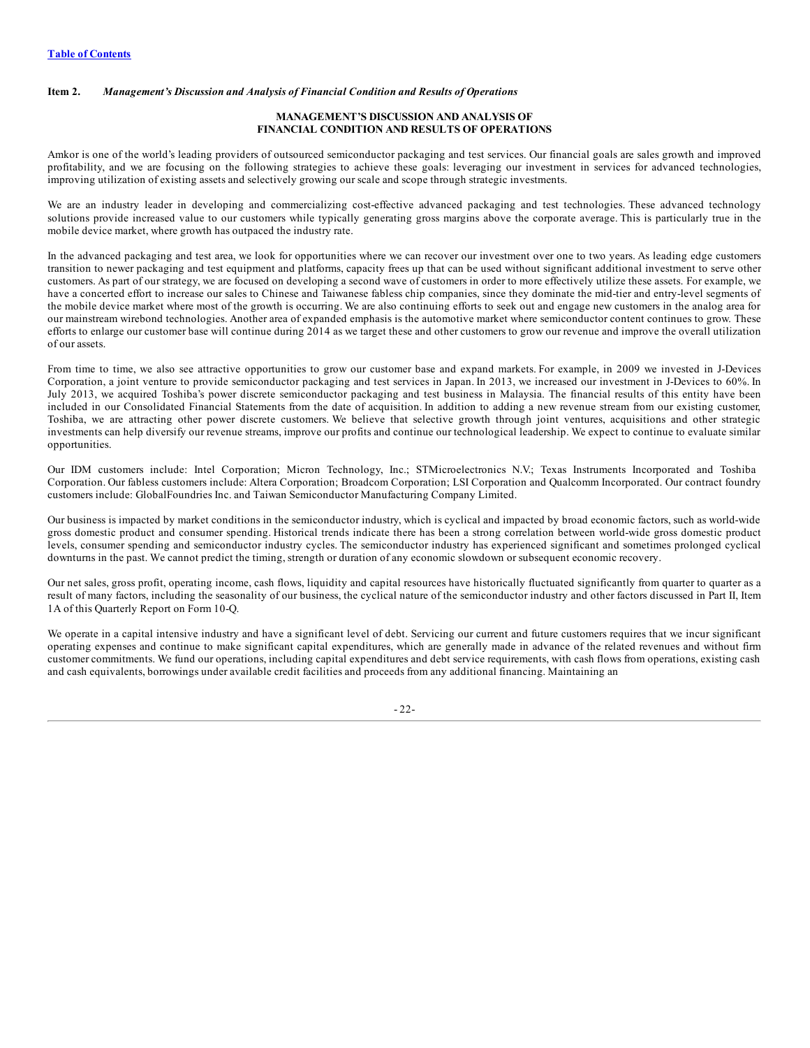**Item 2.** ***Management's Discussion and Analysis of Financial Condition and Results of Operations***

## MANAGEMENT'S DISCUSSION AND ANALYSIS OF FINANCIAL CONDITION AND RESULTS OF OPERATIONS

Amkor is one of the world's leading providers of outsourced semiconductor packaging and test services. Our financial goals are sales growth and improved profitability, and we are focusing on the following strategies to achieve these goals: leveraging our investment in services for advanced technologies, improving utilization of existing assets and selectively growing our scale and scope through strategic investments.

We are an industry leader in developing and commercializing cost-effective advanced packaging and test technologies. These advanced technology solutions provide increased value to our customers while typically generating gross margins above the corporate average. This is particularly true in the mobile device market, where growth has outpaced the industry rate.

In the advanced packaging and test area, we look for opportunities where we can recover our investment over one to two years. As leading edge customers transition to newer packaging and test equipment and platforms, capacity frees up that can be used without significant additional investment to serve other customers. As part of our strategy, we are focused on developing a second wave of customers in order to more effectively utilize these assets. For example, we have a concerted effort to increase our sales to Chinese and Taiwanese fabless chip companies, since they dominate the mid-tier and entry-level segments of the mobile device market where most of the growth is occurring. We are also continuing efforts to seek out and engage new customers in the analog area for our mainstream wirebond technologies. Another area of expanded emphasis is the automotive market where semiconductor content continues to grow. These efforts to enlarge our customer base will continue during 2014 as we target these and other customers to grow our revenue and improve the overall utilization of our assets.

From time to time, we also see attractive opportunities to grow our customer base and expand markets. For example, in 2009 we invested in J-Devices Corporation, a joint venture to provide semiconductor packaging and test services in Japan. In 2013, we increased our investment in J-Devices to 60%. In July 2013, we acquired Toshiba's power discrete semiconductor packaging and test business in Malaysia. The financial results of this entity have been included in our Consolidated Financial Statements from the date of acquisition. In addition to adding a new revenue stream from our existing customer, Toshiba, we are attracting other power discrete customers. We believe that selective growth through joint ventures, acquisitions and other strategic investments can help diversify our revenue streams, improve our profits and continue our technological leadership. We expect to continue to evaluate similar opportunities.

Our IDM customers include: Intel Corporation; Micron Technology, Inc.; STMicroelectronics N.V.; Texas Instruments Incorporated and Toshiba Corporation. Our fabless customers include: Altera Corporation; Broadcom Corporation; LSI Corporation and Qualcomm Incorporated. Our contract foundry customers include: GlobalFoundries Inc. and Taiwan Semiconductor Manufacturing Company Limited.

Our business is impacted by market conditions in the semiconductor industry, which is cyclical and impacted by broad economic factors, such as world-wide gross domestic product and consumer spending. Historical trends indicate there has been a strong correlation between world-wide gross domestic product levels, consumer spending and semiconductor industry cycles. The semiconductor industry has experienced significant and sometimes prolonged cyclical downturns in the past. We cannot predict the timing, strength or duration of any economic slowdown or subsequent economic recovery.

Our net sales, gross profit, operating income, cash flows, liquidity and capital resources have historically fluctuated significantly from quarter to quarter as a result of many factors, including the seasonality of our business, the cyclical nature of the semiconductor industry and other factors discussed in Part II, Item 1A of this Quarterly Report on Form 10-Q.

We operate in a capital intensive industry and have a significant level of debt. Servicing our current and future customers requires that we incur significant operating expenses and continue to make significant capital expenditures, which are generally made in advance of the related revenues and without firm customer commitments. We fund our operations, including capital expenditures and debt service requirements, with cash flows from operations, existing cash and cash equivalents, borrowings under available credit facilities and proceeds from any additional financing. Maintaining an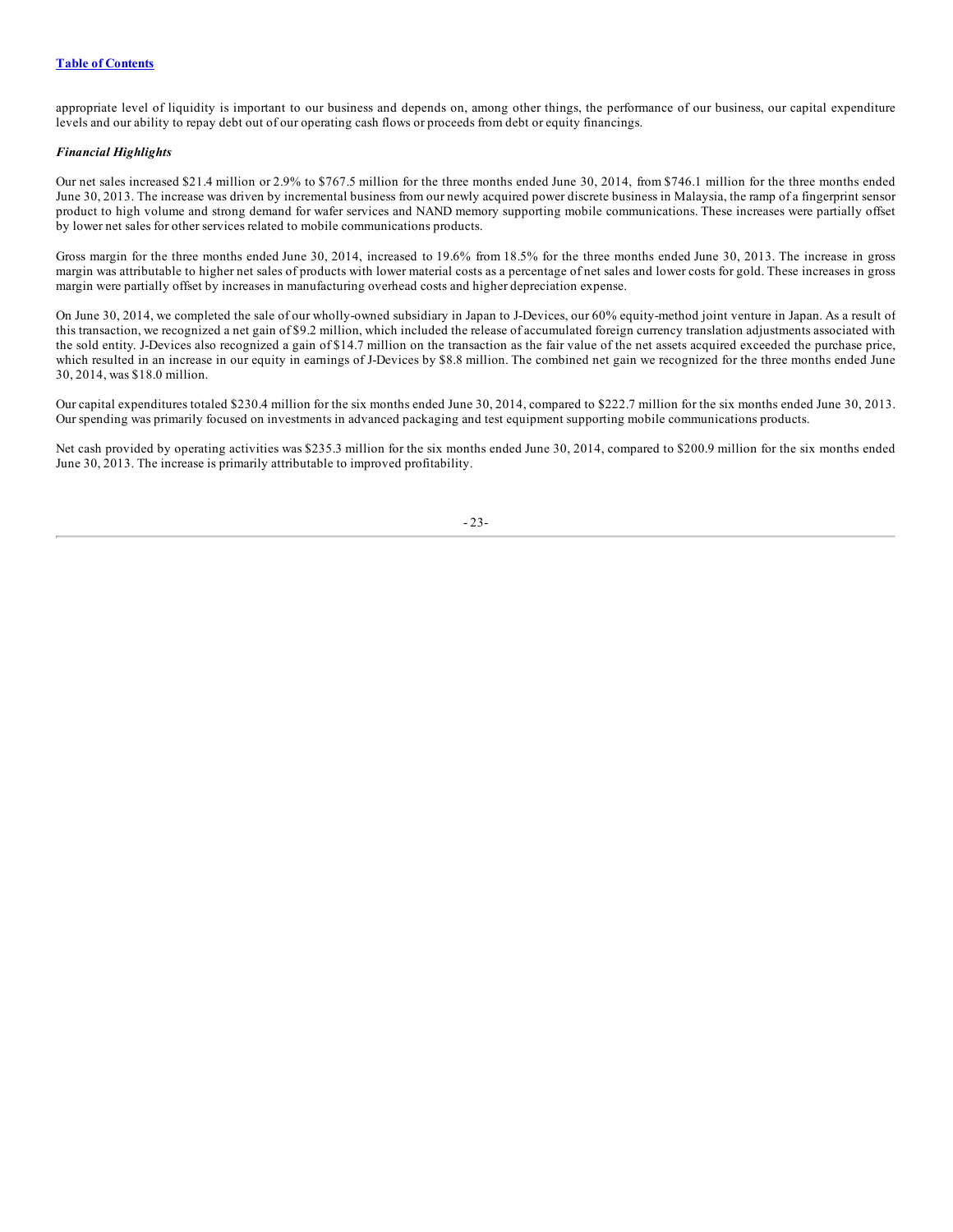appropriate level of liquidity is important to our business and depends on, among other things, the performance of our business, our capital expenditure levels and our ability to repay debt out of our operating cash flows or proceeds from debt or equity financings.

***Financial Highlights***

Our net sales increased $21.4 million or 2.9% to $767.5 million for the three months ended June 30, 2014, from $746.1 million for the three months ended June 30, 2013. The increase was driven by incremental business from our newly acquired power discrete business in Malaysia, the ramp of a fingerprint sensor product to high volume and strong demand for wafer services and NAND memory supporting mobile communications. These increases were partially offset by lower net sales for other services related to mobile communications products.

Gross margin for the three months ended June 30, 2014, increased to 19.6% from 18.5% for the three months ended June 30, 2013. The increase in gross margin was attributable to higher net sales of products with lower material costs as a percentage of net sales and lower costs for gold. These increases in gross margin were partially offset by increases in manufacturing overhead costs and higher depreciation expense.

On June 30, 2014, we completed the sale of our wholly-owned subsidiary in Japan to J-Devices, our 60% equity-method joint venture in Japan. As a result of this transaction, we recognized a net gain of $9.2 million, which included the release of accumulated foreign currency translation adjustments associated with the sold entity. J-Devices also recognized a gain of $14.7 million on the transaction as the fair value of the net assets acquired exceeded the purchase price, which resulted in an increase in our equity in earnings of J-Devices by $8.8 million. The combined net gain we recognized for the three months ended June 30, 2014, was $18.0 million.

Our capital expenditures totaled $230.4 million for the six months ended June 30, 2014, compared to $222.7 million for the six months ended June 30, 2013. Our spending was primarily focused on investments in advanced packaging and test equipment supporting mobile communications products.

Net cash provided by operating activities was $235.3 million for the six months ended June 30, 2014, compared to $200.9 million for the six months ended June 30, 2013. The increase is primarily attributable to improved profitability.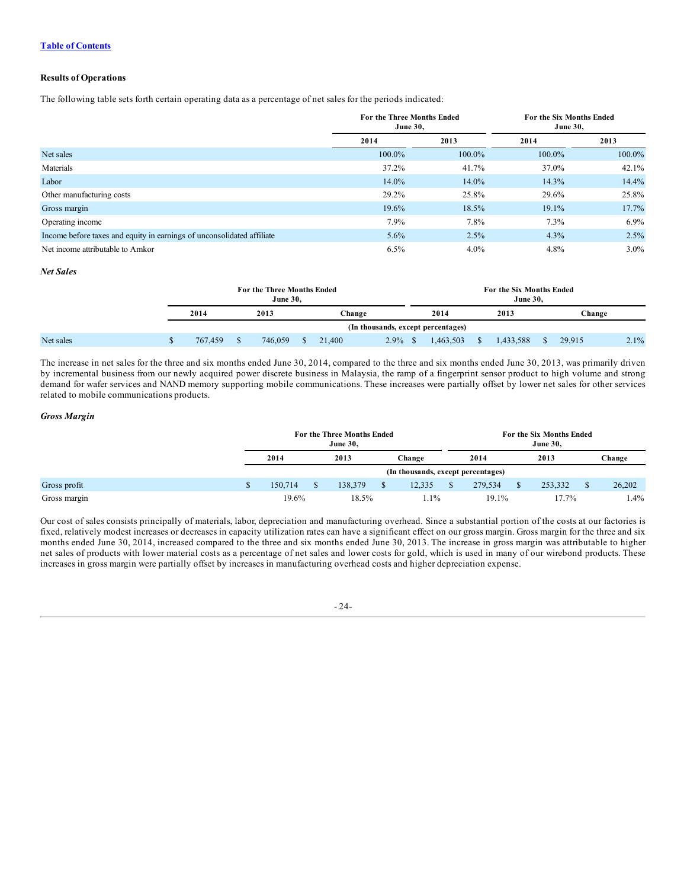[Table of Contents](#)

**Results of Operations**

The following table sets forth certain operating data as a percentage of net sales for the periods indicated:

| | For the Three Months Ended June 30, | | For the Six Months Ended June 30, | |
|---|---|---|---|---|
| | 2014 | 2013 | 2014 | 2013 |
| Net sales | 100.0% | 100.0% | 100.0% | 100.0% |
| Materials | 37.2% | 41.7% | 37.0% | 42.1% |
| Labor | 14.0% | 14.0% | 14.3% | 14.4% |
| Other manufacturing costs | 29.2% | 25.8% | 29.6% | 25.8% |
| Gross margin | 19.6% | 18.5% | 19.1% | 17.7% |
| Operating income | 7.9% | 7.8% | 7.3% | 6.9% |
| Income before taxes and equity in earnings of unconsolidated affiliate | 5.6% | 2.5% | 4.3% | 2.5% |
| Net income attributable to Amkor | 6.5% | 4.0% | 4.8% | 3.0% |

***Net Sales***

| | For the Three Months Ended June 30, | | | | For the Six Months Ended June 30, | | | |
|---|---|---|---|---|---|---|---|---|
| | 2014 | 2013 | Change | | 2014 | 2013 | Change | |
| | (In thousands, except percentages) | | | | | | | |
| Net sales | $ 767,459 | $ 746,059 | $ 21,400 | 2.9% | $ 1,463,503 | $ 1,433,588 | $ 29,915 | 2.1% |

The increase in net sales for the three and six months ended June 30, 2014, compared to the three and six months ended June 30, 2013, was primarily driven by incremental business from our newly acquired power discrete business in Malaysia, the ramp of a fingerprint sensor product to high volume and strong demand for wafer services and NAND memory supporting mobile communications. These increases were partially offset by lower net sales for other services related to mobile communications products.

***Gross Margin***

| | For the Three Months Ended June 30, | | | For the Six Months Ended June 30, | | |
|---|---|---|---|---|---|---|
| | 2014 | 2013 | Change | 2014 | 2013 | Change |
| | (In thousands, except percentages) | | | | | |
| Gross profit | $ 150,714 | $ 138,379 | $ 12,335 | $ 279,534 | $ 253,332 | $ 26,202 |
| Gross margin | 19.6% | 18.5% | 1.1% | 19.1% | 17.7% | 1.4% |

Our cost of sales consists principally of materials, labor, depreciation and manufacturing overhead. Since a substantial portion of the costs at our factories is fixed, relatively modest increases or decreases in capacity utilization rates can have a significant effect on our gross margin. Gross margin for the three and six months ended June 30, 2014, increased compared to the three and six months ended June 30, 2013. The increase in gross margin was attributable to higher net sales of products with lower material costs as a percentage of net sales and lower costs for gold, which is used in many of our wirebond products. These increases in gross margin were partially offset by increases in manufacturing overhead costs and higher depreciation expense.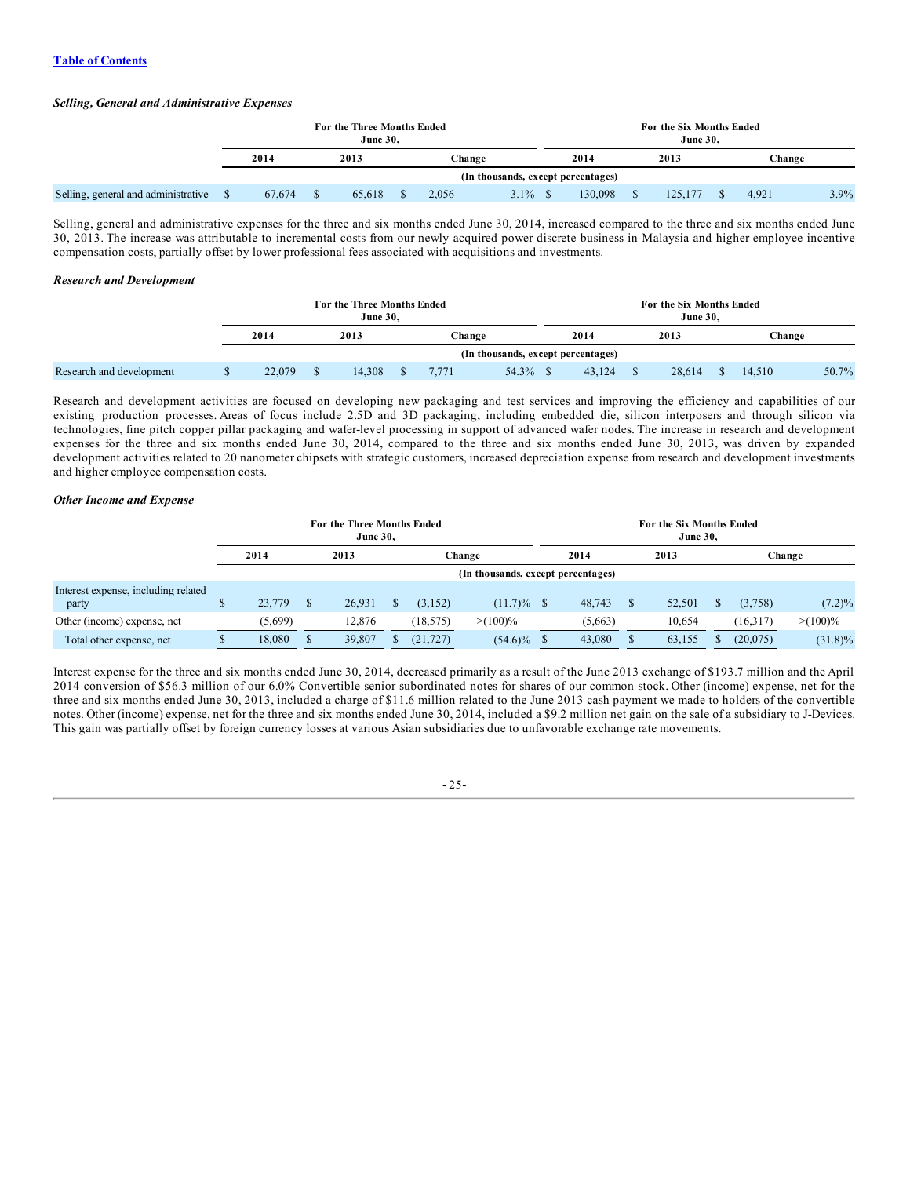[Table of Contents](#)

***Selling, General and Administrative Expenses***

| | For the Three Months Ended June 30, | | | | For the Six Months Ended June 30, | | | |
|---|---|---|---|---|---|---|---|---|
| | 2014 | 2013 | Change | | 2014 | 2013 | Change | |
| | (In thousands, except percentages) | | | | | | | |
| Selling, general and administrative | $ 67,674 | $ 65,618 | $ 2,056 | 3.1% | $ 130,098 | $ 125,177 | $ 4,921 | 3.9% |

Selling, general and administrative expenses for the three and six months ended June 30, 2014, increased compared to the three and six months ended June 30, 2013. The increase was attributable to incremental costs from our newly acquired power discrete business in Malaysia and higher employee incentive compensation costs, partially offset by lower professional fees associated with acquisitions and investments.

***Research and Development***

| | For the Three Months Ended June 30, | | | | For the Six Months Ended June 30, | | | |
|---|---|---|---|---|---|---|---|---|
| | 2014 | 2013 | Change | | 2014 | 2013 | Change | |
| | (In thousands, except percentages) | | | | | | | |
| Research and development | $ 22,079 | $ 14,308 | $ 7,771 | 54.3% | $ 43,124 | $ 28,614 | $ 14,510 | 50.7% |

Research and development activities are focused on developing new packaging and test services and improving the efficiency and capabilities of our existing production processes. Areas of focus include 2.5D and 3D packaging, including embedded die, silicon interposers and through silicon via technologies, fine pitch copper pillar packaging and wafer-level processing in support of advanced wafer nodes. The increase in research and development expenses for the three and six months ended June 30, 2014, compared to the three and six months ended June 30, 2013, was driven by expanded development activities related to 20 nanometer chipsets with strategic customers, increased depreciation expense from research and development investments and higher employee compensation costs.

***Other Income and Expense***

| | For the Three Months Ended June 30, | | | | For the Six Months Ended June 30, | | | |
|---|---|---|---|---|---|---|---|---|
| | 2014 | 2013 | Change | | 2014 | 2013 | Change | |
| | (In thousands, except percentages) | | | | | | | |
| Interest expense, including related party | $ 23,779 | $ 26,931 | $ (3,152) | (11.7)% | $ 48,743 | $ 52,501 | $ (3,758) | (7.2)% |
| Other (income) expense, net | (5,699) | 12,876 | (18,575) | >(100)% | (5,663) | 10,654 | (16,317) | >(100)% |
| Total other expense, net | $ 18,080 | $ 39,807 | $ (21,727) | (54.6)% | $ 43,080 | $ 63,155 | $ (20,075) | (31.8)% |

Interest expense for the three and six months ended June 30, 2014, decreased primarily as a result of the June 2013 exchange of $193.7 million and the April 2014 conversion of $56.3 million of our 6.0% Convertible senior subordinated notes for shares of our common stock. Other (income) expense, net for the three and six months ended June 30, 2013, included a charge of $11.6 million related to the June 2013 cash payment we made to holders of the convertible notes. Other (income) expense, net for the three and six months ended June 30, 2014, included a $9.2 million net gain on the sale of a subsidiary to J-Devices. This gain was partially offset by foreign currency losses at various Asian subsidiaries due to unfavorable exchange rate movements.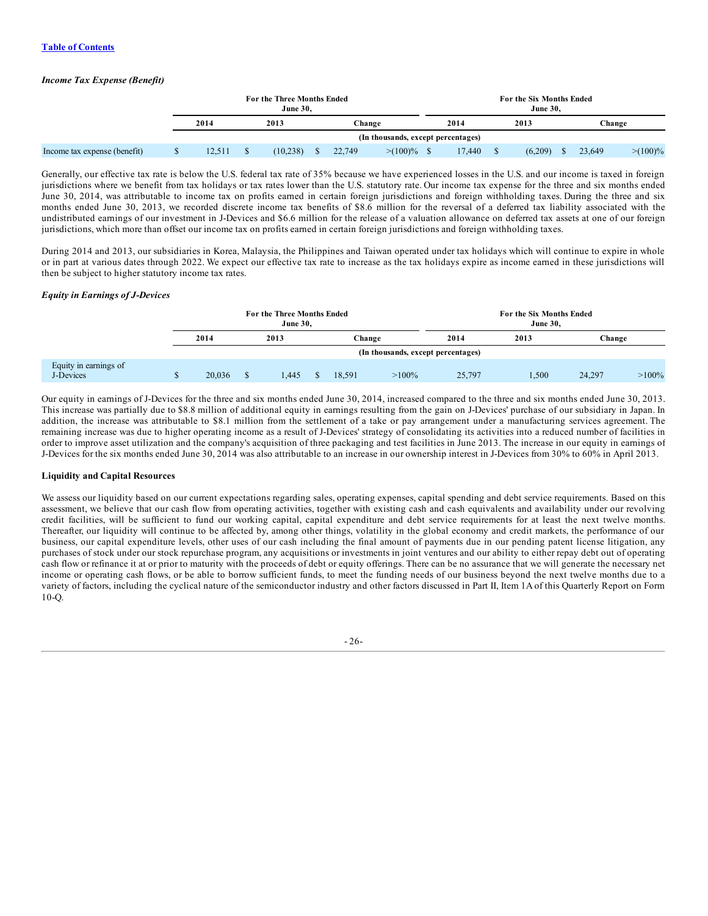*Income Tax Expense (Benefit)*

| | For the Three Months Ended June 30, | | | | For the Six Months Ended June 30, | | | |
|---|---|---|---|---|---|---|---|---|
| | 2014 | 2013 | Change | | 2014 | 2013 | Change | |
| | (In thousands, except percentages) | | | | | | | |
| Income tax expense (benefit) | $ 12,511 | $ (10,238) | $ 22,749 | >(100)% | $ 17,440 | $ (6,209) | $ 23,649 | >(100)% |

Generally, our effective tax rate is below the U.S. federal tax rate of 35% because we have experienced losses in the U.S. and our income is taxed in foreign jurisdictions where we benefit from tax holidays or tax rates lower than the U.S. statutory rate. Our income tax expense for the three and six months ended June 30, 2014, was attributable to income tax on profits earned in certain foreign jurisdictions and foreign withholding taxes. During the three and six months ended June 30, 2013, we recorded discrete income tax benefits of $8.6 million for the reversal of a deferred tax liability associated with the undistributed earnings of our investment in J-Devices and $6.6 million for the release of a valuation allowance on deferred tax assets at one of our foreign jurisdictions, which more than offset our income tax on profits earned in certain foreign jurisdictions and foreign withholding taxes.

During 2014 and 2013, our subsidiaries in Korea, Malaysia, the Philippines and Taiwan operated under tax holidays which will continue to expire in whole or in part at various dates through 2022. We expect our effective tax rate to increase as the tax holidays expire as income earned in these jurisdictions will then be subject to higher statutory income tax rates.

*Equity in Earnings of J-Devices*

| | For the Three Months Ended June 30, | | | | For the Six Months Ended June 30, | | | |
|---|---|---|---|---|---|---|---|---|
| | 2014 | 2013 | Change | | 2014 | 2013 | Change | |
| | (In thousands, except percentages) | | | | | | | |
| Equity in earnings of J-Devices | $ 20,036 | $ 1,445 | $ 18,591 | >100% | 25,797 | 1,500 | 24,297 | >100% |

Our equity in earnings of J-Devices for the three and six months ended June 30, 2014, increased compared to the three and six months ended June 30, 2013. This increase was partially due to $8.8 million of additional equity in earnings resulting from the gain on J-Devices' purchase of our subsidiary in Japan. In addition, the increase was attributable to $8.1 million from the settlement of a take or pay arrangement under a manufacturing services agreement. The remaining increase was due to higher operating income as a result of J-Devices' strategy of consolidating its activities into a reduced number of facilities in order to improve asset utilization and the company's acquisition of three packaging and test facilities in June 2013. The increase in our equity in earnings of J-Devices for the six months ended June 30, 2014 was also attributable to an increase in our ownership interest in J-Devices from 30% to 60% in April 2013.

**Liquidity and Capital Resources**

We assess our liquidity based on our current expectations regarding sales, operating expenses, capital spending and debt service requirements. Based on this assessment, we believe that our cash flow from operating activities, together with existing cash and cash equivalents and availability under our revolving credit facilities, will be sufficient to fund our working capital, capital expenditure and debt service requirements for at least the next twelve months. Thereafter, our liquidity will continue to be affected by, among other things, volatility in the global economy and credit markets, the performance of our business, our capital expenditure levels, other uses of our cash including the final amount of payments due in our pending patent license litigation, any purchases of stock under our stock repurchase program, any acquisitions or investments in joint ventures and our ability to either repay debt out of operating cash flow or refinance it at or prior to maturity with the proceeds of debt or equity offerings. There can be no assurance that we will generate the necessary net income or operating cash flows, or be able to borrow sufficient funds, to meet the funding needs of our business beyond the next twelve months due to a variety of factors, including the cyclical nature of the semiconductor industry and other factors discussed in Part II, Item 1A of this Quarterly Report on Form 10-Q.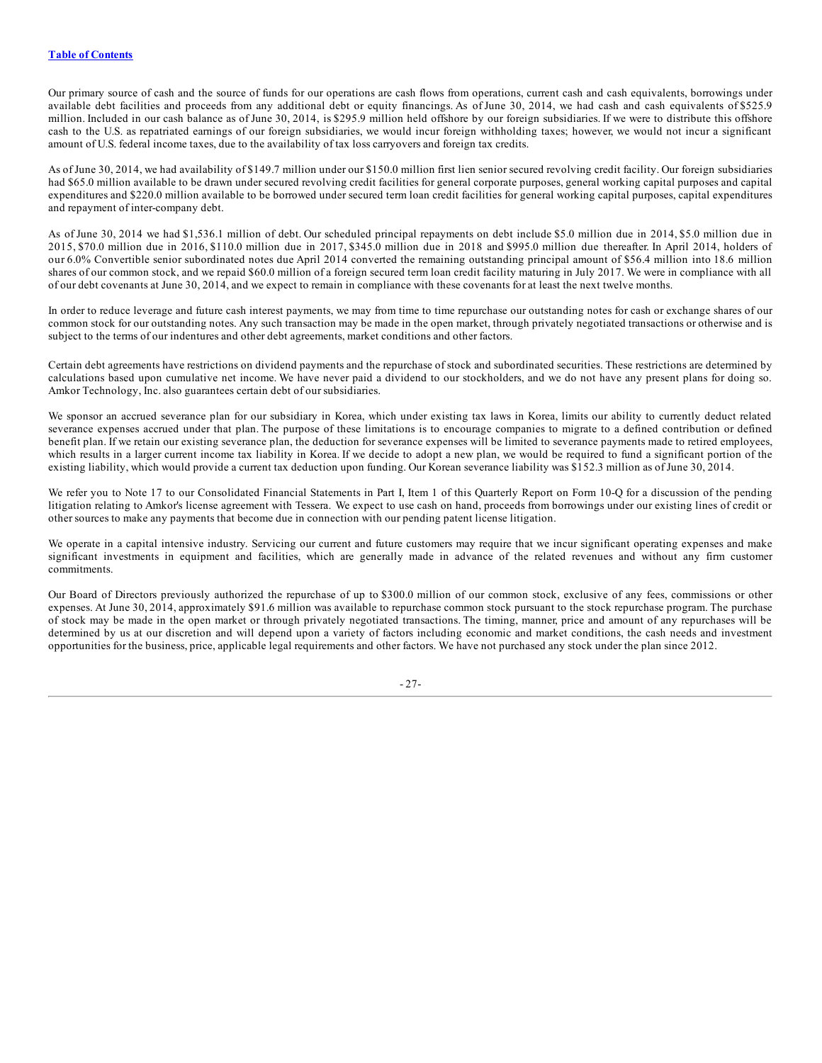Our primary source of cash and the source of funds for our operations are cash flows from operations, current cash and cash equivalents, borrowings under available debt facilities and proceeds from any additional debt or equity financings. As of June 30, 2014, we had cash and cash equivalents of $525.9 million. Included in our cash balance as of June 30, 2014, is $295.9 million held offshore by our foreign subsidiaries. If we were to distribute this offshore cash to the U.S. as repatriated earnings of our foreign subsidiaries, we would incur foreign withholding taxes; however, we would not incur a significant amount of U.S. federal income taxes, due to the availability of tax loss carryovers and foreign tax credits.

As of June 30, 2014, we had availability of $149.7 million under our $150.0 million first lien senior secured revolving credit facility. Our foreign subsidiaries had $65.0 million available to be drawn under secured revolving credit facilities for general corporate purposes, general working capital purposes and capital expenditures and $220.0 million available to be borrowed under secured term loan credit facilities for general working capital purposes, capital expenditures and repayment of inter-company debt.

As of June 30, 2014 we had $1,536.1 million of debt. Our scheduled principal repayments on debt include $5.0 million due in 2014, $5.0 million due in 2015, $70.0 million due in 2016, $110.0 million due in 2017, $345.0 million due in 2018 and $995.0 million due thereafter. In April 2014, holders of our 6.0% Convertible senior subordinated notes due April 2014 converted the remaining outstanding principal amount of $56.4 million into 18.6 million shares of our common stock, and we repaid $60.0 million of a foreign secured term loan credit facility maturing in July 2017. We were in compliance with all of our debt covenants at June 30, 2014, and we expect to remain in compliance with these covenants for at least the next twelve months.

In order to reduce leverage and future cash interest payments, we may from time to time repurchase our outstanding notes for cash or exchange shares of our common stock for our outstanding notes. Any such transaction may be made in the open market, through privately negotiated transactions or otherwise and is subject to the terms of our indentures and other debt agreements, market conditions and other factors.

Certain debt agreements have restrictions on dividend payments and the repurchase of stock and subordinated securities. These restrictions are determined by calculations based upon cumulative net income. We have never paid a dividend to our stockholders, and we do not have any present plans for doing so. Amkor Technology, Inc. also guarantees certain debt of our subsidiaries.

We sponsor an accrued severance plan for our subsidiary in Korea, which under existing tax laws in Korea, limits our ability to currently deduct related severance expenses accrued under that plan. The purpose of these limitations is to encourage companies to migrate to a defined contribution or defined benefit plan. If we retain our existing severance plan, the deduction for severance expenses will be limited to severance payments made to retired employees, which results in a larger current income tax liability in Korea. If we decide to adopt a new plan, we would be required to fund a significant portion of the existing liability, which would provide a current tax deduction upon funding. Our Korean severance liability was $152.3 million as of June 30, 2014.

We refer you to Note 17 to our Consolidated Financial Statements in Part I, Item 1 of this Quarterly Report on Form 10-Q for a discussion of the pending litigation relating to Amkor's license agreement with Tessera. We expect to use cash on hand, proceeds from borrowings under our existing lines of credit or other sources to make any payments that become due in connection with our pending patent license litigation.

We operate in a capital intensive industry. Servicing our current and future customers may require that we incur significant operating expenses and make significant investments in equipment and facilities, which are generally made in advance of the related revenues and without any firm customer commitments.

Our Board of Directors previously authorized the repurchase of up to $300.0 million of our common stock, exclusive of any fees, commissions or other expenses. At June 30, 2014, approximately $91.6 million was available to repurchase common stock pursuant to the stock repurchase program. The purchase of stock may be made in the open market or through privately negotiated transactions. The timing, manner, price and amount of any repurchases will be determined by us at our discretion and will depend upon a variety of factors including economic and market conditions, the cash needs and investment opportunities for the business, price, applicable legal requirements and other factors. We have not purchased any stock under the plan since 2012.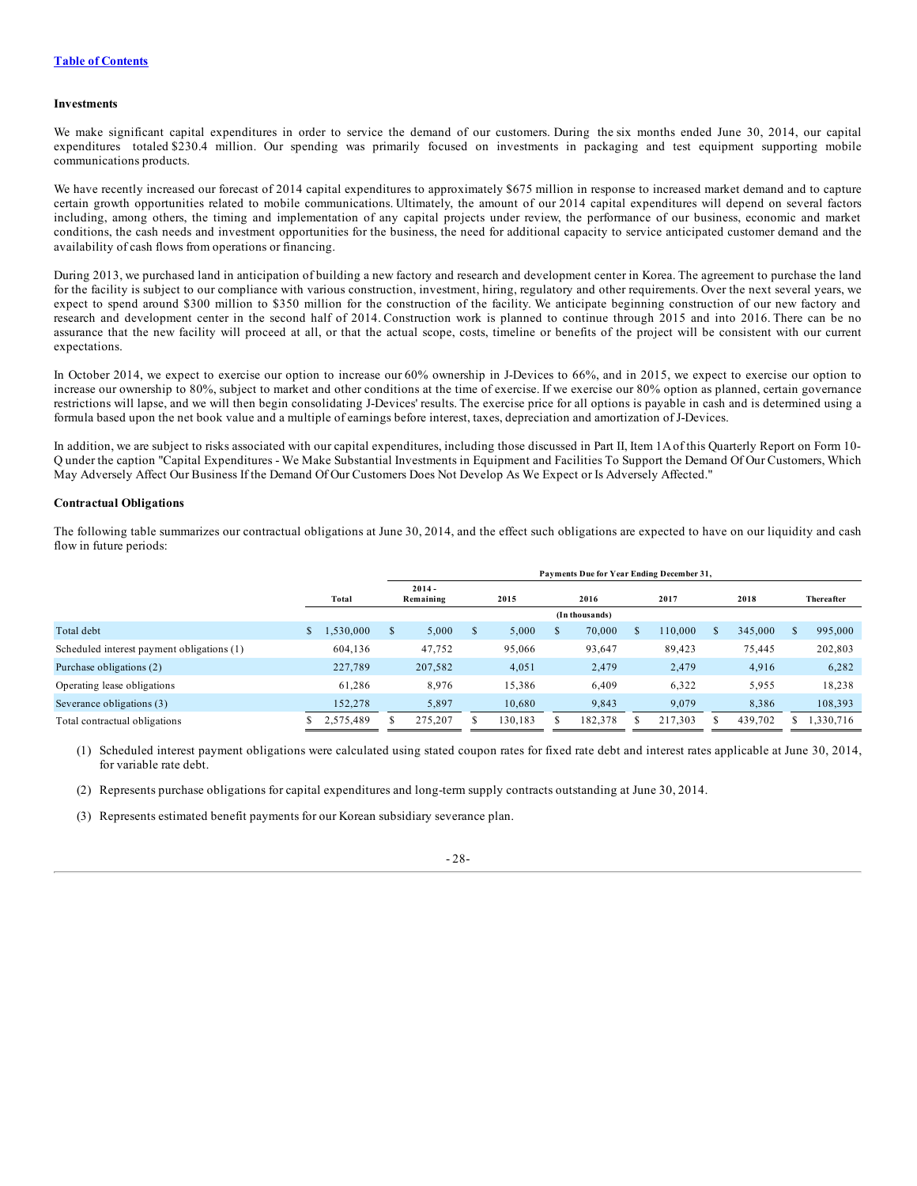[Table of Contents](#)

**Investments**

We make significant capital expenditures in order to service the demand of our customers. During the six months ended June 30, 2014, our capital expenditures totaled $230.4 million. Our spending was primarily focused on investments in packaging and test equipment supporting mobile communications products.

We have recently increased our forecast of 2014 capital expenditures to approximately $675 million in response to increased market demand and to capture certain growth opportunities related to mobile communications. Ultimately, the amount of our 2014 capital expenditures will depend on several factors including, among others, the timing and implementation of any capital projects under review, the performance of our business, economic and market conditions, the cash needs and investment opportunities for the business, the need for additional capacity to service anticipated customer demand and the availability of cash flows from operations or financing.

During 2013, we purchased land in anticipation of building a new factory and research and development center in Korea. The agreement to purchase the land for the facility is subject to our compliance with various construction, investment, hiring, regulatory and other requirements. Over the next several years, we expect to spend around $300 million to $350 million for the construction of the facility. We anticipate beginning construction of our new factory and research and development center in the second half of 2014. Construction work is planned to continue through 2015 and into 2016. There can be no assurance that the new facility will proceed at all, or that the actual scope, costs, timeline or benefits of the project will be consistent with our current expectations.

In October 2014, we expect to exercise our option to increase our 60% ownership in J-Devices to 66%, and in 2015, we expect to exercise our option to increase our ownership to 80%, subject to market and other conditions at the time of exercise. If we exercise our 80% option as planned, certain governance restrictions will lapse, and we will then begin consolidating J-Devices' results. The exercise price for all options is payable in cash and is determined using a formula based upon the net book value and a multiple of earnings before interest, taxes, depreciation and amortization of J-Devices.

In addition, we are subject to risks associated with our capital expenditures, including those discussed in Part II, Item 1A of this Quarterly Report on Form 10-Q under the caption "Capital Expenditures - We Make Substantial Investments in Equipment and Facilities To Support the Demand Of Our Customers, Which May Adversely Affect Our Business If the Demand Of Our Customers Does Not Develop As We Expect or Is Adversely Affected."

**Contractual Obligations**

The following table summarizes our contractual obligations at June 30, 2014, and the effect such obligations are expected to have on our liquidity and cash flow in future periods:

| | | Payments Due for Year Ending December 31, | | | | | |
|---|---|---|---|---|---|---|---|
| | Total | 2014 - Remaining | 2015 | 2016 | 2017 | 2018 | Thereafter |
| | | | | (In thousands) | | | |
| Total debt | $ 1,530,000 | $ 5,000 | $ 5,000 | $ 70,000 | $ 110,000 | $ 345,000 | $ 995,000 |
| Scheduled interest payment obligations (1) | 604,136 | 47,752 | 95,066 | 93,647 | 89,423 | 75,445 | 202,803 |
| Purchase obligations (2) | 227,789 | 207,582 | 4,051 | 2,479 | 2,479 | 4,916 | 6,282 |
| Operating lease obligations | 61,286 | 8,976 | 15,386 | 6,409 | 6,322 | 5,955 | 18,238 |
| Severance obligations (3) | 152,278 | 5,897 | 10,680 | 9,843 | 9,079 | 8,386 | 108,393 |
| Total contractual obligations | $ 2,575,489 | $ 275,207 | $ 130,183 | $ 182,378 | $ 217,303 | $ 439,702 | $ 1,330,716 |

(1) Scheduled interest payment obligations were calculated using stated coupon rates for fixed rate debt and interest rates applicable at June 30, 2014, for variable rate debt.

(2) Represents purchase obligations for capital expenditures and long-term supply contracts outstanding at June 30, 2014.

(3) Represents estimated benefit payments for our Korean subsidiary severance plan.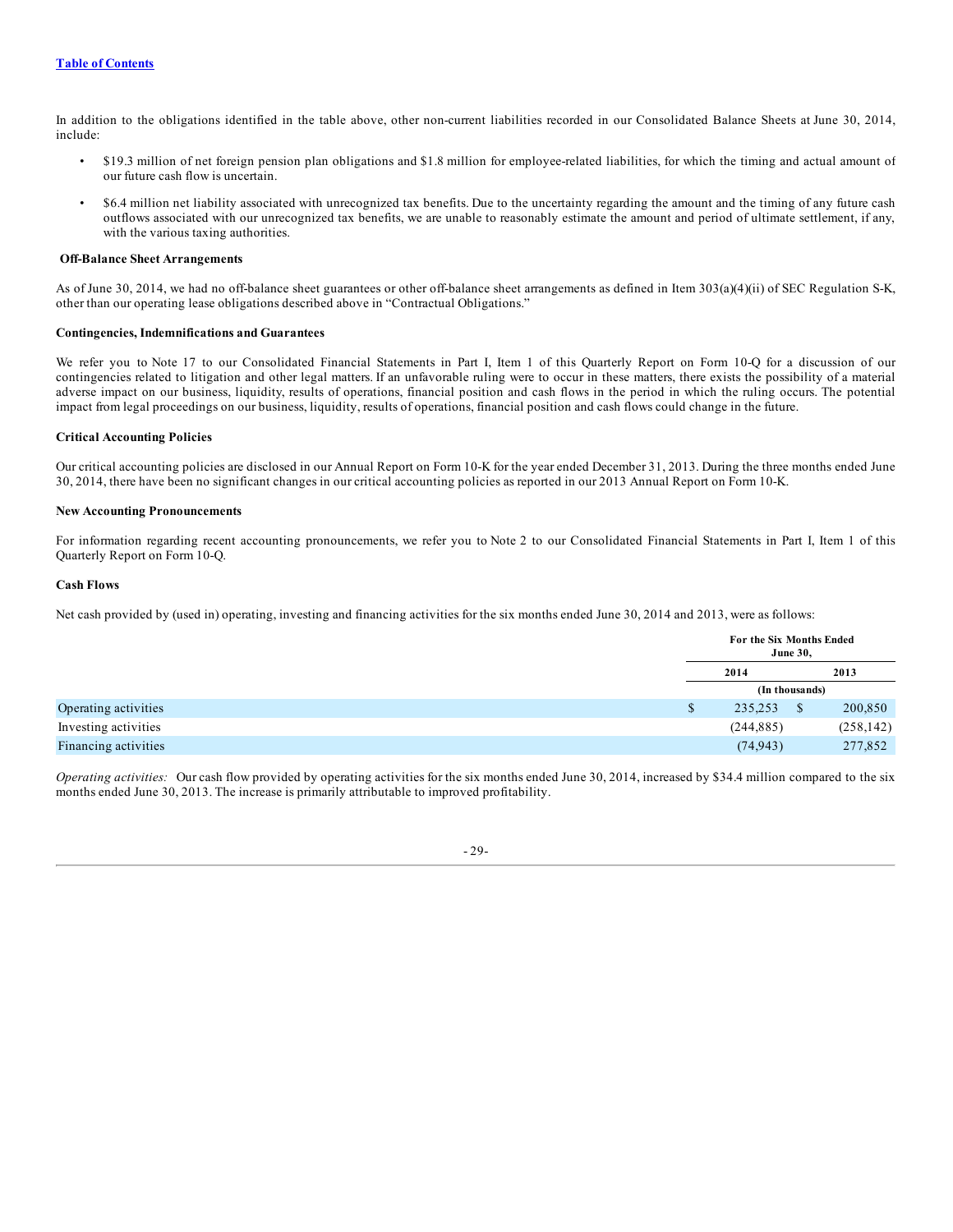In addition to the obligations identified in the table above, other non-current liabilities recorded in our Consolidated Balance Sheets at June 30, 2014, include:

- $19.3 million of net foreign pension plan obligations and $1.8 million for employee-related liabilities, for which the timing and actual amount of our future cash flow is uncertain.
- $6.4 million net liability associated with unrecognized tax benefits. Due to the uncertainty regarding the amount and the timing of any future cash outflows associated with our unrecognized tax benefits, we are unable to reasonably estimate the amount and period of ultimate settlement, if any, with the various taxing authorities.

**Off-Balance Sheet Arrangements**

As of June 30, 2014, we had no off-balance sheet guarantees or other off-balance sheet arrangements as defined in Item 303(a)(4)(ii) of SEC Regulation S-K, other than our operating lease obligations described above in "Contractual Obligations."

**Contingencies, Indemnifications and Guarantees**

We refer you to Note 17 to our Consolidated Financial Statements in Part I, Item 1 of this Quarterly Report on Form 10-Q for a discussion of our contingencies related to litigation and other legal matters. If an unfavorable ruling were to occur in these matters, there exists the possibility of a material adverse impact on our business, liquidity, results of operations, financial position and cash flows in the period in which the ruling occurs. The potential impact from legal proceedings on our business, liquidity, results of operations, financial position and cash flows could change in the future.

**Critical Accounting Policies**

Our critical accounting policies are disclosed in our Annual Report on Form 10-K for the year ended December 31, 2013. During the three months ended June 30, 2014, there have been no significant changes in our critical accounting policies as reported in our 2013 Annual Report on Form 10-K.

**New Accounting Pronouncements**

For information regarding recent accounting pronouncements, we refer you to Note 2 to our Consolidated Financial Statements in Part I, Item 1 of this Quarterly Report on Form 10-Q.

**Cash Flows**

Net cash provided by (used in) operating, investing and financing activities for the six months ended June 30, 2014 and 2013, were as follows:

| | For the Six Months Ended June 30, | |
|---|---|---|
| | 2014 | 2013 |
| | (In thousands) | |
| Operating activities | $ 235,253 | $ 200,850 |
| Investing activities | (244,885) | (258,142) |
| Financing activities | (74,943) | 277,852 |

*Operating activities:* Our cash flow provided by operating activities for the six months ended June 30, 2014, increased by $34.4 million compared to the six months ended June 30, 2013. The increase is primarily attributable to improved profitability.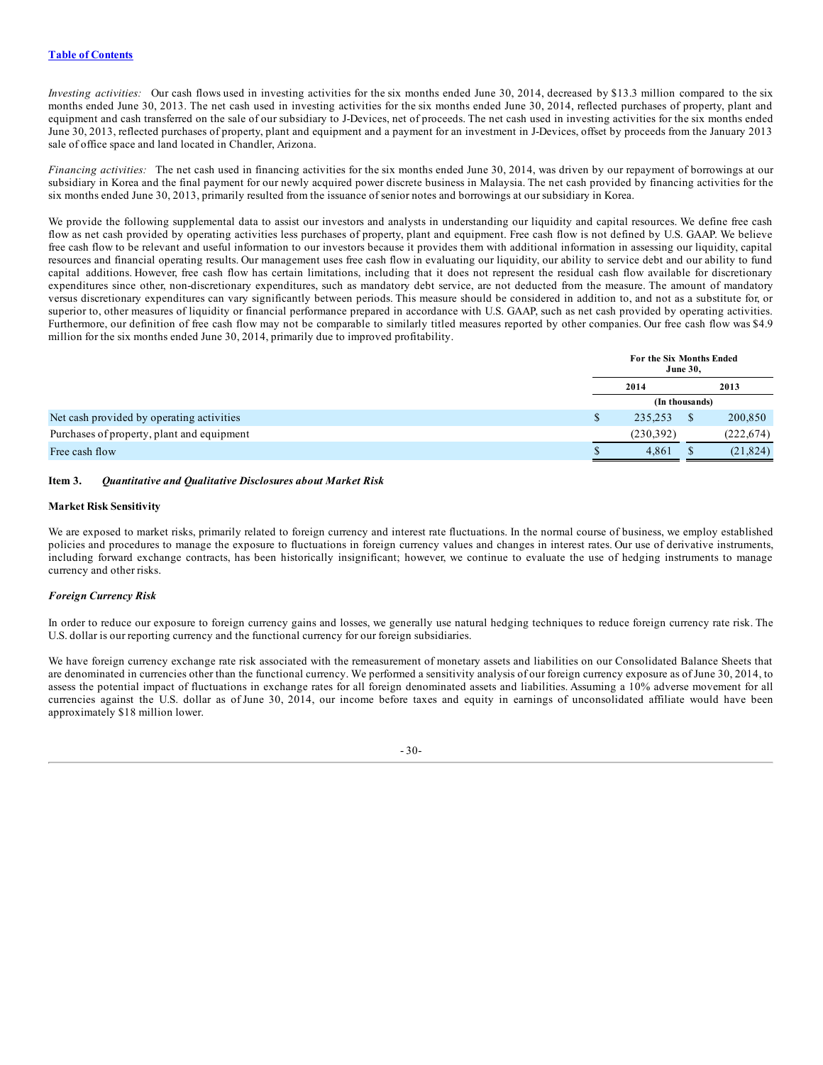*Investing activities:* Our cash flows used in investing activities for the six months ended June 30, 2014, decreased by $13.3 million compared to the six months ended June 30, 2013. The net cash used in investing activities for the six months ended June 30, 2014, reflected purchases of property, plant and equipment and cash transferred on the sale of our subsidiary to J-Devices, net of proceeds. The net cash used in investing activities for the six months ended June 30, 2013, reflected purchases of property, plant and equipment and a payment for an investment in J-Devices, offset by proceeds from the January 2013 sale of office space and land located in Chandler, Arizona.

*Financing activities:* The net cash used in financing activities for the six months ended June 30, 2014, was driven by our repayment of borrowings at our subsidiary in Korea and the final payment for our newly acquired power discrete business in Malaysia. The net cash provided by financing activities for the six months ended June 30, 2013, primarily resulted from the issuance of senior notes and borrowings at our subsidiary in Korea.

We provide the following supplemental data to assist our investors and analysts in understanding our liquidity and capital resources. We define free cash flow as net cash provided by operating activities less purchases of property, plant and equipment. Free cash flow is not defined by U.S. GAAP. We believe free cash flow to be relevant and useful information to our investors because it provides them with additional information in assessing our liquidity, capital resources and financial operating results. Our management uses free cash flow in evaluating our liquidity, our ability to service debt and our ability to fund capital additions. However, free cash flow has certain limitations, including that it does not represent the residual cash flow available for discretionary expenditures since other, non-discretionary expenditures, such as mandatory debt service, are not deducted from the measure. The amount of mandatory versus discretionary expenditures can vary significantly between periods. This measure should be considered in addition to, and not as a substitute for, or superior to, other measures of liquidity or financial performance prepared in accordance with U.S. GAAP, such as net cash provided by operating activities. Furthermore, our definition of free cash flow may not be comparable to similarly titled measures reported by other companies. Our free cash flow was $4.9 million for the six months ended June 30, 2014, primarily due to improved profitability.

| | For the Six Months Ended June 30, | |
|---|---|---|
| | 2014 | 2013 |
| | (In thousands) | |
| Net cash provided by operating activities | $ 235,253 | $ 200,850 |
| Purchases of property, plant and equipment | (230,392) | (222,674) |
| Free cash flow | $ 4,861 | $ (21,824) |

**Item 3. *Quantitative and Qualitative Disclosures about Market Risk***

**Market Risk Sensitivity**

We are exposed to market risks, primarily related to foreign currency and interest rate fluctuations. In the normal course of business, we employ established policies and procedures to manage the exposure to fluctuations in foreign currency values and changes in interest rates. Our use of derivative instruments, including forward exchange contracts, has been historically insignificant; however, we continue to evaluate the use of hedging instruments to manage currency and other risks.

***Foreign Currency Risk***

In order to reduce our exposure to foreign currency gains and losses, we generally use natural hedging techniques to reduce foreign currency rate risk. The U.S. dollar is our reporting currency and the functional currency for our foreign subsidiaries.

We have foreign currency exchange rate risk associated with the remeasurement of monetary assets and liabilities on our Consolidated Balance Sheets that are denominated in currencies other than the functional currency. We performed a sensitivity analysis of our foreign currency exposure as of June 30, 2014, to assess the potential impact of fluctuations in exchange rates for all foreign denominated assets and liabilities. Assuming a 10% adverse movement for all currencies against the U.S. dollar as of June 30, 2014, our income before taxes and equity in earnings of unconsolidated affiliate would have been approximately $18 million lower.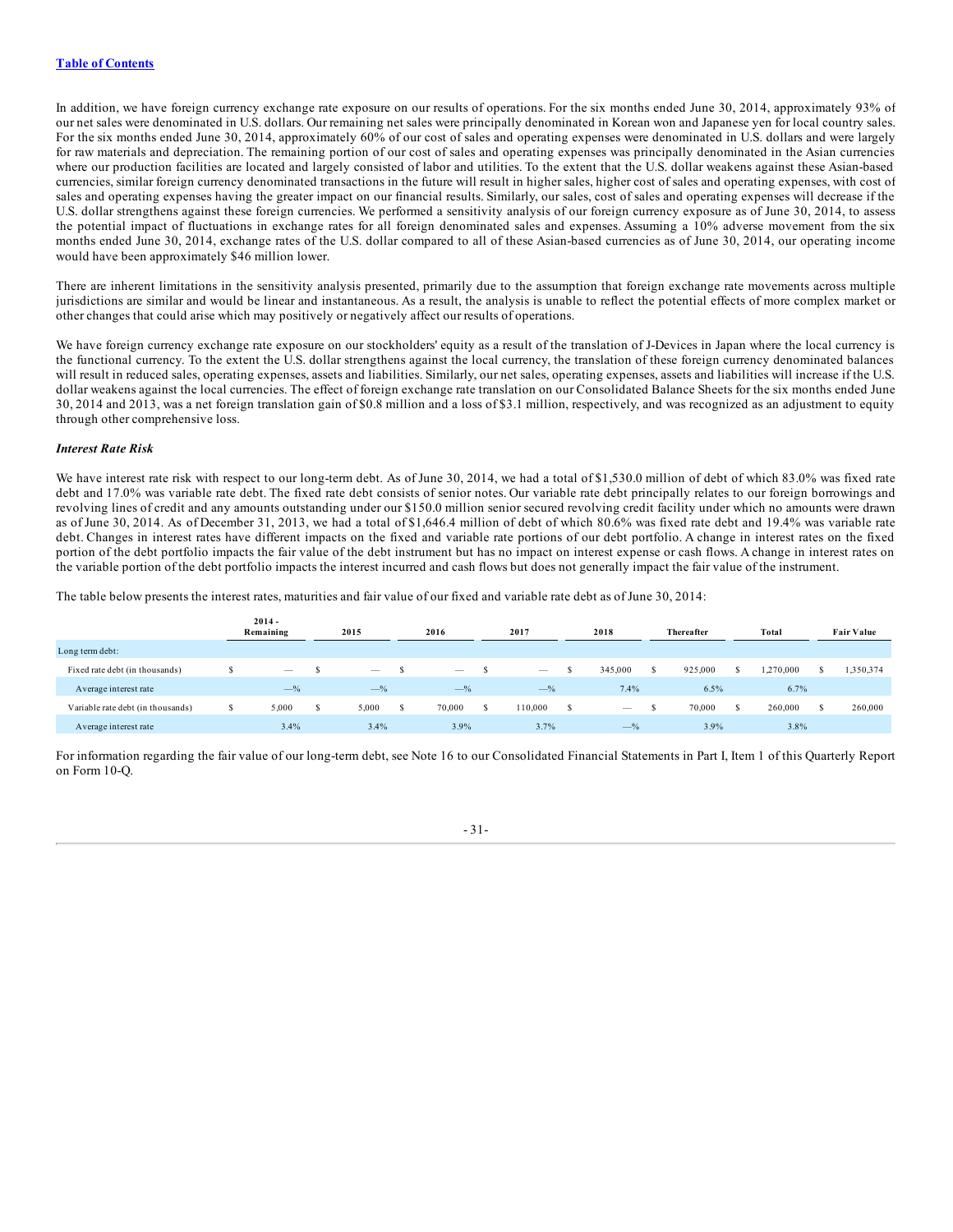[Table of Contents](#)

In addition, we have foreign currency exchange rate exposure on our results of operations. For the six months ended June 30, 2014, approximately 93% of our net sales were denominated in U.S. dollars. Our remaining net sales were principally denominated in Korean won and Japanese yen for local country sales. For the six months ended June 30, 2014, approximately 60% of our cost of sales and operating expenses were denominated in U.S. dollars and were largely for raw materials and depreciation. The remaining portion of our cost of sales and operating expenses was principally denominated in the Asian currencies where our production facilities are located and largely consisted of labor and utilities. To the extent that the U.S. dollar weakens against these Asian-based currencies, similar foreign currency denominated transactions in the future will result in higher sales, higher cost of sales and operating expenses, with cost of sales and operating expenses having the greater impact on our financial results. Similarly, our sales, cost of sales and operating expenses will decrease if the U.S. dollar strengthens against these foreign currencies. We performed a sensitivity analysis of our foreign currency exposure as of June 30, 2014, to assess the potential impact of fluctuations in exchange rates for all foreign denominated sales and expenses. Assuming a 10% adverse movement from the six months ended June 30, 2014, exchange rates of the U.S. dollar compared to all of these Asian-based currencies as of June 30, 2014, our operating income would have been approximately $46 million lower.

There are inherent limitations in the sensitivity analysis presented, primarily due to the assumption that foreign exchange rate movements across multiple jurisdictions are similar and would be linear and instantaneous. As a result, the analysis is unable to reflect the potential effects of more complex market or other changes that could arise which may positively or negatively affect our results of operations.

We have foreign currency exchange rate exposure on our stockholders' equity as a result of the translation of J-Devices in Japan where the local currency is the functional currency. To the extent the U.S. dollar strengthens against the local currency, the translation of these foreign currency denominated balances will result in reduced sales, operating expenses, assets and liabilities. Similarly, our net sales, operating expenses, assets and liabilities will increase if the U.S. dollar weakens against the local currencies. The effect of foreign exchange rate translation on our Consolidated Balance Sheets for the six months ended June 30, 2014 and 2013, was a net foreign translation gain of $0.8 million and a loss of $3.1 million, respectively, and was recognized as an adjustment to equity through other comprehensive loss.

***Interest Rate Risk***

We have interest rate risk with respect to our long-term debt. As of June 30, 2014, we had a total of $1,530.0 million of debt of which 83.0% was fixed rate debt and 17.0% was variable rate debt. The fixed rate debt consists of senior notes. Our variable rate debt principally relates to our foreign borrowings and revolving lines of credit and any amounts outstanding under our $150.0 million senior secured revolving credit facility under which no amounts were drawn as of June 30, 2014. As of December 31, 2013, we had a total of $1,646.4 million of debt of which 80.6% was fixed rate debt and 19.4% was variable rate debt. Changes in interest rates have different impacts on the fixed and variable rate portions of our debt portfolio. A change in interest rates on the fixed portion of the debt portfolio impacts the fair value of the debt instrument but has no impact on interest expense or cash flows. A change in interest rates on the variable portion of the debt portfolio impacts the interest incurred and cash flows but does not generally impact the fair value of the instrument.

The table below presents the interest rates, maturities and fair value of our fixed and variable rate debt as of June 30, 2014:

| | 2014 - Remaining | 2015 | 2016 | 2017 | 2018 | Thereafter | Total | Fair Value |
|---|---|---|---|---|---|---|---|---|
| Long term debt: | | | | | | | | |
| Fixed rate debt (in thousands) | $ — | $ — | $ — | $ — | $ 345,000 | $ 925,000 | $ 1,270,000 | $ 1,350,374 |
| Average interest rate | —% | —% | —% | —% | 7.4% | 6.5% | 6.7% | |
| Variable rate debt (in thousands) | $ 5,000 | $ 5,000 | $ 70,000 | $ 110,000 | $ — | $ 70,000 | $ 260,000 | $ 260,000 |
| Average interest rate | 3.4% | 3.4% | 3.9% | 3.7% | —% | 3.9% | 3.8% | |

For information regarding the fair value of our long-term debt, see Note 16 to our Consolidated Financial Statements in Part I, Item 1 of this Quarterly Report on Form 10-Q.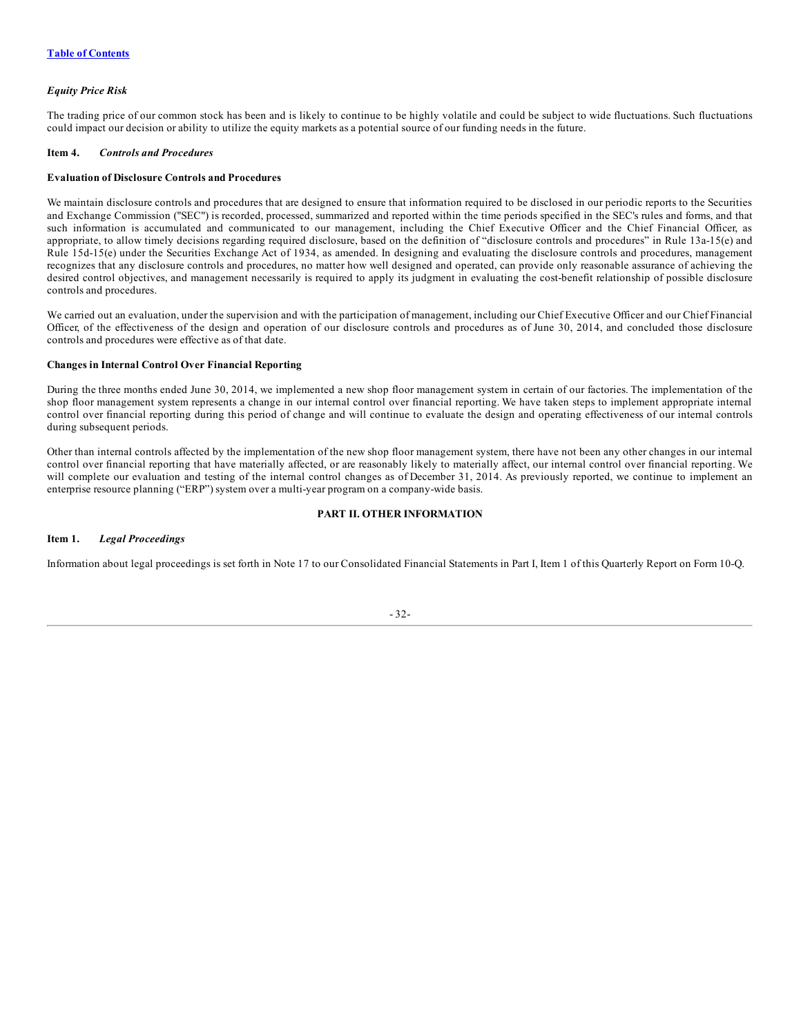### *Equity Price Risk*

The trading price of our common stock has been and is likely to continue to be highly volatile and could be subject to wide fluctuations. Such fluctuations could impact our decision or ability to utilize the equity markets as a potential source of our funding needs in the future.

## Item 4. *Controls and Procedures*

### Evaluation of Disclosure Controls and Procedures

We maintain disclosure controls and procedures that are designed to ensure that information required to be disclosed in our periodic reports to the Securities and Exchange Commission ("SEC") is recorded, processed, summarized and reported within the time periods specified in the SEC's rules and forms, and that such information is accumulated and communicated to our management, including the Chief Executive Officer and the Chief Financial Officer, as appropriate, to allow timely decisions regarding required disclosure, based on the definition of "disclosure controls and procedures" in Rule 13a-15(e) and Rule 15d-15(e) under the Securities Exchange Act of 1934, as amended. In designing and evaluating the disclosure controls and procedures, management recognizes that any disclosure controls and procedures, no matter how well designed and operated, can provide only reasonable assurance of achieving the desired control objectives, and management necessarily is required to apply its judgment in evaluating the cost-benefit relationship of possible disclosure controls and procedures.

We carried out an evaluation, under the supervision and with the participation of management, including our Chief Executive Officer and our Chief Financial Officer, of the effectiveness of the design and operation of our disclosure controls and procedures as of June 30, 2014, and concluded those disclosure controls and procedures were effective as of that date.

### Changes in Internal Control Over Financial Reporting

During the three months ended June 30, 2014, we implemented a new shop floor management system in certain of our factories. The implementation of the shop floor management system represents a change in our internal control over financial reporting. We have taken steps to implement appropriate internal control over financial reporting during this period of change and will continue to evaluate the design and operating effectiveness of our internal controls during subsequent periods.

Other than internal controls affected by the implementation of the new shop floor management system, there have not been any other changes in our internal control over financial reporting that have materially affected, or are reasonably likely to materially affect, our internal control over financial reporting. We will complete our evaluation and testing of the internal control changes as of December 31, 2014. As previously reported, we continue to implement an enterprise resource planning ("ERP") system over a multi-year program on a company-wide basis.

# PART II. OTHER INFORMATION

## Item 1. *Legal Proceedings*

Information about legal proceedings is set forth in Note 17 to our Consolidated Financial Statements in Part I, Item 1 of this Quarterly Report on Form 10-Q.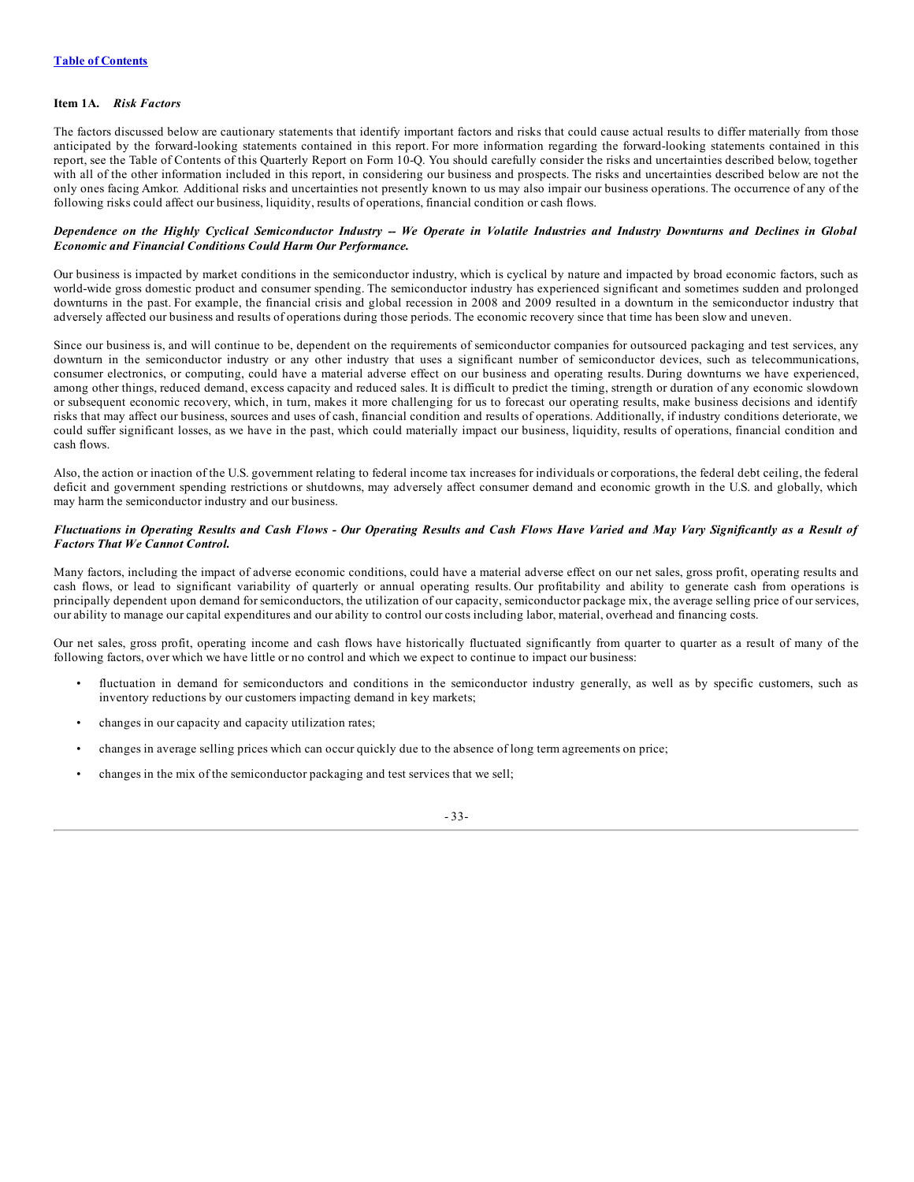[Table of Contents](#)

### Item 1A. *Risk Factors*

The factors discussed below are cautionary statements that identify important factors and risks that could cause actual results to differ materially from those anticipated by the forward-looking statements contained in this report. For more information regarding the forward-looking statements contained in this report, see the Table of Contents of this Quarterly Report on Form 10-Q. You should carefully consider the risks and uncertainties described below, together with all of the other information included in this report, in considering our business and prospects. The risks and uncertainties described below are not the only ones facing Amkor. Additional risks and uncertainties not presently known to us may also impair our business operations. The occurrence of any of the following risks could affect our business, liquidity, results of operations, financial condition or cash flows.

***Dependence on the Highly Cyclical Semiconductor Industry -- We Operate in Volatile Industries and Industry Downturns and Declines in Global Economic and Financial Conditions Could Harm Our Performance.***

Our business is impacted by market conditions in the semiconductor industry, which is cyclical by nature and impacted by broad economic factors, such as world-wide gross domestic product and consumer spending. The semiconductor industry has experienced significant and sometimes sudden and prolonged downturns in the past. For example, the financial crisis and global recession in 2008 and 2009 resulted in a downturn in the semiconductor industry that adversely affected our business and results of operations during those periods. The economic recovery since that time has been slow and uneven.

Since our business is, and will continue to be, dependent on the requirements of semiconductor companies for outsourced packaging and test services, any downturn in the semiconductor industry or any other industry that uses a significant number of semiconductor devices, such as telecommunications, consumer electronics, or computing, could have a material adverse effect on our business and operating results. During downturns we have experienced, among other things, reduced demand, excess capacity and reduced sales. It is difficult to predict the timing, strength or duration of any economic slowdown or subsequent economic recovery, which, in turn, makes it more challenging for us to forecast our operating results, make business decisions and identify risks that may affect our business, sources and uses of cash, financial condition and results of operations. Additionally, if industry conditions deteriorate, we could suffer significant losses, as we have in the past, which could materially impact our business, liquidity, results of operations, financial condition and cash flows.

Also, the action or inaction of the U.S. government relating to federal income tax increases for individuals or corporations, the federal debt ceiling, the federal deficit and government spending restrictions or shutdowns, may adversely affect consumer demand and economic growth in the U.S. and globally, which may harm the semiconductor industry and our business.

***Fluctuations in Operating Results and Cash Flows - Our Operating Results and Cash Flows Have Varied and May Vary Significantly as a Result of Factors That We Cannot Control.***

Many factors, including the impact of adverse economic conditions, could have a material adverse effect on our net sales, gross profit, operating results and cash flows, or lead to significant variability of quarterly or annual operating results. Our profitability and ability to generate cash from operations is principally dependent upon demand for semiconductors, the utilization of our capacity, semiconductor package mix, the average selling price of our services, our ability to manage our capital expenditures and our ability to control our costs including labor, material, overhead and financing costs.

Our net sales, gross profit, operating income and cash flows have historically fluctuated significantly from quarter to quarter as a result of many of the following factors, over which we have little or no control and which we expect to continue to impact our business:

- fluctuation in demand for semiconductors and conditions in the semiconductor industry generally, as well as by specific customers, such as inventory reductions by our customers impacting demand in key markets;
- changes in our capacity and capacity utilization rates;
- changes in average selling prices which can occur quickly due to the absence of long term agreements on price;
- changes in the mix of the semiconductor packaging and test services that we sell;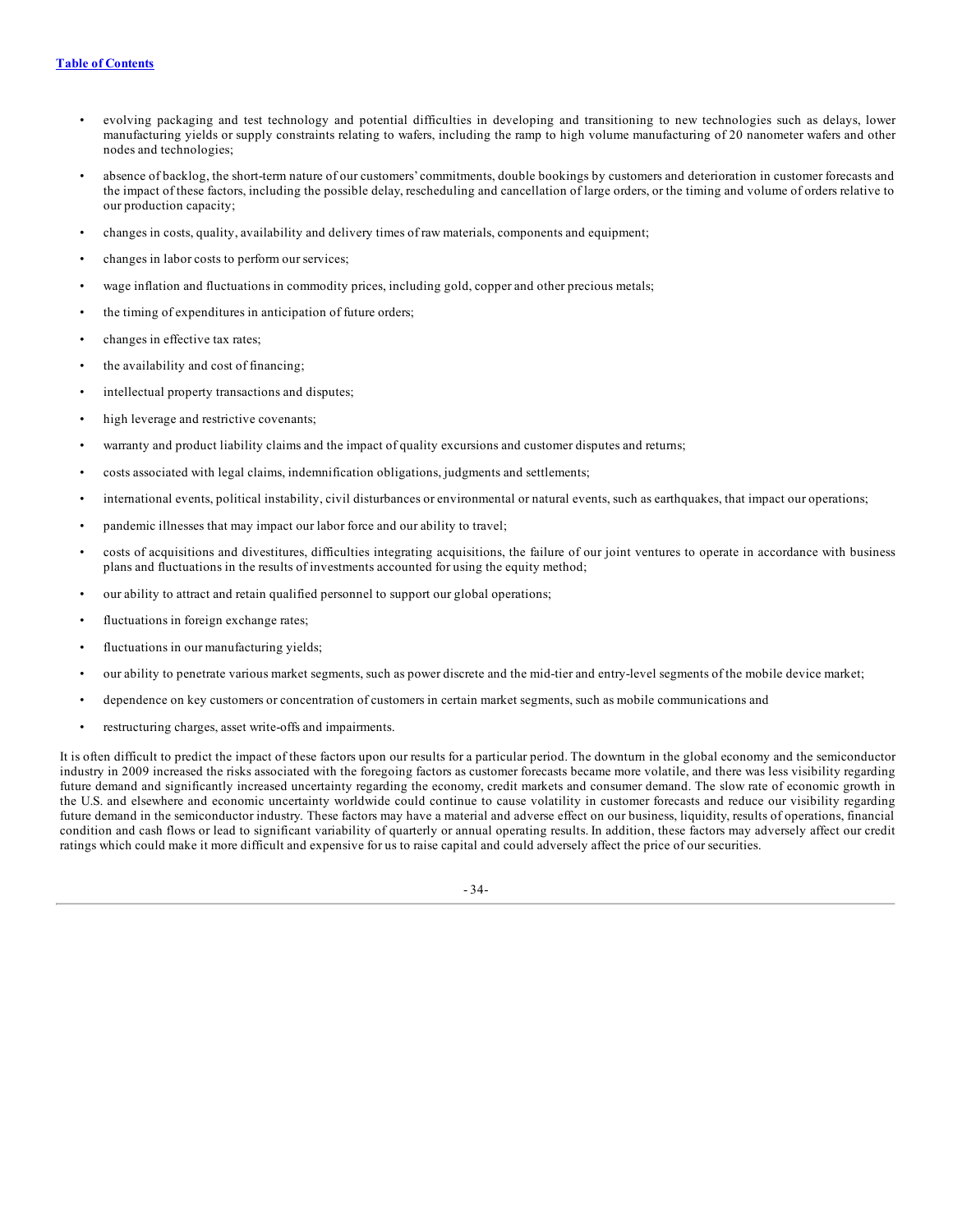- evolving packaging and test technology and potential difficulties in developing and transitioning to new technologies such as delays, lower manufacturing yields or supply constraints relating to wafers, including the ramp to high volume manufacturing of 20 nanometer wafers and other nodes and technologies;
- absence of backlog, the short-term nature of our customers' commitments, double bookings by customers and deterioration in customer forecasts and the impact of these factors, including the possible delay, rescheduling and cancellation of large orders, or the timing and volume of orders relative to our production capacity;
- changes in costs, quality, availability and delivery times of raw materials, components and equipment;
- changes in labor costs to perform our services;
- wage inflation and fluctuations in commodity prices, including gold, copper and other precious metals;
- the timing of expenditures in anticipation of future orders;
- changes in effective tax rates;
- the availability and cost of financing;
- intellectual property transactions and disputes;
- high leverage and restrictive covenants;
- warranty and product liability claims and the impact of quality excursions and customer disputes and returns;
- costs associated with legal claims, indemnification obligations, judgments and settlements;
- international events, political instability, civil disturbances or environmental or natural events, such as earthquakes, that impact our operations;
- pandemic illnesses that may impact our labor force and our ability to travel;
- costs of acquisitions and divestitures, difficulties integrating acquisitions, the failure of our joint ventures to operate in accordance with business plans and fluctuations in the results of investments accounted for using the equity method;
- our ability to attract and retain qualified personnel to support our global operations;
- fluctuations in foreign exchange rates;
- fluctuations in our manufacturing yields;
- our ability to penetrate various market segments, such as power discrete and the mid-tier and entry-level segments of the mobile device market;
- dependence on key customers or concentration of customers in certain market segments, such as mobile communications and
- restructuring charges, asset write-offs and impairments.

It is often difficult to predict the impact of these factors upon our results for a particular period. The downturn in the global economy and the semiconductor industry in 2009 increased the risks associated with the foregoing factors as customer forecasts became more volatile, and there was less visibility regarding future demand and significantly increased uncertainty regarding the economy, credit markets and consumer demand. The slow rate of economic growth in the U.S. and elsewhere and economic uncertainty worldwide could continue to cause volatility in customer forecasts and reduce our visibility regarding future demand in the semiconductor industry. These factors may have a material and adverse effect on our business, liquidity, results of operations, financial condition and cash flows or lead to significant variability of quarterly or annual operating results. In addition, these factors may adversely affect our credit ratings which could make it more difficult and expensive for us to raise capital and could adversely affect the price of our securities.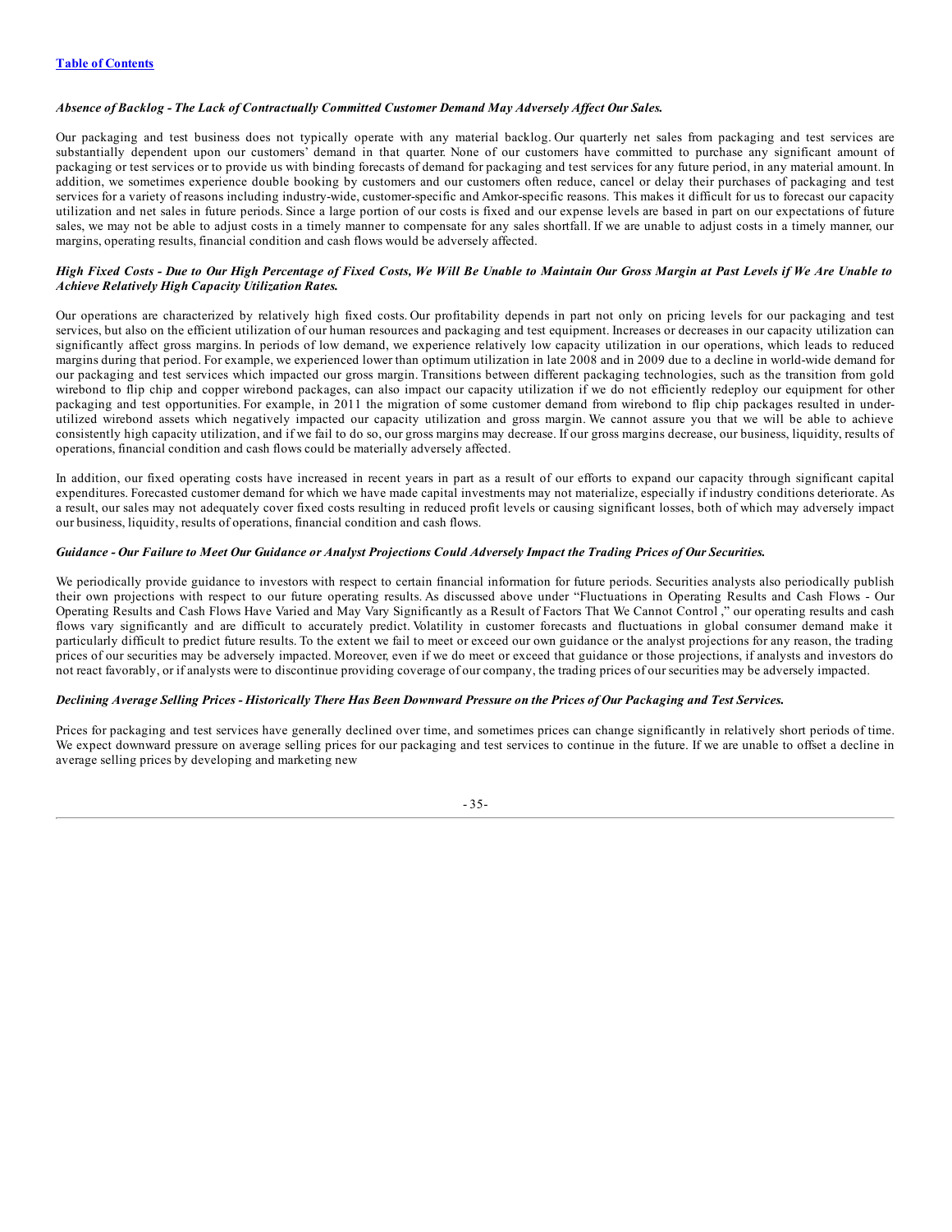*Absence of Backlog - The Lack of Contractually Committed Customer Demand May Adversely Affect Our Sales.*

Our packaging and test business does not typically operate with any material backlog. Our quarterly net sales from packaging and test services are substantially dependent upon our customers' demand in that quarter. None of our customers have committed to purchase any significant amount of packaging or test services or to provide us with binding forecasts of demand for packaging and test services for any future period, in any material amount. In addition, we sometimes experience double booking by customers and our customers often reduce, cancel or delay their purchases of packaging and test services for a variety of reasons including industry-wide, customer-specific and Amkor-specific reasons. This makes it difficult for us to forecast our capacity utilization and net sales in future periods. Since a large portion of our costs is fixed and our expense levels are based in part on our expectations of future sales, we may not be able to adjust costs in a timely manner to compensate for any sales shortfall. If we are unable to adjust costs in a timely manner, our margins, operating results, financial condition and cash flows would be adversely affected.

*High Fixed Costs - Due to Our High Percentage of Fixed Costs, We Will Be Unable to Maintain Our Gross Margin at Past Levels if We Are Unable to Achieve Relatively High Capacity Utilization Rates.*

Our operations are characterized by relatively high fixed costs. Our profitability depends in part not only on pricing levels for our packaging and test services, but also on the efficient utilization of our human resources and packaging and test equipment. Increases or decreases in our capacity utilization can significantly affect gross margins. In periods of low demand, we experience relatively low capacity utilization in our operations, which leads to reduced margins during that period. For example, we experienced lower than optimum utilization in late 2008 and in 2009 due to a decline in world-wide demand for our packaging and test services which impacted our gross margin. Transitions between different packaging technologies, such as the transition from gold wirebond to flip chip and copper wirebond packages, can also impact our capacity utilization if we do not efficiently redeploy our equipment for other packaging and test opportunities. For example, in 2011 the migration of some customer demand from wirebond to flip chip packages resulted in under-utilized wirebond assets which negatively impacted our capacity utilization and gross margin. We cannot assure you that we will be able to achieve consistently high capacity utilization, and if we fail to do so, our gross margins may decrease. If our gross margins decrease, our business, liquidity, results of operations, financial condition and cash flows could be materially adversely affected.

In addition, our fixed operating costs have increased in recent years in part as a result of our efforts to expand our capacity through significant capital expenditures. Forecasted customer demand for which we have made capital investments may not materialize, especially if industry conditions deteriorate. As a result, our sales may not adequately cover fixed costs resulting in reduced profit levels or causing significant losses, both of which may adversely impact our business, liquidity, results of operations, financial condition and cash flows.

*Guidance - Our Failure to Meet Our Guidance or Analyst Projections Could Adversely Impact the Trading Prices of Our Securities.*

We periodically provide guidance to investors with respect to certain financial information for future periods. Securities analysts also periodically publish their own projections with respect to our future operating results. As discussed above under "Fluctuations in Operating Results and Cash Flows - Our Operating Results and Cash Flows Have Varied and May Vary Significantly as a Result of Factors That We Cannot Control ," our operating results and cash flows vary significantly and are difficult to accurately predict. Volatility in customer forecasts and fluctuations in global consumer demand make it particularly difficult to predict future results. To the extent we fail to meet or exceed our own guidance or the analyst projections for any reason, the trading prices of our securities may be adversely impacted. Moreover, even if we do meet or exceed that guidance or those projections, if analysts and investors do not react favorably, or if analysts were to discontinue providing coverage of our company, the trading prices of our securities may be adversely impacted.

*Declining Average Selling Prices - Historically There Has Been Downward Pressure on the Prices of Our Packaging and Test Services.*

Prices for packaging and test services have generally declined over time, and sometimes prices can change significantly in relatively short periods of time. We expect downward pressure on average selling prices for our packaging and test services to continue in the future. If we are unable to offset a decline in average selling prices by developing and marketing new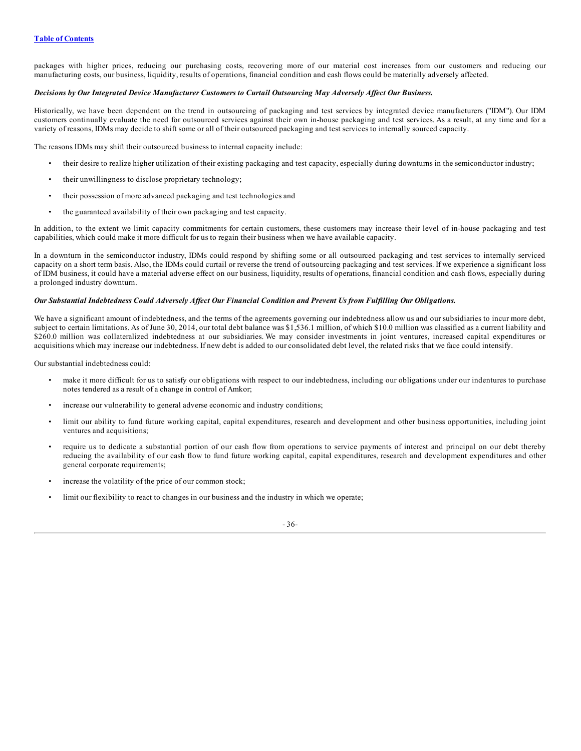packages with higher prices, reducing our purchasing costs, recovering more of our material cost increases from our customers and reducing our manufacturing costs, our business, liquidity, results of operations, financial condition and cash flows could be materially adversely affected.

***Decisions by Our Integrated Device Manufacturer Customers to Curtail Outsourcing May Adversely Affect Our Business.***

Historically, we have been dependent on the trend in outsourcing of packaging and test services by integrated device manufacturers ("IDM"). Our IDM customers continually evaluate the need for outsourced services against their own in-house packaging and test services. As a result, at any time and for a variety of reasons, IDMs may decide to shift some or all of their outsourced packaging and test services to internally sourced capacity.

The reasons IDMs may shift their outsourced business to internal capacity include:

- their desire to realize higher utilization of their existing packaging and test capacity, especially during downturns in the semiconductor industry;
- their unwillingness to disclose proprietary technology;
- their possession of more advanced packaging and test technologies and
- the guaranteed availability of their own packaging and test capacity.

In addition, to the extent we limit capacity commitments for certain customers, these customers may increase their level of in-house packaging and test capabilities, which could make it more difficult for us to regain their business when we have available capacity.

In a downturn in the semiconductor industry, IDMs could respond by shifting some or all outsourced packaging and test services to internally serviced capacity on a short term basis. Also, the IDMs could curtail or reverse the trend of outsourcing packaging and test services. If we experience a significant loss of IDM business, it could have a material adverse effect on our business, liquidity, results of operations, financial condition and cash flows, especially during a prolonged industry downturn.

***Our Substantial Indebtedness Could Adversely Affect Our Financial Condition and Prevent Us from Fulfilling Our Obligations.***

We have a significant amount of indebtedness, and the terms of the agreements governing our indebtedness allow us and our subsidiaries to incur more debt, subject to certain limitations. As of June 30, 2014, our total debt balance was $1,536.1 million, of which $10.0 million was classified as a current liability and $260.0 million was collateralized indebtedness at our subsidiaries. We may consider investments in joint ventures, increased capital expenditures or acquisitions which may increase our indebtedness. If new debt is added to our consolidated debt level, the related risks that we face could intensify.

Our substantial indebtedness could:

- make it more difficult for us to satisfy our obligations with respect to our indebtedness, including our obligations under our indentures to purchase notes tendered as a result of a change in control of Amkor;
- increase our vulnerability to general adverse economic and industry conditions;
- limit our ability to fund future working capital, capital expenditures, research and development and other business opportunities, including joint ventures and acquisitions;
- require us to dedicate a substantial portion of our cash flow from operations to service payments of interest and principal on our debt thereby reducing the availability of our cash flow to fund future working capital, capital expenditures, research and development expenditures and other general corporate requirements;
- increase the volatility of the price of our common stock;
- limit our flexibility to react to changes in our business and the industry in which we operate;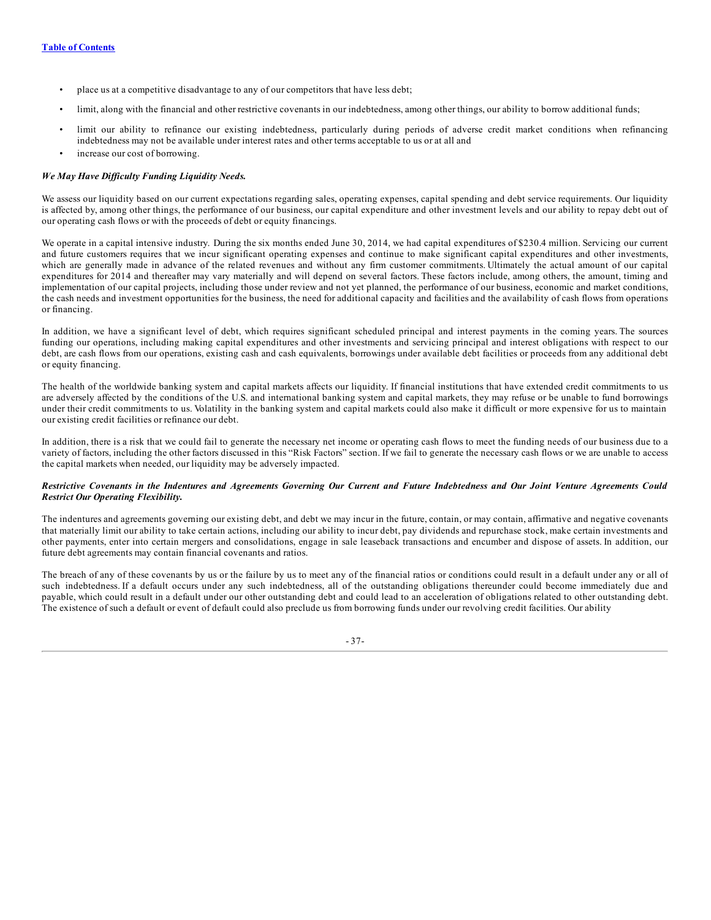- place us at a competitive disadvantage to any of our competitors that have less debt;
- limit, along with the financial and other restrictive covenants in our indebtedness, among other things, our ability to borrow additional funds;
- limit our ability to refinance our existing indebtedness, particularly during periods of adverse credit market conditions when refinancing indebtedness may not be available under interest rates and other terms acceptable to us or at all and
- increase our cost of borrowing.

***We May Have Difficulty Funding Liquidity Needs.***

We assess our liquidity based on our current expectations regarding sales, operating expenses, capital spending and debt service requirements. Our liquidity is affected by, among other things, the performance of our business, our capital expenditure and other investment levels and our ability to repay debt out of our operating cash flows or with the proceeds of debt or equity financings.

We operate in a capital intensive industry. During the six months ended June 30, 2014, we had capital expenditures of $230.4 million. Servicing our current and future customers requires that we incur significant operating expenses and continue to make significant capital expenditures and other investments, which are generally made in advance of the related revenues and without any firm customer commitments. Ultimately the actual amount of our capital expenditures for 2014 and thereafter may vary materially and will depend on several factors. These factors include, among others, the amount, timing and implementation of our capital projects, including those under review and not yet planned, the performance of our business, economic and market conditions, the cash needs and investment opportunities for the business, the need for additional capacity and facilities and the availability of cash flows from operations or financing.

In addition, we have a significant level of debt, which requires significant scheduled principal and interest payments in the coming years. The sources funding our operations, including making capital expenditures and other investments and servicing principal and interest obligations with respect to our debt, are cash flows from our operations, existing cash and cash equivalents, borrowings under available debt facilities or proceeds from any additional debt or equity financing.

The health of the worldwide banking system and capital markets affects our liquidity. If financial institutions that have extended credit commitments to us are adversely affected by the conditions of the U.S. and international banking system and capital markets, they may refuse or be unable to fund borrowings under their credit commitments to us. Volatility in the banking system and capital markets could also make it difficult or more expensive for us to maintain our existing credit facilities or refinance our debt.

In addition, there is a risk that we could fail to generate the necessary net income or operating cash flows to meet the funding needs of our business due to a variety of factors, including the other factors discussed in this "Risk Factors" section. If we fail to generate the necessary cash flows or we are unable to access the capital markets when needed, our liquidity may be adversely impacted.

***Restrictive Covenants in the Indentures and Agreements Governing Our Current and Future Indebtedness and Our Joint Venture Agreements Could Restrict Our Operating Flexibility.***

The indentures and agreements governing our existing debt, and debt we may incur in the future, contain, or may contain, affirmative and negative covenants that materially limit our ability to take certain actions, including our ability to incur debt, pay dividends and repurchase stock, make certain investments and other payments, enter into certain mergers and consolidations, engage in sale leaseback transactions and encumber and dispose of assets. In addition, our future debt agreements may contain financial covenants and ratios.

The breach of any of these covenants by us or the failure by us to meet any of the financial ratios or conditions could result in a default under any or all of such indebtedness. If a default occurs under any such indebtedness, all of the outstanding obligations thereunder could become immediately due and payable, which could result in a default under our other outstanding debt and could lead to an acceleration of obligations related to other outstanding debt. The existence of such a default or event of default could also preclude us from borrowing funds under our revolving credit facilities. Our ability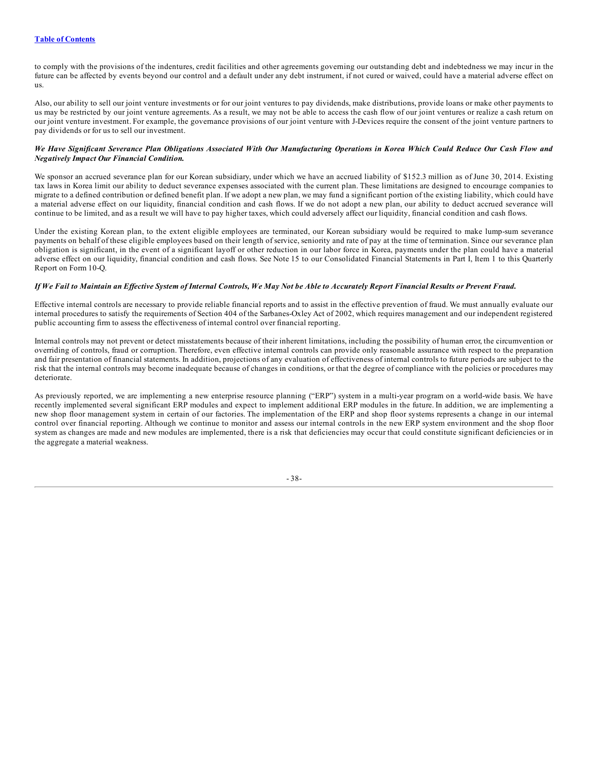to comply with the provisions of the indentures, credit facilities and other agreements governing our outstanding debt and indebtedness we may incur in the future can be affected by events beyond our control and a default under any debt instrument, if not cured or waived, could have a material adverse effect on us.

Also, our ability to sell our joint venture investments or for our joint ventures to pay dividends, make distributions, provide loans or make other payments to us may be restricted by our joint venture agreements. As a result, we may not be able to access the cash flow of our joint ventures or realize a cash return on our joint venture investment. For example, the governance provisions of our joint venture with J-Devices require the consent of the joint venture partners to pay dividends or for us to sell our investment.

***We Have Significant Severance Plan Obligations Associated With Our Manufacturing Operations in Korea Which Could Reduce Our Cash Flow and Negatively Impact Our Financial Condition.***

We sponsor an accrued severance plan for our Korean subsidiary, under which we have an accrued liability of $152.3 million as of June 30, 2014. Existing tax laws in Korea limit our ability to deduct severance expenses associated with the current plan. These limitations are designed to encourage companies to migrate to a defined contribution or defined benefit plan. If we adopt a new plan, we may fund a significant portion of the existing liability, which could have a material adverse effect on our liquidity, financial condition and cash flows. If we do not adopt a new plan, our ability to deduct accrued severance will continue to be limited, and as a result we will have to pay higher taxes, which could adversely affect our liquidity, financial condition and cash flows.

Under the existing Korean plan, to the extent eligible employees are terminated, our Korean subsidiary would be required to make lump-sum severance payments on behalf of these eligible employees based on their length of service, seniority and rate of pay at the time of termination. Since our severance plan obligation is significant, in the event of a significant layoff or other reduction in our labor force in Korea, payments under the plan could have a material adverse effect on our liquidity, financial condition and cash flows. See Note 15 to our Consolidated Financial Statements in Part I, Item 1 to this Quarterly Report on Form 10-Q.

***If We Fail to Maintain an Effective System of Internal Controls, We May Not be Able to Accurately Report Financial Results or Prevent Fraud.***

Effective internal controls are necessary to provide reliable financial reports and to assist in the effective prevention of fraud. We must annually evaluate our internal procedures to satisfy the requirements of Section 404 of the Sarbanes-Oxley Act of 2002, which requires management and our independent registered public accounting firm to assess the effectiveness of internal control over financial reporting.

Internal controls may not prevent or detect misstatements because of their inherent limitations, including the possibility of human error, the circumvention or overriding of controls, fraud or corruption. Therefore, even effective internal controls can provide only reasonable assurance with respect to the preparation and fair presentation of financial statements. In addition, projections of any evaluation of effectiveness of internal controls to future periods are subject to the risk that the internal controls may become inadequate because of changes in conditions, or that the degree of compliance with the policies or procedures may deteriorate.

As previously reported, we are implementing a new enterprise resource planning ("ERP") system in a multi-year program on a world-wide basis. We have recently implemented several significant ERP modules and expect to implement additional ERP modules in the future. In addition, we are implementing a new shop floor management system in certain of our factories. The implementation of the ERP and shop floor systems represents a change in our internal control over financial reporting. Although we continue to monitor and assess our internal controls in the new ERP system environment and the shop floor system as changes are made and new modules are implemented, there is a risk that deficiencies may occur that could constitute significant deficiencies or in the aggregate a material weakness.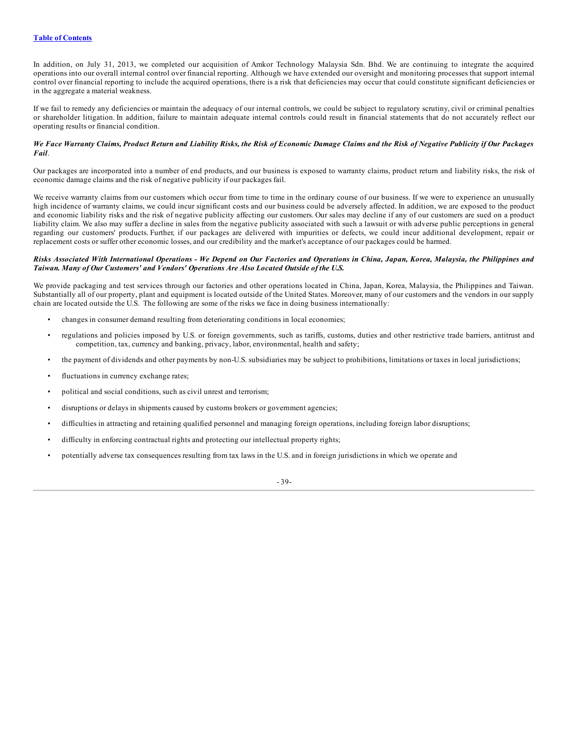In addition, on July 31, 2013, we completed our acquisition of Amkor Technology Malaysia Sdn. Bhd. We are continuing to integrate the acquired operations into our overall internal control over financial reporting. Although we have extended our oversight and monitoring processes that support internal control over financial reporting to include the acquired operations, there is a risk that deficiencies may occur that could constitute significant deficiencies or in the aggregate a material weakness.

If we fail to remedy any deficiencies or maintain the adequacy of our internal controls, we could be subject to regulatory scrutiny, civil or criminal penalties or shareholder litigation. In addition, failure to maintain adequate internal controls could result in financial statements that do not accurately reflect our operating results or financial condition.

***We Face Warranty Claims, Product Return and Liability Risks, the Risk of Economic Damage Claims and the Risk of Negative Publicity if Our Packages Fail*.**

Our packages are incorporated into a number of end products, and our business is exposed to warranty claims, product return and liability risks, the risk of economic damage claims and the risk of negative publicity if our packages fail.

We receive warranty claims from our customers which occur from time to time in the ordinary course of our business. If we were to experience an unusually high incidence of warranty claims, we could incur significant costs and our business could be adversely affected. In addition, we are exposed to the product and economic liability risks and the risk of negative publicity affecting our customers. Our sales may decline if any of our customers are sued on a product liability claim. We also may suffer a decline in sales from the negative publicity associated with such a lawsuit or with adverse public perceptions in general regarding our customers' products. Further, if our packages are delivered with impurities or defects, we could incur additional development, repair or replacement costs or suffer other economic losses, and our credibility and the market's acceptance of our packages could be harmed.

***Risks Associated With International Operations - We Depend on Our Factories and Operations in China, Japan, Korea, Malaysia, the Philippines and Taiwan. Many of Our Customers' and Vendors' Operations Are Also Located Outside of the U.S.***

We provide packaging and test services through our factories and other operations located in China, Japan, Korea, Malaysia, the Philippines and Taiwan. Substantially all of our property, plant and equipment is located outside of the United States. Moreover, many of our customers and the vendors in our supply chain are located outside the U.S. The following are some of the risks we face in doing business internationally:

- changes in consumer demand resulting from deteriorating conditions in local economies;
- regulations and policies imposed by U.S. or foreign governments, such as tariffs, customs, duties and other restrictive trade barriers, antitrust and competition, tax, currency and banking, privacy, labor, environmental, health and safety;
- the payment of dividends and other payments by non-U.S. subsidiaries may be subject to prohibitions, limitations or taxes in local jurisdictions;
- fluctuations in currency exchange rates;
- political and social conditions, such as civil unrest and terrorism;
- disruptions or delays in shipments caused by customs brokers or government agencies;
- difficulties in attracting and retaining qualified personnel and managing foreign operations, including foreign labor disruptions;
- difficulty in enforcing contractual rights and protecting our intellectual property rights;
- potentially adverse tax consequences resulting from tax laws in the U.S. and in foreign jurisdictions in which we operate and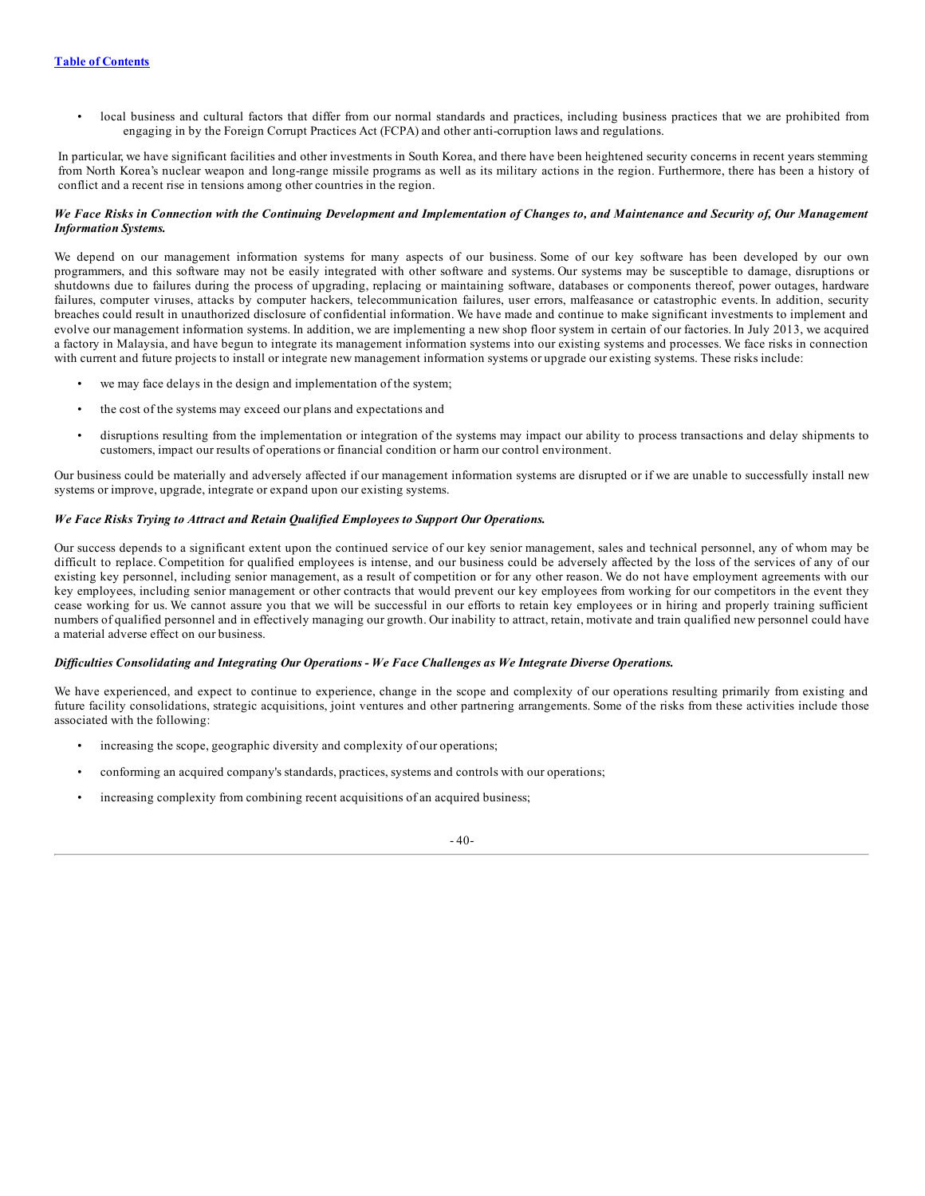- local business and cultural factors that differ from our normal standards and practices, including business practices that we are prohibited from engaging in by the Foreign Corrupt Practices Act (FCPA) and other anti-corruption laws and regulations.

In particular, we have significant facilities and other investments in South Korea, and there have been heightened security concerns in recent years stemming from North Korea's nuclear weapon and long-range missile programs as well as its military actions in the region. Furthermore, there has been a history of conflict and a recent rise in tensions among other countries in the region.

***We Face Risks in Connection with the Continuing Development and Implementation of Changes to, and Maintenance and Security of, Our Management Information Systems.***

We depend on our management information systems for many aspects of our business. Some of our key software has been developed by our own programmers, and this software may not be easily integrated with other software and systems. Our systems may be susceptible to damage, disruptions or shutdowns due to failures during the process of upgrading, replacing or maintaining software, databases or components thereof, power outages, hardware failures, computer viruses, attacks by computer hackers, telecommunication failures, user errors, malfeasance or catastrophic events. In addition, security breaches could result in unauthorized disclosure of confidential information. We have made and continue to make significant investments to implement and evolve our management information systems. In addition, we are implementing a new shop floor system in certain of our factories. In July 2013, we acquired a factory in Malaysia, and have begun to integrate its management information systems into our existing systems and processes. We face risks in connection with current and future projects to install or integrate new management information systems or upgrade our existing systems. These risks include:

- we may face delays in the design and implementation of the system;
- the cost of the systems may exceed our plans and expectations and
- disruptions resulting from the implementation or integration of the systems may impact our ability to process transactions and delay shipments to customers, impact our results of operations or financial condition or harm our control environment.

Our business could be materially and adversely affected if our management information systems are disrupted or if we are unable to successfully install new systems or improve, upgrade, integrate or expand upon our existing systems.

***We Face Risks Trying to Attract and Retain Qualified Employees to Support Our Operations.***

Our success depends to a significant extent upon the continued service of our key senior management, sales and technical personnel, any of whom may be difficult to replace. Competition for qualified employees is intense, and our business could be adversely affected by the loss of the services of any of our existing key personnel, including senior management, as a result of competition or for any other reason. We do not have employment agreements with our key employees, including senior management or other contracts that would prevent our key employees from working for our competitors in the event they cease working for us. We cannot assure you that we will be successful in our efforts to retain key employees or in hiring and properly training sufficient numbers of qualified personnel and in effectively managing our growth. Our inability to attract, retain, motivate and train qualified new personnel could have a material adverse effect on our business.

***Difficulties Consolidating and Integrating Our Operations - We Face Challenges as We Integrate Diverse Operations.***

We have experienced, and expect to continue to experience, change in the scope and complexity of our operations resulting primarily from existing and future facility consolidations, strategic acquisitions, joint ventures and other partnering arrangements. Some of the risks from these activities include those associated with the following:

- increasing the scope, geographic diversity and complexity of our operations;
- conforming an acquired company's standards, practices, systems and controls with our operations;
- increasing complexity from combining recent acquisitions of an acquired business;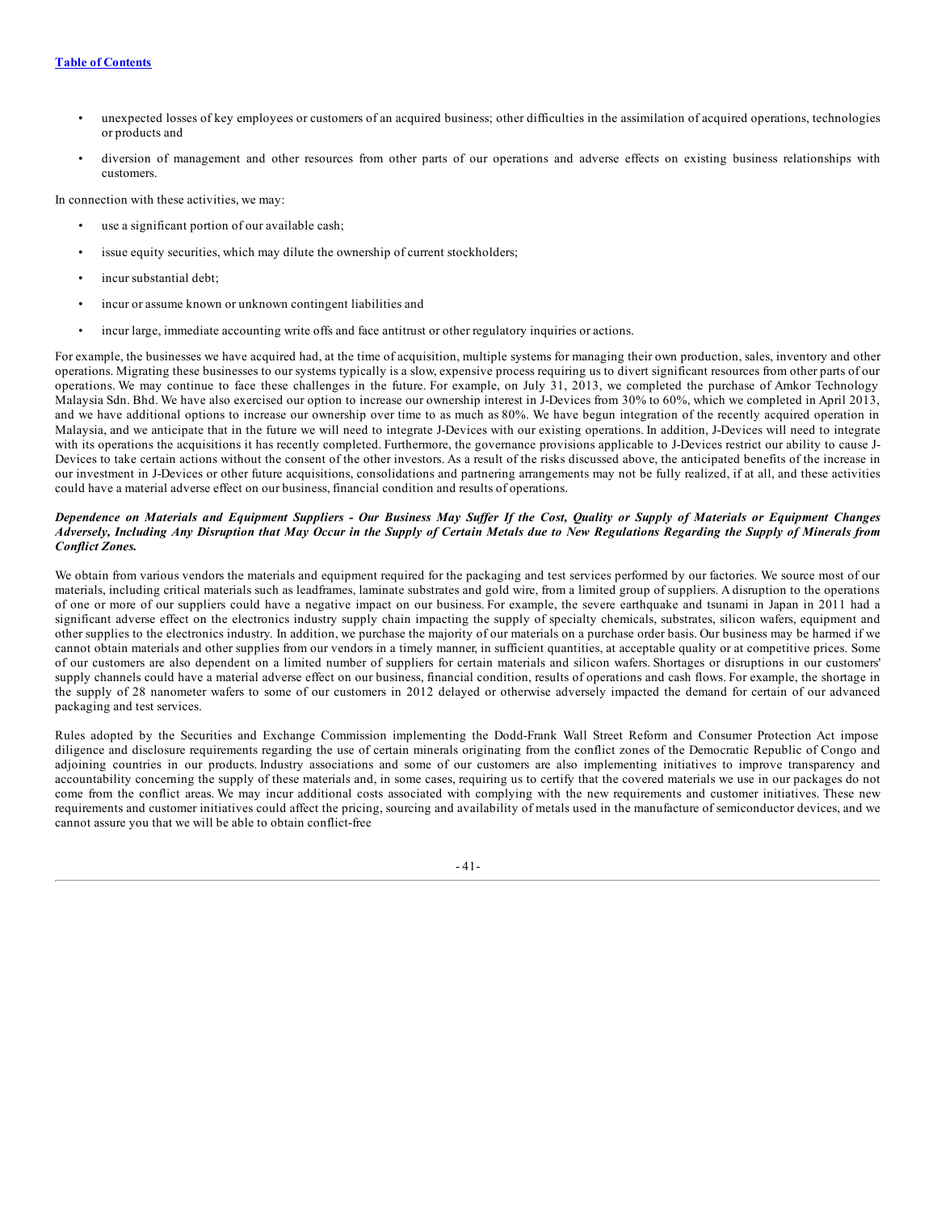- unexpected losses of key employees or customers of an acquired business; other difficulties in the assimilation of acquired operations, technologies or products and
- diversion of management and other resources from other parts of our operations and adverse effects on existing business relationships with customers.

In connection with these activities, we may:

- use a significant portion of our available cash;
- issue equity securities, which may dilute the ownership of current stockholders;
- incur substantial debt;
- incur or assume known or unknown contingent liabilities and
- incur large, immediate accounting write offs and face antitrust or other regulatory inquiries or actions.

For example, the businesses we have acquired had, at the time of acquisition, multiple systems for managing their own production, sales, inventory and other operations. Migrating these businesses to our systems typically is a slow, expensive process requiring us to divert significant resources from other parts of our operations. We may continue to face these challenges in the future. For example, on July 31, 2013, we completed the purchase of Amkor Technology Malaysia Sdn. Bhd. We have also exercised our option to increase our ownership interest in J-Devices from 30% to 60%, which we completed in April 2013, and we have additional options to increase our ownership over time to as much as 80%. We have begun integration of the recently acquired operation in Malaysia, and we anticipate that in the future we will need to integrate J-Devices with our existing operations. In addition, J-Devices will need to integrate with its operations the acquisitions it has recently completed. Furthermore, the governance provisions applicable to J-Devices restrict our ability to cause J-Devices to take certain actions without the consent of the other investors. As a result of the risks discussed above, the anticipated benefits of the increase in our investment in J-Devices or other future acquisitions, consolidations and partnering arrangements may not be fully realized, if at all, and these activities could have a material adverse effect on our business, financial condition and results of operations.

***Dependence on Materials and Equipment Suppliers - Our Business May Suffer If the Cost, Quality or Supply of Materials or Equipment Changes Adversely, Including Any Disruption that May Occur in the Supply of Certain Metals due to New Regulations Regarding the Supply of Minerals from Conflict Zones.***

We obtain from various vendors the materials and equipment required for the packaging and test services performed by our factories. We source most of our materials, including critical materials such as leadframes, laminate substrates and gold wire, from a limited group of suppliers. A disruption to the operations of one or more of our suppliers could have a negative impact on our business. For example, the severe earthquake and tsunami in Japan in 2011 had a significant adverse effect on the electronics industry supply chain impacting the supply of specialty chemicals, substrates, silicon wafers, equipment and other supplies to the electronics industry. In addition, we purchase the majority of our materials on a purchase order basis. Our business may be harmed if we cannot obtain materials and other supplies from our vendors in a timely manner, in sufficient quantities, at acceptable quality or at competitive prices. Some of our customers are also dependent on a limited number of suppliers for certain materials and silicon wafers. Shortages or disruptions in our customers' supply channels could have a material adverse effect on our business, financial condition, results of operations and cash flows. For example, the shortage in the supply of 28 nanometer wafers to some of our customers in 2012 delayed or otherwise adversely impacted the demand for certain of our advanced packaging and test services.

Rules adopted by the Securities and Exchange Commission implementing the Dodd-Frank Wall Street Reform and Consumer Protection Act impose diligence and disclosure requirements regarding the use of certain minerals originating from the conflict zones of the Democratic Republic of Congo and adjoining countries in our products. Industry associations and some of our customers are also implementing initiatives to improve transparency and accountability concerning the supply of these materials and, in some cases, requiring us to certify that the covered materials we use in our packages do not come from the conflict areas. We may incur additional costs associated with complying with the new requirements and customer initiatives. These new requirements and customer initiatives could affect the pricing, sourcing and availability of metals used in the manufacture of semiconductor devices, and we cannot assure you that we will be able to obtain conflict-free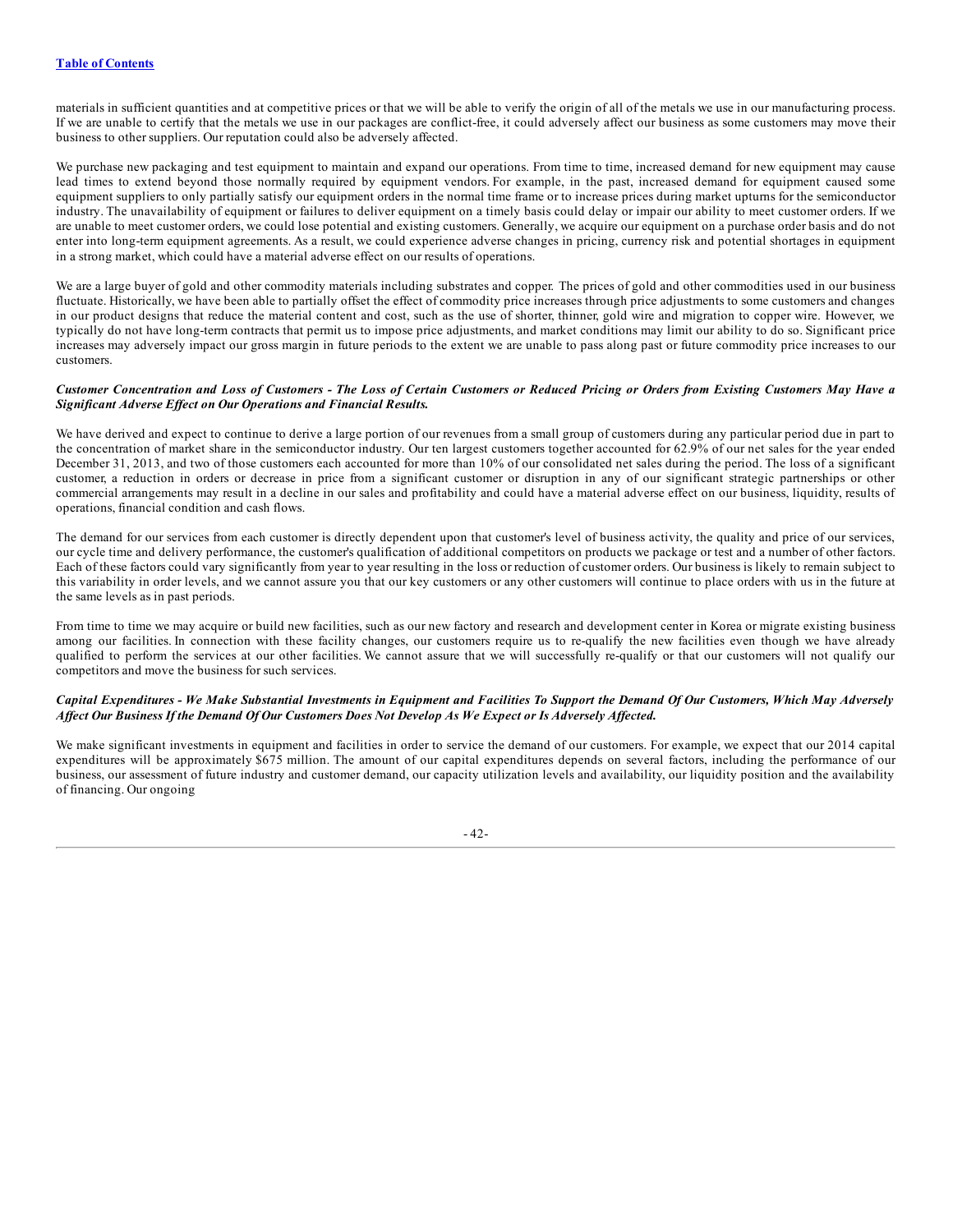materials in sufficient quantities and at competitive prices or that we will be able to verify the origin of all of the metals we use in our manufacturing process. If we are unable to certify that the metals we use in our packages are conflict-free, it could adversely affect our business as some customers may move their business to other suppliers. Our reputation could also be adversely affected.

We purchase new packaging and test equipment to maintain and expand our operations. From time to time, increased demand for new equipment may cause lead times to extend beyond those normally required by equipment vendors. For example, in the past, increased demand for equipment caused some equipment suppliers to only partially satisfy our equipment orders in the normal time frame or to increase prices during market upturns for the semiconductor industry. The unavailability of equipment or failures to deliver equipment on a timely basis could delay or impair our ability to meet customer orders. If we are unable to meet customer orders, we could lose potential and existing customers. Generally, we acquire our equipment on a purchase order basis and do not enter into long-term equipment agreements. As a result, we could experience adverse changes in pricing, currency risk and potential shortages in equipment in a strong market, which could have a material adverse effect on our results of operations.

We are a large buyer of gold and other commodity materials including substrates and copper. The prices of gold and other commodities used in our business fluctuate. Historically, we have been able to partially offset the effect of commodity price increases through price adjustments to some customers and changes in our product designs that reduce the material content and cost, such as the use of shorter, thinner, gold wire and migration to copper wire. However, we typically do not have long-term contracts that permit us to impose price adjustments, and market conditions may limit our ability to do so. Significant price increases may adversely impact our gross margin in future periods to the extent we are unable to pass along past or future commodity price increases to our customers.

***Customer Concentration and Loss of Customers - The Loss of Certain Customers or Reduced Pricing or Orders from Existing Customers May Have a Significant Adverse Effect on Our Operations and Financial Results.***

We have derived and expect to continue to derive a large portion of our revenues from a small group of customers during any particular period due in part to the concentration of market share in the semiconductor industry. Our ten largest customers together accounted for 62.9% of our net sales for the year ended December 31, 2013, and two of those customers each accounted for more than 10% of our consolidated net sales during the period. The loss of a significant customer, a reduction in orders or decrease in price from a significant customer or disruption in any of our significant strategic partnerships or other commercial arrangements may result in a decline in our sales and profitability and could have a material adverse effect on our business, liquidity, results of operations, financial condition and cash flows.

The demand for our services from each customer is directly dependent upon that customer's level of business activity, the quality and price of our services, our cycle time and delivery performance, the customer's qualification of additional competitors on products we package or test and a number of other factors. Each of these factors could vary significantly from year to year resulting in the loss or reduction of customer orders. Our business is likely to remain subject to this variability in order levels, and we cannot assure you that our key customers or any other customers will continue to place orders with us in the future at the same levels as in past periods.

From time to time we may acquire or build new facilities, such as our new factory and research and development center in Korea or migrate existing business among our facilities. In connection with these facility changes, our customers require us to re-qualify the new facilities even though we have already qualified to perform the services at our other facilities. We cannot assure that we will successfully re-qualify or that our customers will not qualify our competitors and move the business for such services.

***Capital Expenditures - We Make Substantial Investments in Equipment and Facilities To Support the Demand Of Our Customers, Which May Adversely Affect Our Business If the Demand Of Our Customers Does Not Develop As We Expect or Is Adversely Affected.***

We make significant investments in equipment and facilities in order to service the demand of our customers. For example, we expect that our 2014 capital expenditures will be approximately $675 million. The amount of our capital expenditures depends on several factors, including the performance of our business, our assessment of future industry and customer demand, our capacity utilization levels and availability, our liquidity position and the availability of financing. Our ongoing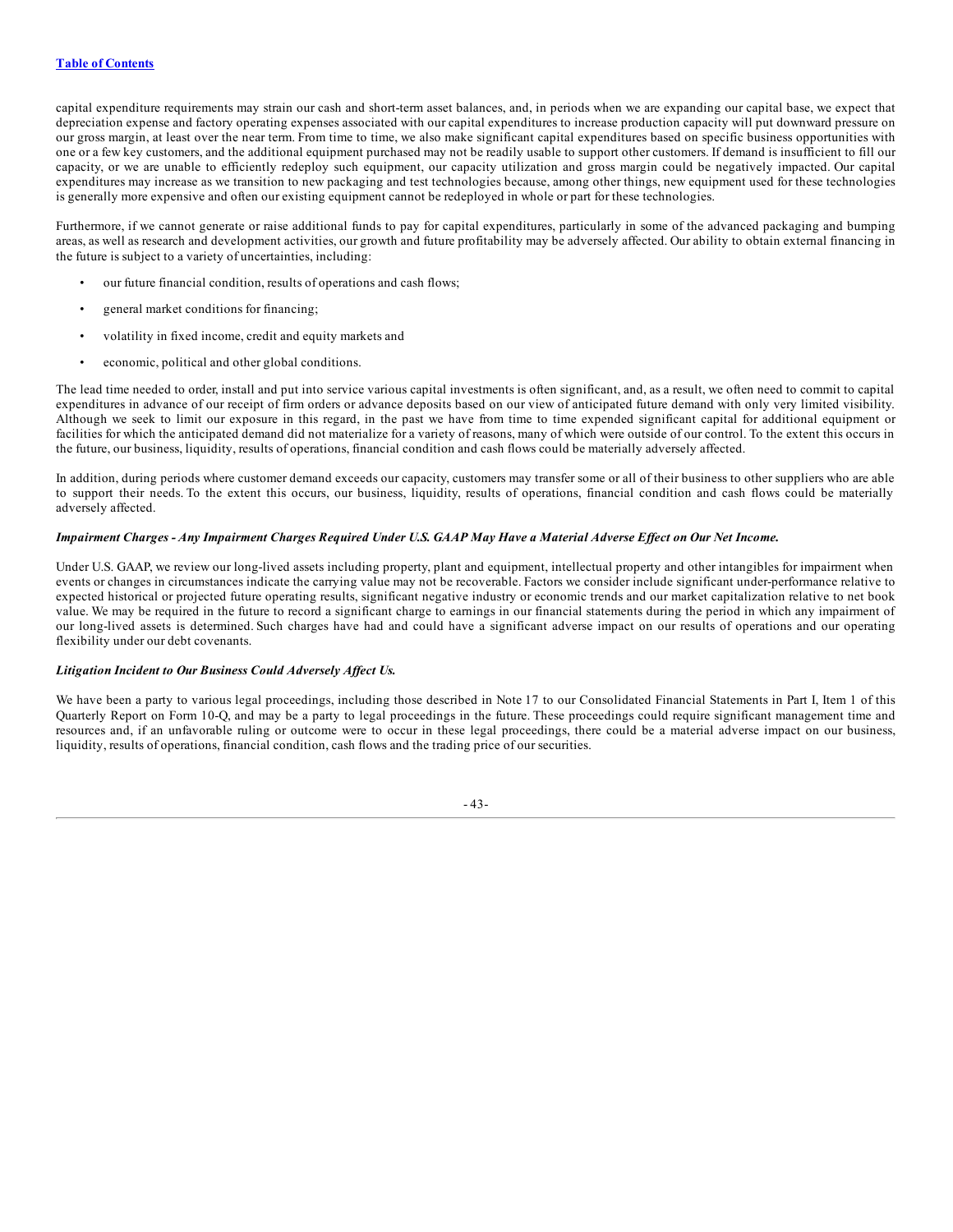capital expenditure requirements may strain our cash and short-term asset balances, and, in periods when we are expanding our capital base, we expect that depreciation expense and factory operating expenses associated with our capital expenditures to increase production capacity will put downward pressure on our gross margin, at least over the near term. From time to time, we also make significant capital expenditures based on specific business opportunities with one or a few key customers, and the additional equipment purchased may not be readily usable to support other customers. If demand is insufficient to fill our capacity, or we are unable to efficiently redeploy such equipment, our capacity utilization and gross margin could be negatively impacted. Our capital expenditures may increase as we transition to new packaging and test technologies because, among other things, new equipment used for these technologies is generally more expensive and often our existing equipment cannot be redeployed in whole or part for these technologies.

Furthermore, if we cannot generate or raise additional funds to pay for capital expenditures, particularly in some of the advanced packaging and bumping areas, as well as research and development activities, our growth and future profitability may be adversely affected. Our ability to obtain external financing in the future is subject to a variety of uncertainties, including:

- our future financial condition, results of operations and cash flows;
- general market conditions for financing;
- volatility in fixed income, credit and equity markets and
- economic, political and other global conditions.

The lead time needed to order, install and put into service various capital investments is often significant, and, as a result, we often need to commit to capital expenditures in advance of our receipt of firm orders or advance deposits based on our view of anticipated future demand with only very limited visibility. Although we seek to limit our exposure in this regard, in the past we have from time to time expended significant capital for additional equipment or facilities for which the anticipated demand did not materialize for a variety of reasons, many of which were outside of our control. To the extent this occurs in the future, our business, liquidity, results of operations, financial condition and cash flows could be materially adversely affected.

In addition, during periods where customer demand exceeds our capacity, customers may transfer some or all of their business to other suppliers who are able to support their needs. To the extent this occurs, our business, liquidity, results of operations, financial condition and cash flows could be materially adversely affected.

***Impairment Charges - Any Impairment Charges Required Under U.S. GAAP May Have a Material Adverse Effect on Our Net Income.***

Under U.S. GAAP, we review our long-lived assets including property, plant and equipment, intellectual property and other intangibles for impairment when events or changes in circumstances indicate the carrying value may not be recoverable. Factors we consider include significant under-performance relative to expected historical or projected future operating results, significant negative industry or economic trends and our market capitalization relative to net book value. We may be required in the future to record a significant charge to earnings in our financial statements during the period in which any impairment of our long-lived assets is determined. Such charges have had and could have a significant adverse impact on our results of operations and our operating flexibility under our debt covenants.

***Litigation Incident to Our Business Could Adversely Affect Us.***

We have been a party to various legal proceedings, including those described in Note 17 to our Consolidated Financial Statements in Part I, Item 1 of this Quarterly Report on Form 10-Q, and may be a party to legal proceedings in the future. These proceedings could require significant management time and resources and, if an unfavorable ruling or outcome were to occur in these legal proceedings, there could be a material adverse impact on our business, liquidity, results of operations, financial condition, cash flows and the trading price of our securities.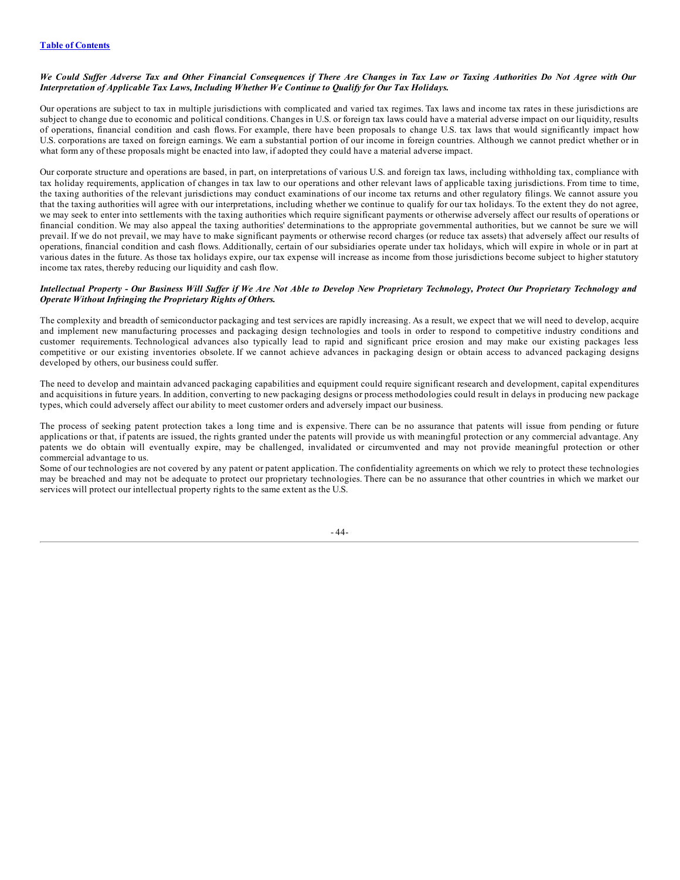***We Could Suffer Adverse Tax and Other Financial Consequences if There Are Changes in Tax Law or Taxing Authorities Do Not Agree with Our Interpretation of Applicable Tax Laws, Including Whether We Continue to Qualify for Our Tax Holidays.***

Our operations are subject to tax in multiple jurisdictions with complicated and varied tax regimes. Tax laws and income tax rates in these jurisdictions are subject to change due to economic and political conditions. Changes in U.S. or foreign tax laws could have a material adverse impact on our liquidity, results of operations, financial condition and cash flows. For example, there have been proposals to change U.S. tax laws that would significantly impact how U.S. corporations are taxed on foreign earnings. We earn a substantial portion of our income in foreign countries. Although we cannot predict whether or in what form any of these proposals might be enacted into law, if adopted they could have a material adverse impact.

Our corporate structure and operations are based, in part, on interpretations of various U.S. and foreign tax laws, including withholding tax, compliance with tax holiday requirements, application of changes in tax law to our operations and other relevant laws of applicable taxing jurisdictions. From time to time, the taxing authorities of the relevant jurisdictions may conduct examinations of our income tax returns and other regulatory filings. We cannot assure you that the taxing authorities will agree with our interpretations, including whether we continue to qualify for our tax holidays. To the extent they do not agree, we may seek to enter into settlements with the taxing authorities which require significant payments or otherwise adversely affect our results of operations or financial condition. We may also appeal the taxing authorities' determinations to the appropriate governmental authorities, but we cannot be sure we will prevail. If we do not prevail, we may have to make significant payments or otherwise record charges (or reduce tax assets) that adversely affect our results of operations, financial condition and cash flows. Additionally, certain of our subsidiaries operate under tax holidays, which will expire in whole or in part at various dates in the future. As those tax holidays expire, our tax expense will increase as income from those jurisdictions become subject to higher statutory income tax rates, thereby reducing our liquidity and cash flow.

***Intellectual Property - Our Business Will Suffer if We Are Not Able to Develop New Proprietary Technology, Protect Our Proprietary Technology and Operate Without Infringing the Proprietary Rights of Others.***

The complexity and breadth of semiconductor packaging and test services are rapidly increasing. As a result, we expect that we will need to develop, acquire and implement new manufacturing processes and packaging design technologies and tools in order to respond to competitive industry conditions and customer requirements. Technological advances also typically lead to rapid and significant price erosion and may make our existing packages less competitive or our existing inventories obsolete. If we cannot achieve advances in packaging design or obtain access to advanced packaging designs developed by others, our business could suffer.

The need to develop and maintain advanced packaging capabilities and equipment could require significant research and development, capital expenditures and acquisitions in future years. In addition, converting to new packaging designs or process methodologies could result in delays in producing new package types, which could adversely affect our ability to meet customer orders and adversely impact our business.

The process of seeking patent protection takes a long time and is expensive. There can be no assurance that patents will issue from pending or future applications or that, if patents are issued, the rights granted under the patents will provide us with meaningful protection or any commercial advantage. Any patents we do obtain will eventually expire, may be challenged, invalidated or circumvented and may not provide meaningful protection or other commercial advantage to us.

Some of our technologies are not covered by any patent or patent application. The confidentiality agreements on which we rely to protect these technologies may be breached and may not be adequate to protect our proprietary technologies. There can be no assurance that other countries in which we market our services will protect our intellectual property rights to the same extent as the U.S.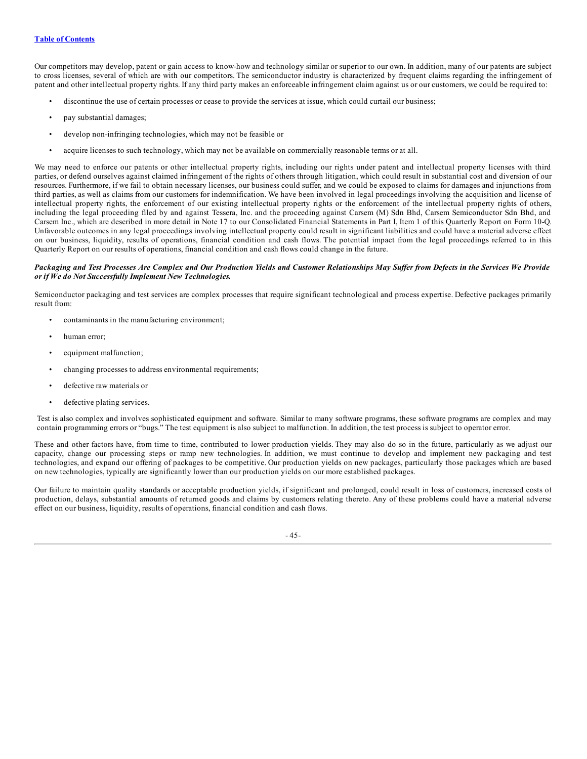Our competitors may develop, patent or gain access to know-how and technology similar or superior to our own. In addition, many of our patents are subject to cross licenses, several of which are with our competitors. The semiconductor industry is characterized by frequent claims regarding the infringement of patent and other intellectual property rights. If any third party makes an enforceable infringement claim against us or our customers, we could be required to:

- discontinue the use of certain processes or cease to provide the services at issue, which could curtail our business;
- pay substantial damages;
- develop non-infringing technologies, which may not be feasible or
- acquire licenses to such technology, which may not be available on commercially reasonable terms or at all.

We may need to enforce our patents or other intellectual property rights, including our rights under patent and intellectual property licenses with third parties, or defend ourselves against claimed infringement of the rights of others through litigation, which could result in substantial cost and diversion of our resources. Furthermore, if we fail to obtain necessary licenses, our business could suffer, and we could be exposed to claims for damages and injunctions from third parties, as well as claims from our customers for indemnification. We have been involved in legal proceedings involving the acquisition and license of intellectual property rights, the enforcement of our existing intellectual property rights or the enforcement of the intellectual property rights of others, including the legal proceeding filed by and against Tessera, Inc. and the proceeding against Carsem (M) Sdn Bhd, Carsem Semiconductor Sdn Bhd, and Carsem Inc., which are described in more detail in Note 17 to our Consolidated Financial Statements in Part I, Item 1 of this Quarterly Report on Form 10-Q. Unfavorable outcomes in any legal proceedings involving intellectual property could result in significant liabilities and could have a material adverse effect on our business, liquidity, results of operations, financial condition and cash flows. The potential impact from the legal proceedings referred to in this Quarterly Report on our results of operations, financial condition and cash flows could change in the future.

***Packaging and Test Processes Are Complex and Our Production Yields and Customer Relationships May Suffer from Defects in the Services We Provide or if We do Not Successfully Implement New Technologies.***

Semiconductor packaging and test services are complex processes that require significant technological and process expertise. Defective packages primarily result from:

- contaminants in the manufacturing environment;
- human error;
- equipment malfunction;
- changing processes to address environmental requirements;
- defective raw materials or
- defective plating services.

Test is also complex and involves sophisticated equipment and software. Similar to many software programs, these software programs are complex and may contain programming errors or "bugs." The test equipment is also subject to malfunction. In addition, the test process is subject to operator error.

These and other factors have, from time to time, contributed to lower production yields. They may also do so in the future, particularly as we adjust our capacity, change our processing steps or ramp new technologies. In addition, we must continue to develop and implement new packaging and test technologies, and expand our offering of packages to be competitive. Our production yields on new packages, particularly those packages which are based on new technologies, typically are significantly lower than our production yields on our more established packages.

Our failure to maintain quality standards or acceptable production yields, if significant and prolonged, could result in loss of customers, increased costs of production, delays, substantial amounts of returned goods and claims by customers relating thereto. Any of these problems could have a material adverse effect on our business, liquidity, results of operations, financial condition and cash flows.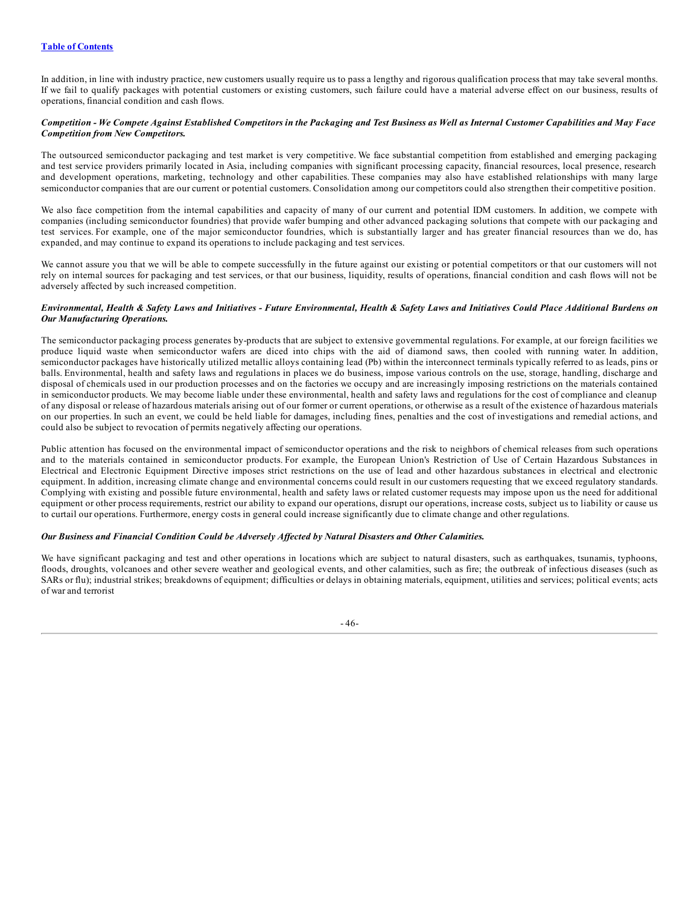In addition, in line with industry practice, new customers usually require us to pass a lengthy and rigorous qualification process that may take several months. If we fail to qualify packages with potential customers or existing customers, such failure could have a material adverse effect on our business, results of operations, financial condition and cash flows.

***Competition - We Compete Against Established Competitors in the Packaging and Test Business as Well as Internal Customer Capabilities and May Face Competition from New Competitors.***

The outsourced semiconductor packaging and test market is very competitive. We face substantial competition from established and emerging packaging and test service providers primarily located in Asia, including companies with significant processing capacity, financial resources, local presence, research and development operations, marketing, technology and other capabilities. These companies may also have established relationships with many large semiconductor companies that are our current or potential customers. Consolidation among our competitors could also strengthen their competitive position.

We also face competition from the internal capabilities and capacity of many of our current and potential IDM customers. In addition, we compete with companies (including semiconductor foundries) that provide wafer bumping and other advanced packaging solutions that compete with our packaging and test services. For example, one of the major semiconductor foundries, which is substantially larger and has greater financial resources than we do, has expanded, and may continue to expand its operations to include packaging and test services.

We cannot assure you that we will be able to compete successfully in the future against our existing or potential competitors or that our customers will not rely on internal sources for packaging and test services, or that our business, liquidity, results of operations, financial condition and cash flows will not be adversely affected by such increased competition.

***Environmental, Health & Safety Laws and Initiatives - Future Environmental, Health & Safety Laws and Initiatives Could Place Additional Burdens on Our Manufacturing Operations.***

The semiconductor packaging process generates by-products that are subject to extensive governmental regulations. For example, at our foreign facilities we produce liquid waste when semiconductor wafers are diced into chips with the aid of diamond saws, then cooled with running water. In addition, semiconductor packages have historically utilized metallic alloys containing lead (Pb) within the interconnect terminals typically referred to as leads, pins or balls. Environmental, health and safety laws and regulations in places we do business, impose various controls on the use, storage, handling, discharge and disposal of chemicals used in our production processes and on the factories we occupy and are increasingly imposing restrictions on the materials contained in semiconductor products. We may become liable under these environmental, health and safety laws and regulations for the cost of compliance and cleanup of any disposal or release of hazardous materials arising out of our former or current operations, or otherwise as a result of the existence of hazardous materials on our properties. In such an event, we could be held liable for damages, including fines, penalties and the cost of investigations and remedial actions, and could also be subject to revocation of permits negatively affecting our operations.

Public attention has focused on the environmental impact of semiconductor operations and the risk to neighbors of chemical releases from such operations and to the materials contained in semiconductor products. For example, the European Union's Restriction of Use of Certain Hazardous Substances in Electrical and Electronic Equipment Directive imposes strict restrictions on the use of lead and other hazardous substances in electrical and electronic equipment. In addition, increasing climate change and environmental concerns could result in our customers requesting that we exceed regulatory standards. Complying with existing and possible future environmental, health and safety laws or related customer requests may impose upon us the need for additional equipment or other process requirements, restrict our ability to expand our operations, disrupt our operations, increase costs, subject us to liability or cause us to curtail our operations. Furthermore, energy costs in general could increase significantly due to climate change and other regulations.

***Our Business and Financial Condition Could be Adversely Affected by Natural Disasters and Other Calamities.***

We have significant packaging and test and other operations in locations which are subject to natural disasters, such as earthquakes, tsunamis, typhoons, floods, droughts, volcanoes and other severe weather and geological events, and other calamities, such as fire; the outbreak of infectious diseases (such as SARs or flu); industrial strikes; breakdowns of equipment; difficulties or delays in obtaining materials, equipment, utilities and services; political events; acts of war and terrorist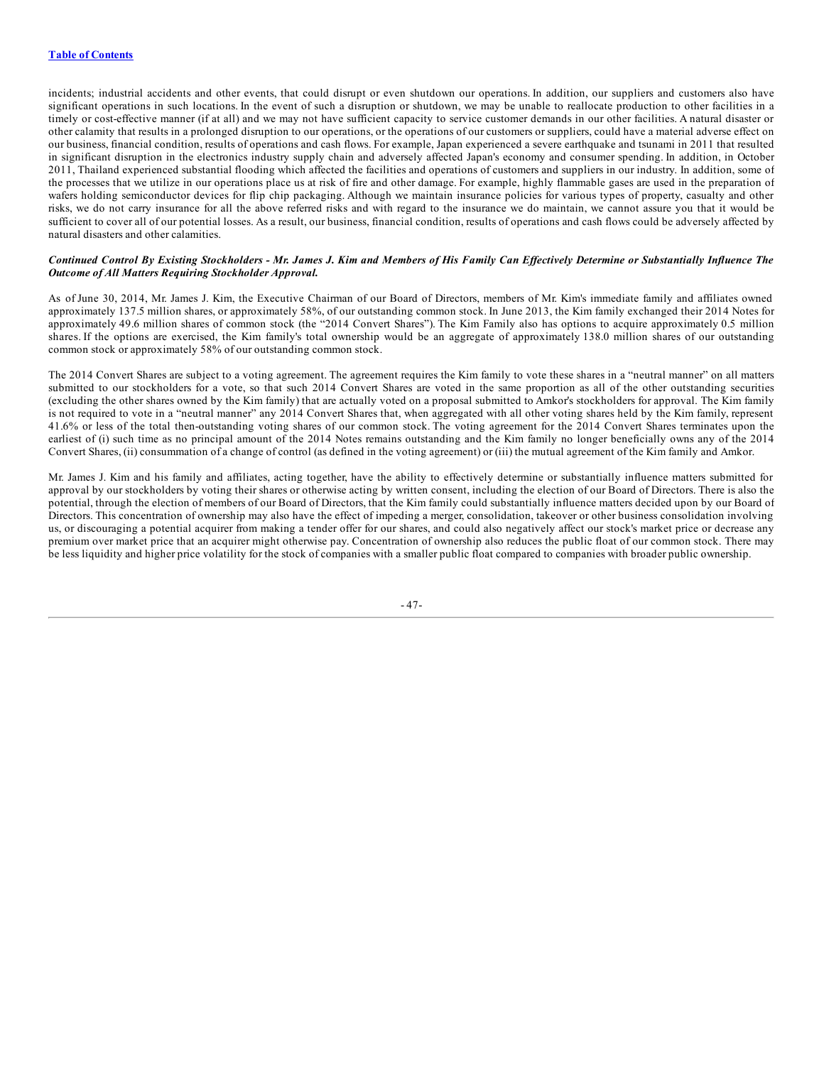incidents; industrial accidents and other events, that could disrupt or even shutdown our operations. In addition, our suppliers and customers also have significant operations in such locations. In the event of such a disruption or shutdown, we may be unable to reallocate production to other facilities in a timely or cost-effective manner (if at all) and we may not have sufficient capacity to service customer demands in our other facilities. A natural disaster or other calamity that results in a prolonged disruption to our operations, or the operations of our customers or suppliers, could have a material adverse effect on our business, financial condition, results of operations and cash flows. For example, Japan experienced a severe earthquake and tsunami in 2011 that resulted in significant disruption in the electronics industry supply chain and adversely affected Japan's economy and consumer spending. In addition, in October 2011, Thailand experienced substantial flooding which affected the facilities and operations of customers and suppliers in our industry. In addition, some of the processes that we utilize in our operations place us at risk of fire and other damage. For example, highly flammable gases are used in the preparation of wafers holding semiconductor devices for flip chip packaging. Although we maintain insurance policies for various types of property, casualty and other risks, we do not carry insurance for all the above referred risks and with regard to the insurance we do maintain, we cannot assure you that it would be sufficient to cover all of our potential losses. As a result, our business, financial condition, results of operations and cash flows could be adversely affected by natural disasters and other calamities.

***Continued Control By Existing Stockholders - Mr. James J. Kim and Members of His Family Can Effectively Determine or Substantially Influence The Outcome of All Matters Requiring Stockholder Approval.***

As of June 30, 2014, Mr. James J. Kim, the Executive Chairman of our Board of Directors, members of Mr. Kim's immediate family and affiliates owned approximately 137.5 million shares, or approximately 58%, of our outstanding common stock. In June 2013, the Kim family exchanged their 2014 Notes for approximately 49.6 million shares of common stock (the "2014 Convert Shares"). The Kim Family also has options to acquire approximately 0.5 million shares. If the options are exercised, the Kim family's total ownership would be an aggregate of approximately 138.0 million shares of our outstanding common stock or approximately 58% of our outstanding common stock.

The 2014 Convert Shares are subject to a voting agreement. The agreement requires the Kim family to vote these shares in a "neutral manner" on all matters submitted to our stockholders for a vote, so that such 2014 Convert Shares are voted in the same proportion as all of the other outstanding securities (excluding the other shares owned by the Kim family) that are actually voted on a proposal submitted to Amkor's stockholders for approval. The Kim family is not required to vote in a "neutral manner" any 2014 Convert Shares that, when aggregated with all other voting shares held by the Kim family, represent 41.6% or less of the total then-outstanding voting shares of our common stock. The voting agreement for the 2014 Convert Shares terminates upon the earliest of (i) such time as no principal amount of the 2014 Notes remains outstanding and the Kim family no longer beneficially owns any of the 2014 Convert Shares, (ii) consummation of a change of control (as defined in the voting agreement) or (iii) the mutual agreement of the Kim family and Amkor.

Mr. James J. Kim and his family and affiliates, acting together, have the ability to effectively determine or substantially influence matters submitted for approval by our stockholders by voting their shares or otherwise acting by written consent, including the election of our Board of Directors. There is also the potential, through the election of members of our Board of Directors, that the Kim family could substantially influence matters decided upon by our Board of Directors. This concentration of ownership may also have the effect of impeding a merger, consolidation, takeover or other business consolidation involving us, or discouraging a potential acquirer from making a tender offer for our shares, and could also negatively affect our stock's market price or decrease any premium over market price that an acquirer might otherwise pay. Concentration of ownership also reduces the public float of our common stock. There may be less liquidity and higher price volatility for the stock of companies with a smaller public float compared to companies with broader public ownership.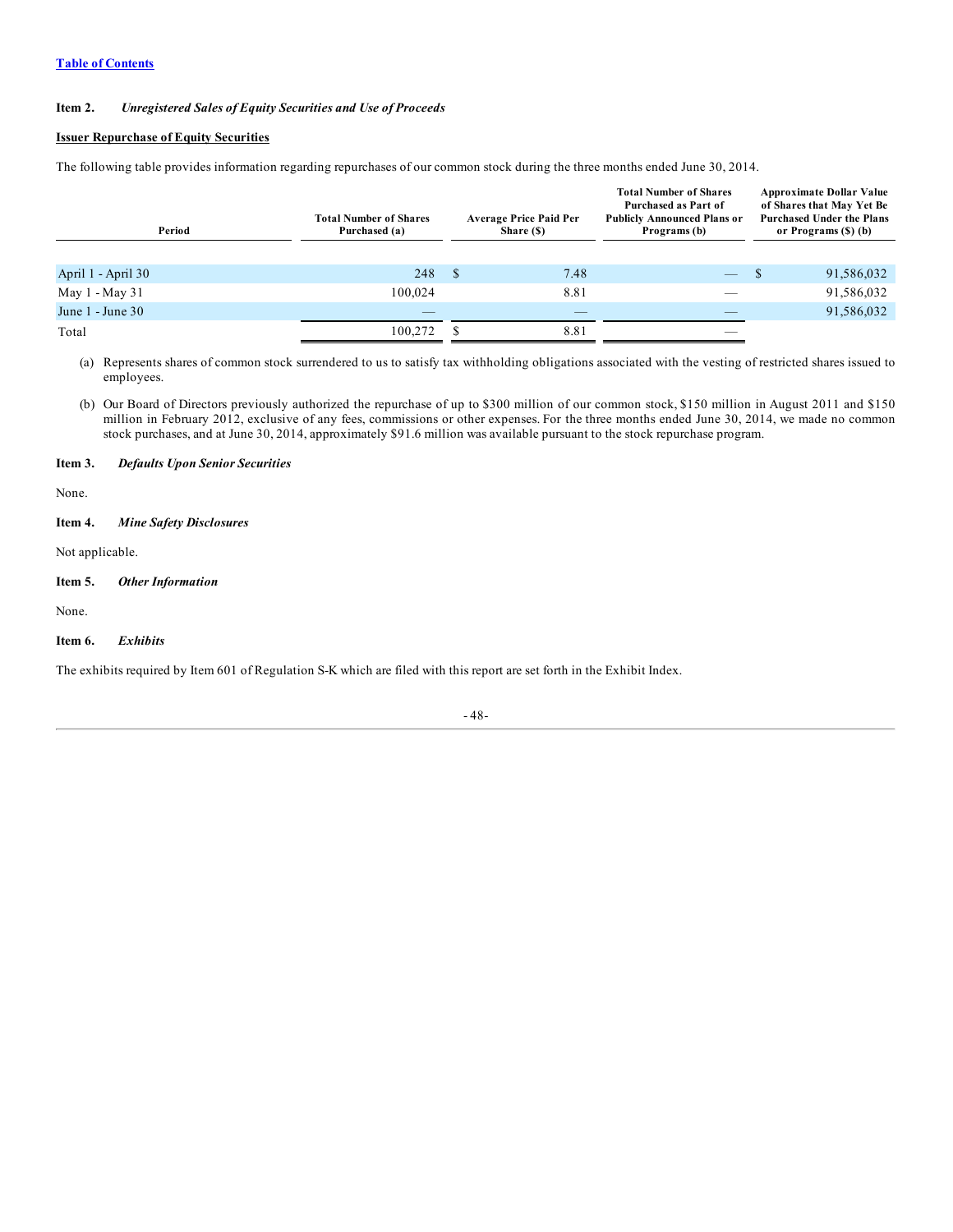[Table of Contents]

**Item 2.** ***Unregistered Sales of Equity Securities and Use of Proceeds***

**Issuer Repurchase of Equity Securities**

The following table provides information regarding repurchases of our common stock during the three months ended June 30, 2014.

| Period | Total Number of Shares Purchased (a) | Average Price Paid Per Share ($) | Total Number of Shares Purchased as Part of Publicly Announced Plans or Programs (b) | Approximate Dollar Value of Shares that May Yet Be Purchased Under the Plans or Programs ($) (b) |
|---|---|---|---|---|
| April 1 - April 30 | 248 | $ 7.48 | — | $ 91,586,032 |
| May 1 - May 31 | 100,024 | 8.81 | — | 91,586,032 |
| June 1 - June 30 | — | — | — | 91,586,032 |
| Total | 100,272 | $ 8.81 | — | |

(a) Represents shares of common stock surrendered to us to satisfy tax withholding obligations associated with the vesting of restricted shares issued to employees.

(b) Our Board of Directors previously authorized the repurchase of up to $300 million of our common stock, $150 million in August 2011 and $150 million in February 2012, exclusive of any fees, commissions or other expenses. For the three months ended June 30, 2014, we made no common stock purchases, and at June 30, 2014, approximately $91.6 million was available pursuant to the stock repurchase program.

**Item 3.** ***Defaults Upon Senior Securities***

None.

**Item 4.** ***Mine Safety Disclosures***

Not applicable.

**Item 5.** ***Other Information***

None.

**Item 6.** ***Exhibits***

The exhibits required by Item 601 of Regulation S-K which are filed with this report are set forth in the Exhibit Index.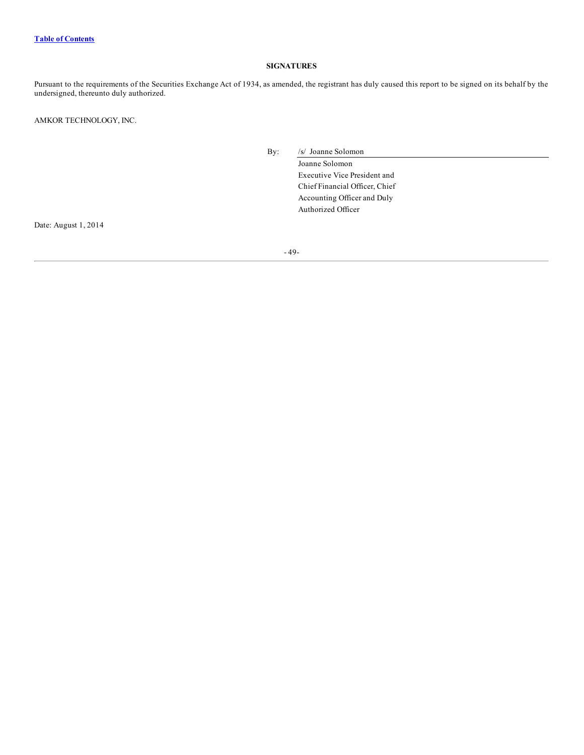## SIGNATURES

Pursuant to the requirements of the Securities Exchange Act of 1934, as amended, the registrant has duly caused this report to be signed on its behalf by the undersigned, thereunto duly authorized.

AMKOR TECHNOLOGY, INC.

By: /s/ Joanne Solomon

Joanne Solomon
Executive Vice President and
Chief Financial Officer, Chief
Accounting Officer and Duly
Authorized Officer

Date: August 1, 2014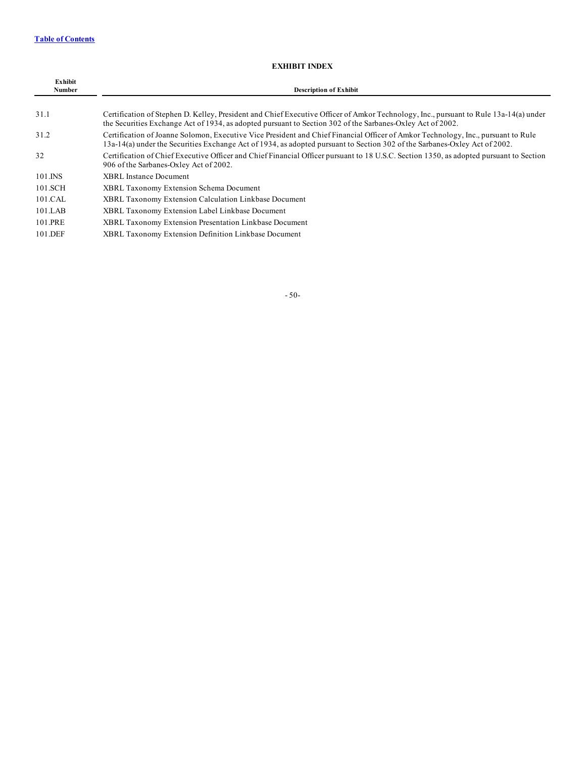Table of Contents

## EXHIBIT INDEX

| Exhibit Number | Description of Exhibit |
| --- | --- |
| 31.1 | Certification of Stephen D. Kelley, President and Chief Executive Officer of Amkor Technology, Inc., pursuant to Rule 13a-14(a) under the Securities Exchange Act of 1934, as adopted pursuant to Section 302 of the Sarbanes-Oxley Act of 2002. |
| 31.2 | Certification of Joanne Solomon, Executive Vice President and Chief Financial Officer of Amkor Technology, Inc., pursuant to Rule 13a-14(a) under the Securities Exchange Act of 1934, as adopted pursuant to Section 302 of the Sarbanes-Oxley Act of 2002. |
| 32 | Certification of Chief Executive Officer and Chief Financial Officer pursuant to 18 U.S.C. Section 1350, as adopted pursuant to Section 906 of the Sarbanes-Oxley Act of 2002. |
| 101.INS | XBRL Instance Document |
| 101.SCH | XBRL Taxonomy Extension Schema Document |
| 101.CAL | XBRL Taxonomy Extension Calculation Linkbase Document |
| 101.LAB | XBRL Taxonomy Extension Label Linkbase Document |
| 101.PRE | XBRL Taxonomy Extension Presentation Linkbase Document |
| 101.DEF | XBRL Taxonomy Extension Definition Linkbase Document |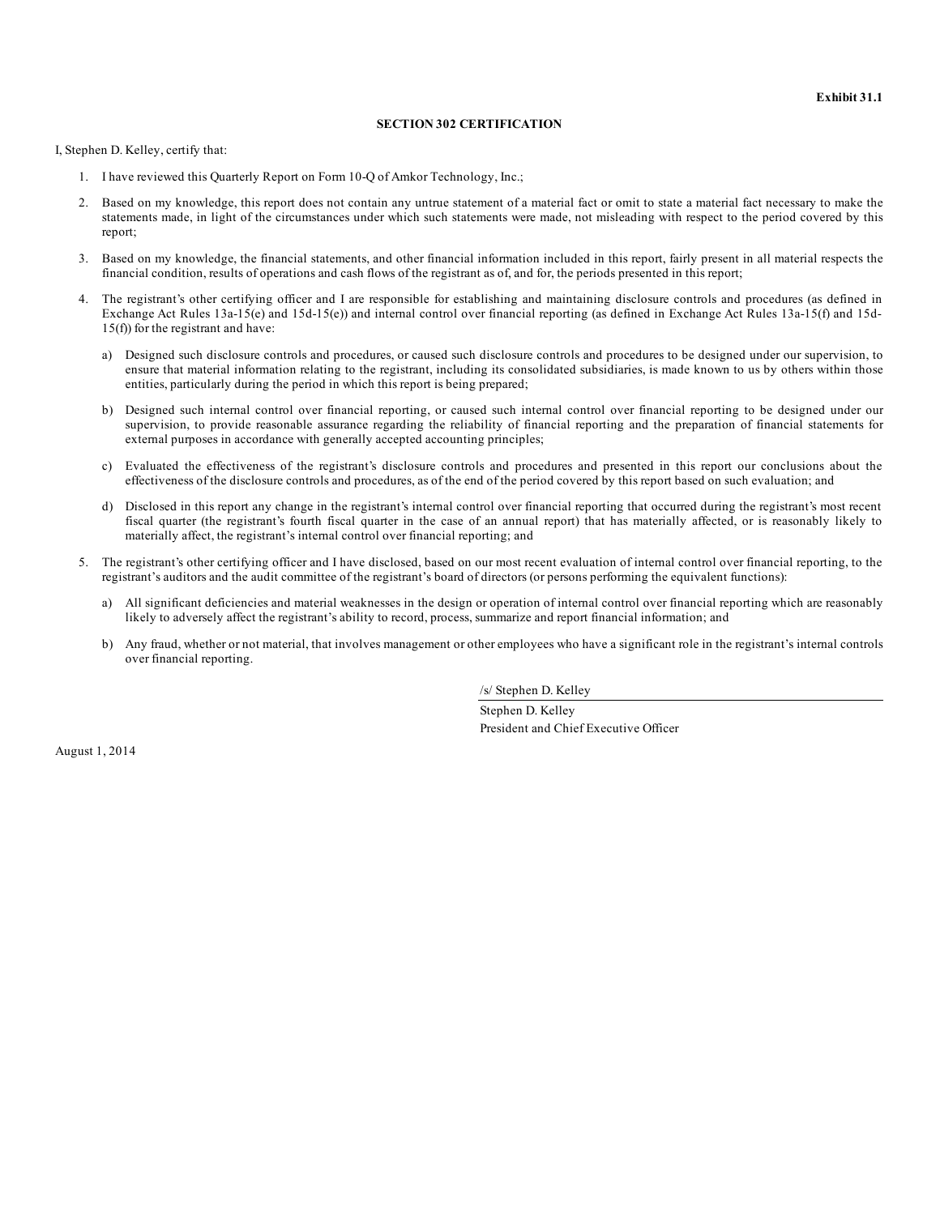**Exhibit 31.1**

**SECTION 302 CERTIFICATION**

I, Stephen D. Kelley, certify that:

1. I have reviewed this Quarterly Report on Form 10-Q of Amkor Technology, Inc.;
2. Based on my knowledge, this report does not contain any untrue statement of a material fact or omit to state a material fact necessary to make the statements made, in light of the circumstances under which such statements were made, not misleading with respect to the period covered by this report;
3. Based on my knowledge, the financial statements, and other financial information included in this report, fairly present in all material respects the financial condition, results of operations and cash flows of the registrant as of, and for, the periods presented in this report;
4. The registrant's other certifying officer and I are responsible for establishing and maintaining disclosure controls and procedures (as defined in Exchange Act Rules 13a-15(e) and 15d-15(e)) and internal control over financial reporting (as defined in Exchange Act Rules 13a-15(f) and 15d-15(f)) for the registrant and have:
   a) Designed such disclosure controls and procedures, or caused such disclosure controls and procedures to be designed under our supervision, to ensure that material information relating to the registrant, including its consolidated subsidiaries, is made known to us by others within those entities, particularly during the period in which this report is being prepared;
   b) Designed such internal control over financial reporting, or caused such internal control over financial reporting to be designed under our supervision, to provide reasonable assurance regarding the reliability of financial reporting and the preparation of financial statements for external purposes in accordance with generally accepted accounting principles;
   c) Evaluated the effectiveness of the registrant's disclosure controls and procedures and presented in this report our conclusions about the effectiveness of the disclosure controls and procedures, as of the end of the period covered by this report based on such evaluation; and
   d) Disclosed in this report any change in the registrant's internal control over financial reporting that occurred during the registrant's most recent fiscal quarter (the registrant's fourth fiscal quarter in the case of an annual report) that has materially affected, or is reasonably likely to materially affect, the registrant's internal control over financial reporting; and
5. The registrant's other certifying officer and I have disclosed, based on our most recent evaluation of internal control over financial reporting, to the registrant's auditors and the audit committee of the registrant's board of directors (or persons performing the equivalent functions):
   a) All significant deficiencies and material weaknesses in the design or operation of internal control over financial reporting which are reasonably likely to adversely affect the registrant's ability to record, process, summarize and report financial information; and
   b) Any fraud, whether or not material, that involves management or other employees who have a significant role in the registrant's internal controls over financial reporting.

/s/ Stephen D. Kelley

Stephen D. Kelley
President and Chief Executive Officer

August 1, 2014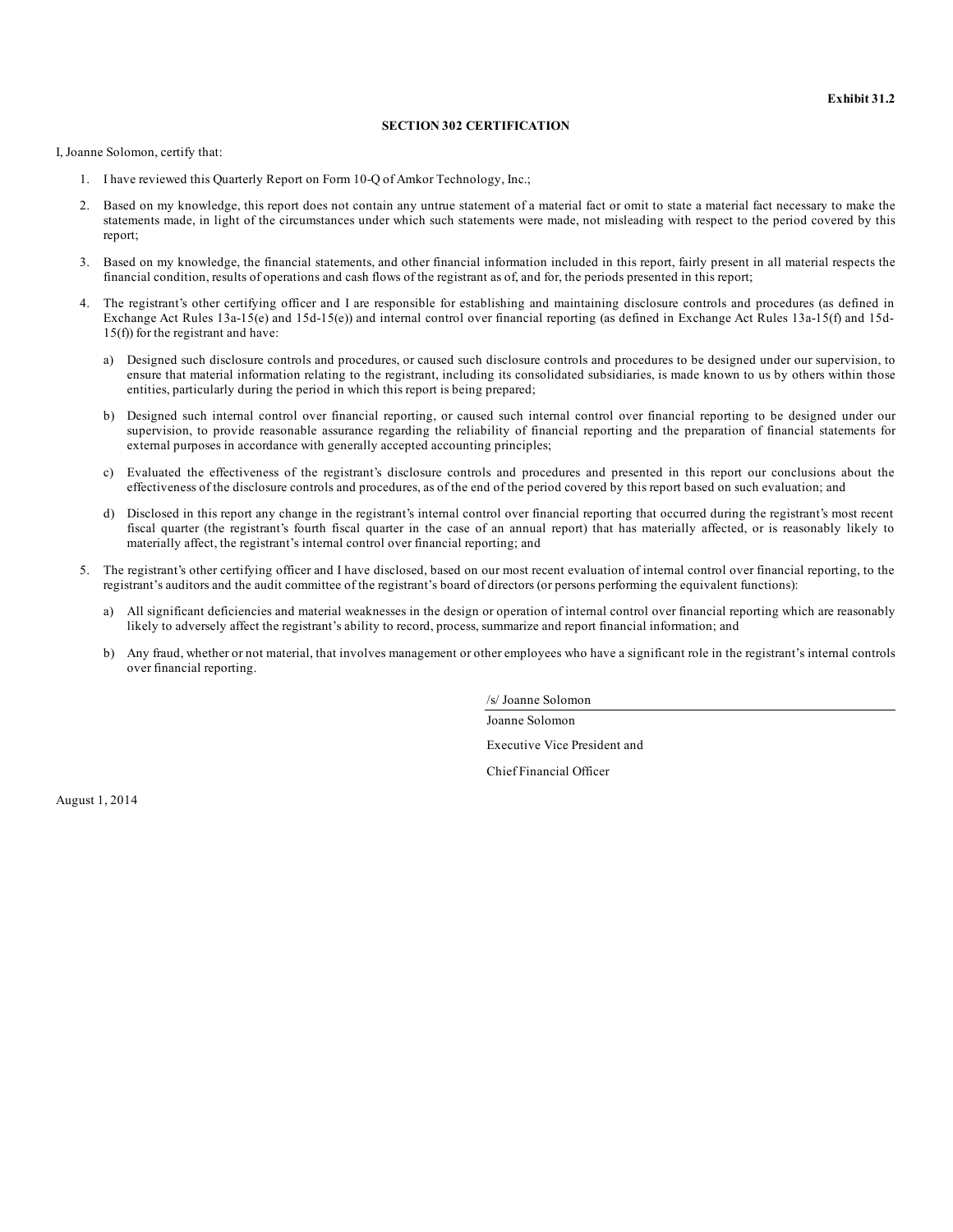**Exhibit 31.2**

**SECTION 302 CERTIFICATION**

I, Joanne Solomon, certify that:

1. I have reviewed this Quarterly Report on Form 10-Q of Amkor Technology, Inc.;

2. Based on my knowledge, this report does not contain any untrue statement of a material fact or omit to state a material fact necessary to make the statements made, in light of the circumstances under which such statements were made, not misleading with respect to the period covered by this report;

3. Based on my knowledge, the financial statements, and other financial information included in this report, fairly present in all material respects the financial condition, results of operations and cash flows of the registrant as of, and for, the periods presented in this report;

4. The registrant's other certifying officer and I are responsible for establishing and maintaining disclosure controls and procedures (as defined in Exchange Act Rules 13a-15(e) and 15d-15(e)) and internal control over financial reporting (as defined in Exchange Act Rules 13a-15(f) and 15d-15(f)) for the registrant and have:

   a) Designed such disclosure controls and procedures, or caused such disclosure controls and procedures to be designed under our supervision, to ensure that material information relating to the registrant, including its consolidated subsidiaries, is made known to us by others within those entities, particularly during the period in which this report is being prepared;

   b) Designed such internal control over financial reporting, or caused such internal control over financial reporting to be designed under our supervision, to provide reasonable assurance regarding the reliability of financial reporting and the preparation of financial statements for external purposes in accordance with generally accepted accounting principles;

   c) Evaluated the effectiveness of the registrant's disclosure controls and procedures and presented in this report our conclusions about the effectiveness of the disclosure controls and procedures, as of the end of the period covered by this report based on such evaluation; and

   d) Disclosed in this report any change in the registrant's internal control over financial reporting that occurred during the registrant's most recent fiscal quarter (the registrant's fourth fiscal quarter in the case of an annual report) that has materially affected, or is reasonably likely to materially affect, the registrant's internal control over financial reporting; and

5. The registrant's other certifying officer and I have disclosed, based on our most recent evaluation of internal control over financial reporting, to the registrant's auditors and the audit committee of the registrant's board of directors (or persons performing the equivalent functions):

   a) All significant deficiencies and material weaknesses in the design or operation of internal control over financial reporting which are reasonably likely to adversely affect the registrant's ability to record, process, summarize and report financial information; and

   b) Any fraud, whether or not material, that involves management or other employees who have a significant role in the registrant's internal controls over financial reporting.

/s/ Joanne Solomon

Joanne Solomon

Executive Vice President and

Chief Financial Officer

August 1, 2014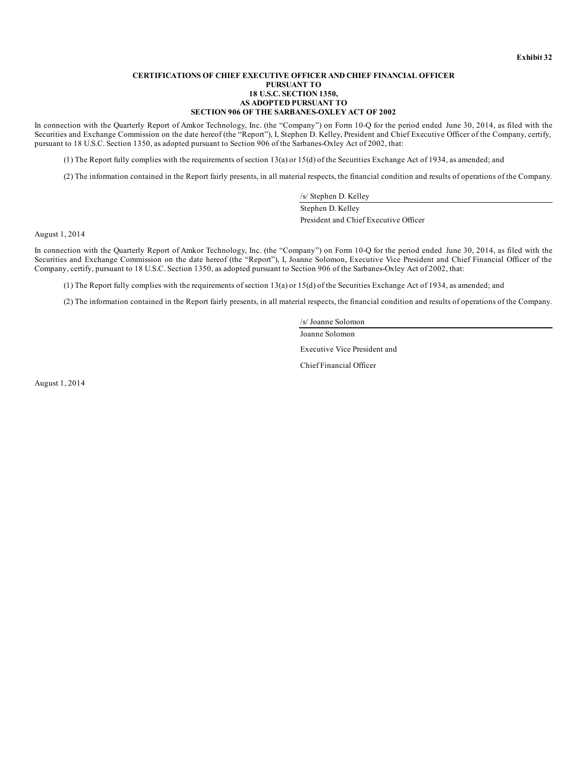**Exhibit 32**

**CERTIFICATIONS OF CHIEF EXECUTIVE OFFICER AND CHIEF FINANCIAL OFFICER**
**PURSUANT TO**
**18 U.S.C. SECTION 1350,**
**AS ADOPTED PURSUANT TO**
**SECTION 906 OF THE SARBANES-OXLEY ACT OF 2002**

In connection with the Quarterly Report of Amkor Technology, Inc. (the "Company") on Form 10-Q for the period ended June 30, 2014, as filed with the Securities and Exchange Commission on the date hereof (the "Report"), I, Stephen D. Kelley, President and Chief Executive Officer of the Company, certify, pursuant to 18 U.S.C. Section 1350, as adopted pursuant to Section 906 of the Sarbanes-Oxley Act of 2002, that:

(1) The Report fully complies with the requirements of section 13(a) or 15(d) of the Securities Exchange Act of 1934, as amended; and

(2) The information contained in the Report fairly presents, in all material respects, the financial condition and results of operations of the Company.

/s/ Stephen D. Kelley

Stephen D. Kelley

President and Chief Executive Officer

August 1, 2014

In connection with the Quarterly Report of Amkor Technology, Inc. (the "Company") on Form 10-Q for the period ended June 30, 2014, as filed with the Securities and Exchange Commission on the date hereof (the "Report"), I, Joanne Solomon, Executive Vice President and Chief Financial Officer of the Company, certify, pursuant to 18 U.S.C. Section 1350, as adopted pursuant to Section 906 of the Sarbanes-Oxley Act of 2002, that:

(1) The Report fully complies with the requirements of section 13(a) or 15(d) of the Securities Exchange Act of 1934, as amended; and

(2) The information contained in the Report fairly presents, in all material respects, the financial condition and results of operations of the Company.

/s/ Joanne Solomon

Joanne Solomon

Executive Vice President and

Chief Financial Officer

August 1, 2014